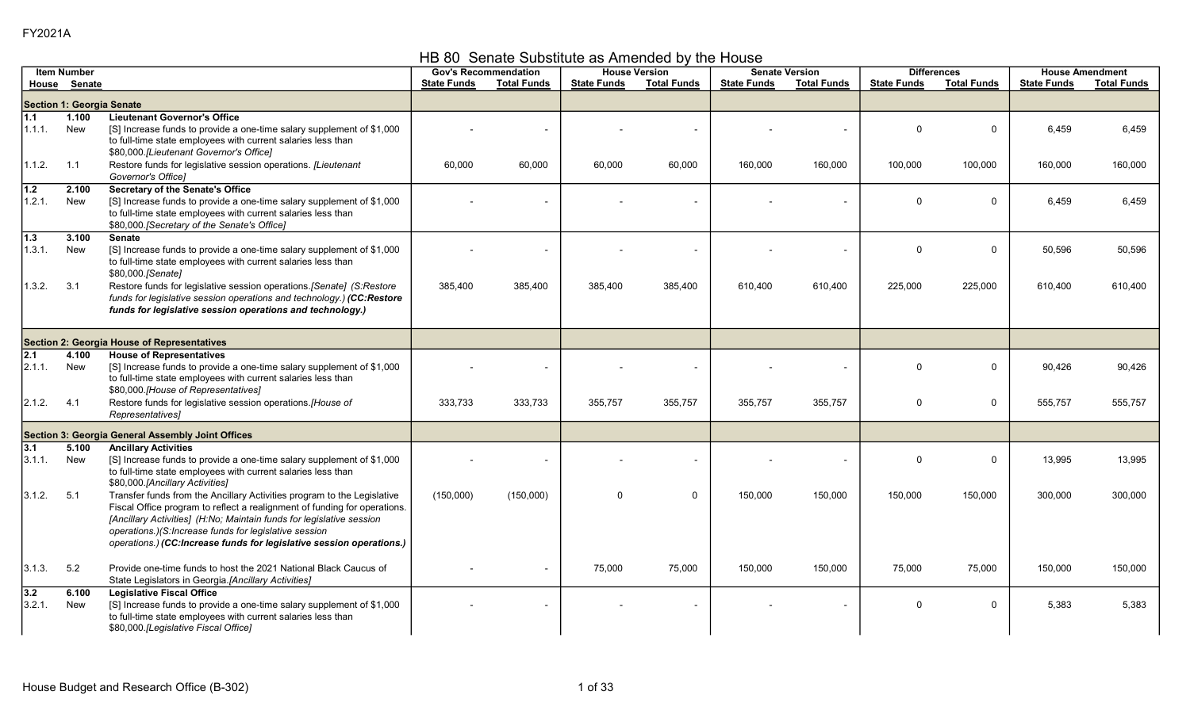FY2021A

# HB 80 Senate Substitute as Amended by the House

| Item Number | | | Gov's Recommendation | | House Version | | Senate Version | | Differences | | House Amendment | |
|---|---|---|---|---|---|---|---|---|---|---|---|---|
| House | Senate | | State Funds | Total Funds | State Funds | Total Funds | State Funds | Total Funds | State Funds | Total Funds | State Funds | Total Funds |
| **Section 1: Georgia Senate** | | | | | | | | | | | | |
| **1.1** | **1.100** | **Lieutenant Governor's Office** | | | | | | | | | | |
| 1.1.1. | New | [S] Increase funds to provide a one-time salary supplement of $1,000 to full-time state employees with current salaries less than $80,000.*[Lieutenant Governor's Office]* | - | - | - | - | - | - | 0 | 0 | 6,459 | 6,459 |
| 1.1.2. | 1.1 | Restore funds for legislative session operations. *[Lieutenant Governor's Office]* | 60,000 | 60,000 | 60,000 | 60,000 | 160,000 | 160,000 | 100,000 | 100,000 | 160,000 | 160,000 |
| **1.2** | **2.100** | **Secretary of the Senate's Office** | | | | | | | | | | |
| 1.2.1. | New | [S] Increase funds to provide a one-time salary supplement of $1,000 to full-time state employees with current salaries less than $80,000.*[Secretary of the Senate's Office]* | - | - | - | - | - | - | 0 | 0 | 6,459 | 6,459 |
| **1.3** | **3.100** | **Senate** | | | | | | | | | | |
| 1.3.1. | New | [S] Increase funds to provide a one-time salary supplement of $1,000 to full-time state employees with current salaries less than $80,000.*[Senate]* | - | - | - | - | - | - | 0 | 0 | 50,596 | 50,596 |
| 1.3.2. | 3.1 | Restore funds for legislative session operations.*[Senate] (S:Restore funds for legislative session operations and technology.)* ***(CC:Restore funds for legislative session operations and technology.)*** | 385,400 | 385,400 | 385,400 | 385,400 | 610,400 | 610,400 | 225,000 | 225,000 | 610,400 | 610,400 |
| **Section 2: Georgia House of Representatives** | | | | | | | | | | | | |
| **2.1** | **4.100** | **House of Representatives** | | | | | | | | | | |
| 2.1.1. | New | [S] Increase funds to provide a one-time salary supplement of $1,000 to full-time state employees with current salaries less than $80,000.*[House of Representatives]* | - | - | - | - | - | - | 0 | 0 | 90,426 | 90,426 |
| 2.1.2. | 4.1 | Restore funds for legislative session operations.*[House of Representatives]* | 333,733 | 333,733 | 355,757 | 355,757 | 355,757 | 355,757 | 0 | 0 | 555,757 | 555,757 |
| **Section 3: Georgia General Assembly Joint Offices** | | | | | | | | | | | | |
| **3.1** | **5.100** | **Ancillary Activities** | | | | | | | | | | |
| 3.1.1. | New | [S] Increase funds to provide a one-time salary supplement of $1,000 to full-time state employees with current salaries less than $80,000.*[Ancillary Activities]* | - | - | - | - | - | - | 0 | 0 | 13,995 | 13,995 |
| 3.1.2. | 5.1 | Transfer funds from the Ancillary Activities program to the Legislative Fiscal Office program to reflect a realignment of funding for operations. *[Ancillary Activities] (H:No; Maintain funds for legislative session operations.)(S:Increase funds for legislative session operations.)* ***(CC:Increase funds for legislative session operations.)*** | (150,000) | (150,000) | 0 | 0 | 150,000 | 150,000 | 150,000 | 150,000 | 300,000 | 300,000 |
| 3.1.3. | 5.2 | Provide one-time funds to host the 2021 National Black Caucus of State Legislators in Georgia.*[Ancillary Activities]* | - | - | 75,000 | 75,000 | 150,000 | 150,000 | 75,000 | 75,000 | 150,000 | 150,000 |
| **3.2** | **6.100** | **Legislative Fiscal Office** | | | | | | | | | | |
| 3.2.1. | New | [S] Increase funds to provide a one-time salary supplement of $1,000 to full-time state employees with current salaries less than $80,000.*[Legislative Fiscal Office]* | - | - | - | - | - | - | 0 | 0 | 5,383 | 5,383 |

House Budget and Research Office (B-302)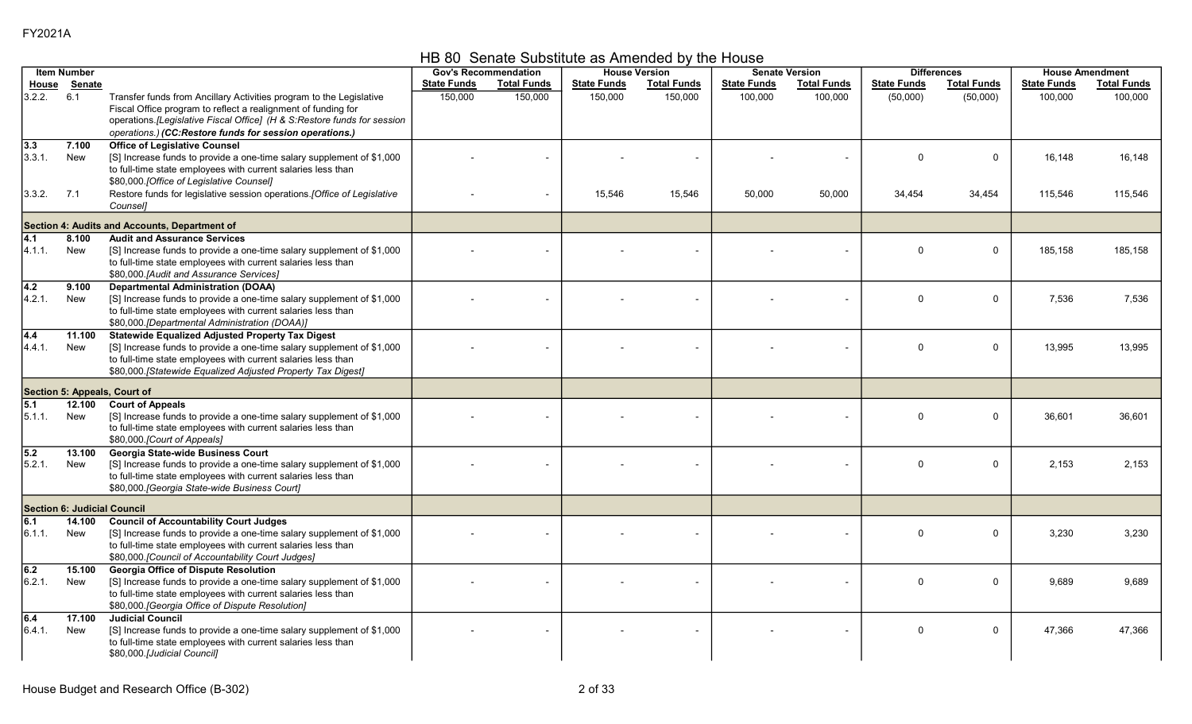FY2021A

## HB 80 Senate Substitute as Amended by the House

| Item Number | | | Gov's Recommendation | | House Version | | Senate Version | | Differences | | House Amendment | |
|---|---|---|---|---|---|---|---|---|---|---|---|---|
| House | Senate | | State Funds | Total Funds | State Funds | Total Funds | State Funds | Total Funds | State Funds | Total Funds | State Funds | Total Funds |
| 3.2.2. | 6.1 | Transfer funds from Ancillary Activities program to the Legislative Fiscal Office program to reflect a realignment of funding for operations.*[Legislative Fiscal Office] (H & S:Restore funds for session operations.)* ***(CC:Restore funds for session operations.)*** | 150,000 | 150,000 | 150,000 | 150,000 | 100,000 | 100,000 | (50,000) | (50,000) | 100,000 | 100,000 |
| **3.3** | **7.100** | **Office of Legislative Counsel** | | | | | | | | | | |
| 3.3.1. | New | [S] Increase funds to provide a one-time salary supplement of $1,000 to full-time state employees with current salaries less than $80,000.*[Office of Legislative Counsel]* | - | - | - | - | - | - | 0 | 0 | 16,148 | 16,148 |
| 3.3.2. | 7.1 | Restore funds for legislative session operations.*[Office of Legislative Counsel]* | - | - | 15,546 | 15,546 | 50,000 | 50,000 | 34,454 | 34,454 | 115,546 | 115,546 |
| **Section 4: Audits and Accounts, Department of** | | | | | | | | | | | | |
| **4.1** | **8.100** | **Audit and Assurance Services** | | | | | | | | | | |
| 4.1.1. | New | [S] Increase funds to provide a one-time salary supplement of $1,000 to full-time state employees with current salaries less than $80,000.*[Audit and Assurance Services]* | - | - | - | - | - | - | 0 | 0 | 185,158 | 185,158 |
| **4.2** | **9.100** | **Departmental Administration (DOAA)** | | | | | | | | | | |
| 4.2.1. | New | [S] Increase funds to provide a one-time salary supplement of $1,000 to full-time state employees with current salaries less than $80,000.*[Departmental Administration (DOAA)]* | - | - | - | - | - | - | 0 | 0 | 7,536 | 7,536 |
| **4.4** | **11.100** | **Statewide Equalized Adjusted Property Tax Digest** | | | | | | | | | | |
| 4.4.1. | New | [S] Increase funds to provide a one-time salary supplement of $1,000 to full-time state employees with current salaries less than $80,000.*[Statewide Equalized Adjusted Property Tax Digest]* | - | - | - | - | - | - | 0 | 0 | 13,995 | 13,995 |
| **Section 5: Appeals, Court of** | | | | | | | | | | | | |
| **5.1** | **12.100** | **Court of Appeals** | | | | | | | | | | |
| 5.1.1. | New | [S] Increase funds to provide a one-time salary supplement of $1,000 to full-time state employees with current salaries less than $80,000.*[Court of Appeals]* | - | - | - | - | - | - | 0 | 0 | 36,601 | 36,601 |
| **5.2** | **13.100** | **Georgia State-wide Business Court** | | | | | | | | | | |
| 5.2.1. | New | [S] Increase funds to provide a one-time salary supplement of $1,000 to full-time state employees with current salaries less than $80,000.*[Georgia State-wide Business Court]* | - | - | - | - | - | - | 0 | 0 | 2,153 | 2,153 |
| **Section 6: Judicial Council** | | | | | | | | | | | | |
| **6.1** | **14.100** | **Council of Accountability Court Judges** | | | | | | | | | | |
| 6.1.1. | New | [S] Increase funds to provide a one-time salary supplement of $1,000 to full-time state employees with current salaries less than $80,000.*[Council of Accountability Court Judges]* | - | - | - | - | - | - | 0 | 0 | 3,230 | 3,230 |
| **6.2** | **15.100** | **Georgia Office of Dispute Resolution** | | | | | | | | | | |
| 6.2.1. | New | [S] Increase funds to provide a one-time salary supplement of $1,000 to full-time state employees with current salaries less than $80,000.*[Georgia Office of Dispute Resolution]* | - | - | - | - | - | - | 0 | 0 | 9,689 | 9,689 |
| **6.4** | **17.100** | **Judicial Council** | | | | | | | | | | |
| 6.4.1. | New | [S] Increase funds to provide a one-time salary supplement of $1,000 to full-time state employees with current salaries less than $80,000.*[Judicial Council]* | - | - | - | - | - | - | 0 | 0 | 47,366 | 47,366 |

House Budget and Research Office (B-302)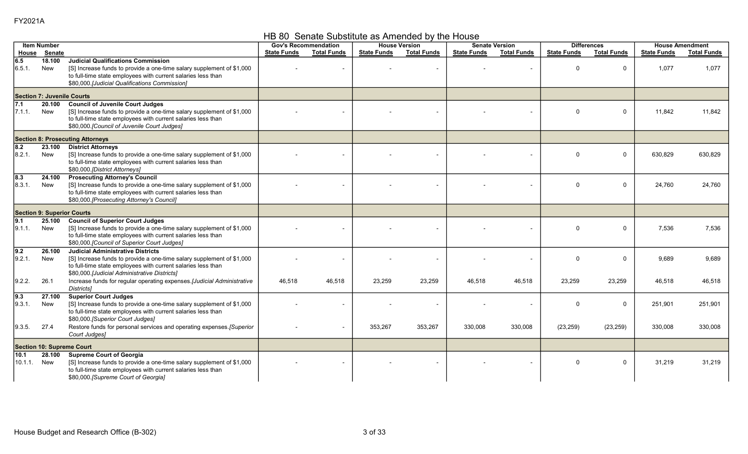FY2021A

# HB 80 Senate Substitute as Amended by the House

| Item Number | | | Gov's Recommendation | | House Version | | Senate Version | | Differences | | House Amendment | |
|---|---|---|---|---|---|---|---|---|---|---|---|---|
| House | Senate | | State Funds | Total Funds | State Funds | Total Funds | State Funds | Total Funds | State Funds | Total Funds | State Funds | Total Funds |
| 6.5 | 18.100 | **Judicial Qualifications Commission** | | | | | | | | | | |
| 6.5.1. | New | [S] Increase funds to provide a one-time salary supplement of $1,000 to full-time state employees with current salaries less than $80,000.*[Judicial Qualifications Commission]* | - | - | - | - | - | - | 0 | 0 | 1,077 | 1,077 |
| **Section 7: Juvenile Courts** | | | | | | | | | | | | |
| 7.1 | 20.100 | **Council of Juvenile Court Judges** | | | | | | | | | | |
| 7.1.1. | New | [S] Increase funds to provide a one-time salary supplement of $1,000 to full-time state employees with current salaries less than $80,000.*[Council of Juvenile Court Judges]* | - | - | - | - | - | - | 0 | 0 | 11,842 | 11,842 |
| **Section 8: Prosecuting Attorneys** | | | | | | | | | | | | |
| 8.2 | 23.100 | **District Attorneys** | | | | | | | | | | |
| 8.2.1. | New | [S] Increase funds to provide a one-time salary supplement of $1,000 to full-time state employees with current salaries less than $80,000.*[District Attorneys]* | - | - | - | - | - | - | 0 | 0 | 630,829 | 630,829 |
| 8.3 | 24.100 | **Prosecuting Attorney's Council** | | | | | | | | | | |
| 8.3.1. | New | [S] Increase funds to provide a one-time salary supplement of $1,000 to full-time state employees with current salaries less than $80,000.*[Prosecuting Attorney's Council]* | - | - | - | - | - | - | 0 | 0 | 24,760 | 24,760 |
| **Section 9: Superior Courts** | | | | | | | | | | | | |
| 9.1 | 25.100 | **Council of Superior Court Judges** | | | | | | | | | | |
| 9.1.1. | New | [S] Increase funds to provide a one-time salary supplement of $1,000 to full-time state employees with current salaries less than $80,000.*[Council of Superior Court Judges]* | - | - | - | - | - | - | 0 | 0 | 7,536 | 7,536 |
| 9.2 | 26.100 | **Judicial Administrative Districts** | | | | | | | | | | |
| 9.2.1. | New | [S] Increase funds to provide a one-time salary supplement of $1,000 to full-time state employees with current salaries less than $80,000.*[Judicial Administrative Districts]* | - | - | - | - | - | - | 0 | 0 | 9,689 | 9,689 |
| 9.2.2. | 26.1 | Increase funds for regular operating expenses.*[Judicial Administrative Districts]* | 46,518 | 46,518 | 23,259 | 23,259 | 46,518 | 46,518 | 23,259 | 23,259 | 46,518 | 46,518 |
| 9.3 | 27.100 | **Superior Court Judges** | | | | | | | | | | |
| 9.3.1. | New | [S] Increase funds to provide a one-time salary supplement of $1,000 to full-time state employees with current salaries less than $80,000.*[Superior Court Judges]* | - | - | - | - | - | - | 0 | 0 | 251,901 | 251,901 |
| 9.3.5. | 27.4 | Restore funds for personal services and operating expenses.*[Superior Court Judges]* | - | - | 353,267 | 353,267 | 330,008 | 330,008 | (23,259) | (23,259) | 330,008 | 330,008 |
| **Section 10: Supreme Court** | | | | | | | | | | | | |
| 10.1 | 28.100 | **Supreme Court of Georgia** | | | | | | | | | | |
| 10.1.1. | New | [S] Increase funds to provide a one-time salary supplement of $1,000 to full-time state employees with current salaries less than $80,000.*[Supreme Court of Georgia]* | - | - | - | - | - | - | 0 | 0 | 31,219 | 31,219 |

House Budget and Research Office (B-302)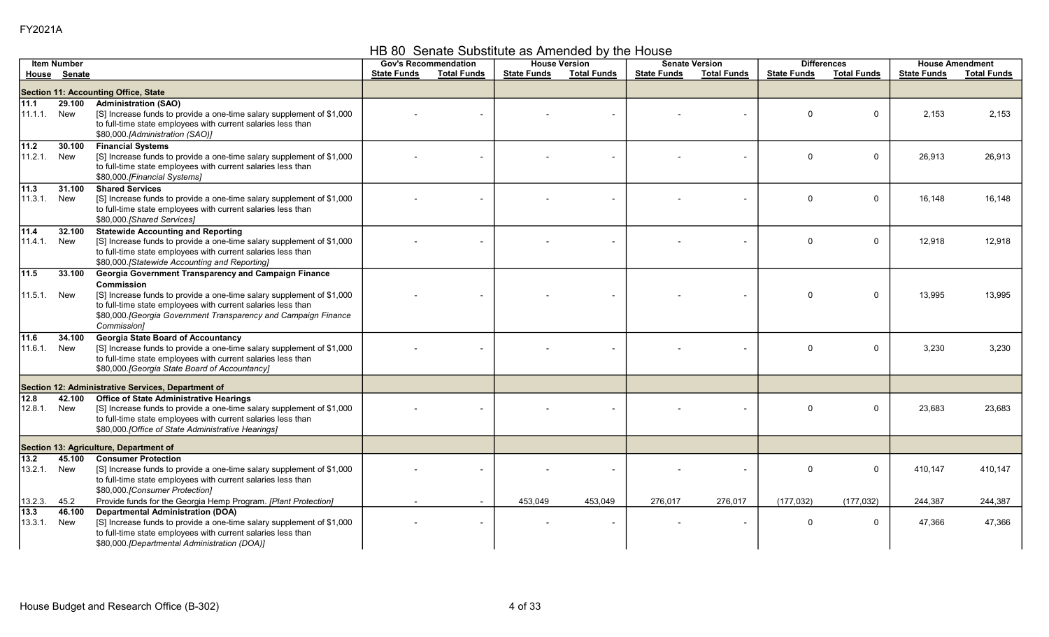FY2021A

# HB 80 Senate Substitute as Amended by the House

| Item Number | | | Gov's Recommendation | | House Version | | Senate Version | | Differences | | House Amendment | |
|---|---|---|---|---|---|---|---|---|---|---|---|---|
| House | Senate | | State Funds | Total Funds | State Funds | Total Funds | State Funds | Total Funds | State Funds | Total Funds | State Funds | Total Funds |
| **Section 11: Accounting Office, State** | | | | | | | | | | | | |
| **11.1** | **29.100** | **Administration (SAO)** | | | | | | | | | | |
| 11.1.1. | New | [S] Increase funds to provide a one-time salary supplement of $1,000 to full-time state employees with current salaries less than $80,000.*[Administration (SAO)]* | - | - | - | - | - | - | 0 | 0 | 2,153 | 2,153 |
| **11.2** | **30.100** | **Financial Systems** | | | | | | | | | | |
| 11.2.1. | New | [S] Increase funds to provide a one-time salary supplement of $1,000 to full-time state employees with current salaries less than $80,000.*[Financial Systems]* | - | - | - | - | - | - | 0 | 0 | 26,913 | 26,913 |
| **11.3** | **31.100** | **Shared Services** | | | | | | | | | | |
| 11.3.1. | New | [S] Increase funds to provide a one-time salary supplement of $1,000 to full-time state employees with current salaries less than $80,000.*[Shared Services]* | - | - | - | - | - | - | 0 | 0 | 16,148 | 16,148 |
| **11.4** | **32.100** | **Statewide Accounting and Reporting** | | | | | | | | | | |
| 11.4.1. | New | [S] Increase funds to provide a one-time salary supplement of $1,000 to full-time state employees with current salaries less than $80,000.*[Statewide Accounting and Reporting]* | - | - | - | - | - | - | 0 | 0 | 12,918 | 12,918 |
| **11.5** | **33.100** | **Georgia Government Transparency and Campaign Finance Commission** | | | | | | | | | | |
| 11.5.1. | New | [S] Increase funds to provide a one-time salary supplement of $1,000 to full-time state employees with current salaries less than $80,000.*[Georgia Government Transparency and Campaign Finance Commission]* | - | - | - | - | - | - | 0 | 0 | 13,995 | 13,995 |
| **11.6** | **34.100** | **Georgia State Board of Accountancy** | | | | | | | | | | |
| 11.6.1. | New | [S] Increase funds to provide a one-time salary supplement of $1,000 to full-time state employees with current salaries less than $80,000.*[Georgia State Board of Accountancy]* | - | - | - | - | - | - | 0 | 0 | 3,230 | 3,230 |
| **Section 12: Administrative Services, Department of** | | | | | | | | | | | | |
| **12.8** | **42.100** | **Office of State Administrative Hearings** | | | | | | | | | | |
| 12.8.1. | New | [S] Increase funds to provide a one-time salary supplement of $1,000 to full-time state employees with current salaries less than $80,000.*[Office of State Administrative Hearings]* | - | - | - | - | - | - | 0 | 0 | 23,683 | 23,683 |
| **Section 13: Agriculture, Department of** | | | | | | | | | | | | |
| **13.2** | **45.100** | **Consumer Protection** | | | | | | | | | | |
| 13.2.1. | New | [S] Increase funds to provide a one-time salary supplement of $1,000 to full-time state employees with current salaries less than $80,000.*[Consumer Protection]* | - | - | - | - | - | - | 0 | 0 | 410,147 | 410,147 |
| 13.2.3. | 45.2 | Provide funds for the Georgia Hemp Program. *[Plant Protection]* | - | - | 453,049 | 453,049 | 276,017 | 276,017 | (177,032) | (177,032) | 244,387 | 244,387 |
| **13.3** | **46.100** | **Departmental Administration (DOA)** | | | | | | | | | | |
| 13.3.1. | New | [S] Increase funds to provide a one-time salary supplement of $1,000 to full-time state employees with current salaries less than $80,000.*[Departmental Administration (DOA)]* | - | - | - | - | - | - | 0 | 0 | 47,366 | 47,366 |

House Budget and Research Office (B-302)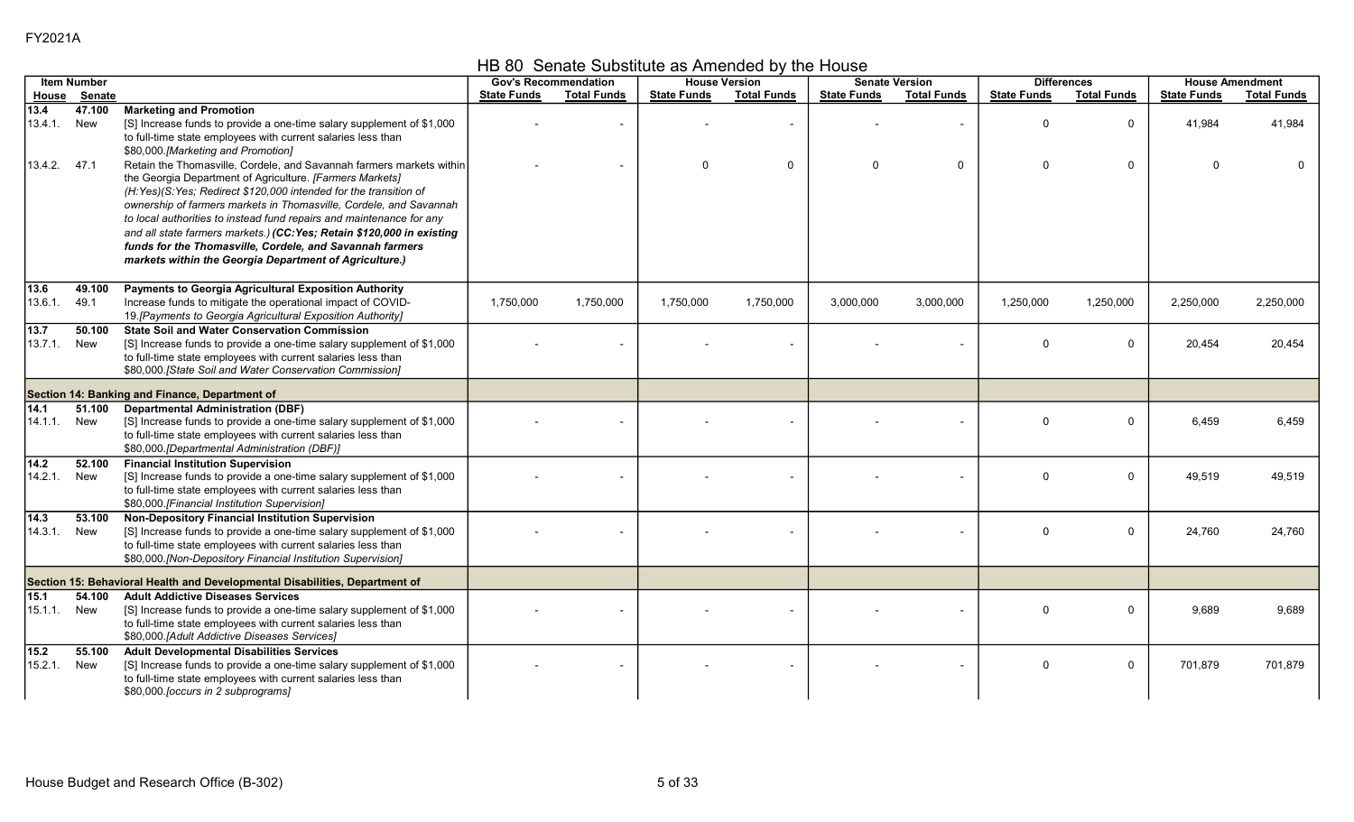FY2021A

## HB 80 Senate Substitute as Amended by the House

| Item Number | | | Gov's Recommendation | | House Version | | Senate Version | | Differences | | House Amendment | |
|---|---|---|---|---|---|---|---|---|---|---|---|---|
| House | Senate | | State Funds | Total Funds | State Funds | Total Funds | State Funds | Total Funds | State Funds | Total Funds | State Funds | Total Funds |
| **13.4** | **47.100** | **Marketing and Promotion** | | | | | | | | | | |
| 13.4.1. | New | [S] Increase funds to provide a one-time salary supplement of $1,000 to full-time state employees with current salaries less than $80,000.*[Marketing and Promotion]* | - | - | - | - | - | - | 0 | 0 | 41,984 | 41,984 |
| 13.4.2. | 47.1 | Retain the Thomasville, Cordele, and Savannah farmers markets within the Georgia Department of Agriculture. *[Farmers Markets] (H:Yes)(S:Yes; Redirect $120,000 intended for the transition of ownership of farmers markets in Thomasville, Cordele, and Savannah to local authorities to instead fund repairs and maintenance for any and all state farmers markets.)* ***(CC:Yes; Retain $120,000 in existing funds for the Thomasville, Cordele, and Savannah farmers markets within the Georgia Department of Agriculture.)*** | - | - | 0 | 0 | 0 | 0 | 0 | 0 | 0 | 0 |
| **13.6** | **49.100** | **Payments to Georgia Agricultural Exposition Authority** | | | | | | | | | | |
| 13.6.1. | 49.1 | Increase funds to mitigate the operational impact of COVID-19.*[Payments to Georgia Agricultural Exposition Authority]* | 1,750,000 | 1,750,000 | 1,750,000 | 1,750,000 | 3,000,000 | 3,000,000 | 1,250,000 | 1,250,000 | 2,250,000 | 2,250,000 |
| **13.7** | **50.100** | **State Soil and Water Conservation Commission** | | | | | | | | | | |
| 13.7.1. | New | [S] Increase funds to provide a one-time salary supplement of $1,000 to full-time state employees with current salaries less than $80,000.*[State Soil and Water Conservation Commission]* | - | - | - | - | - | - | 0 | 0 | 20,454 | 20,454 |
| | | **Section 14: Banking and Finance, Department of** | | | | | | | | | | |
| **14.1** | **51.100** | **Departmental Administration (DBF)** | | | | | | | | | | |
| 14.1.1. | New | [S] Increase funds to provide a one-time salary supplement of $1,000 to full-time state employees with current salaries less than $80,000.*[Departmental Administration (DBF)]* | - | - | - | - | - | - | 0 | 0 | 6,459 | 6,459 |
| **14.2** | **52.100** | **Financial Institution Supervision** | | | | | | | | | | |
| 14.2.1. | New | [S] Increase funds to provide a one-time salary supplement of $1,000 to full-time state employees with current salaries less than $80,000.*[Financial Institution Supervision]* | - | - | - | - | - | - | 0 | 0 | 49,519 | 49,519 |
| **14.3** | **53.100** | **Non-Depository Financial Institution Supervision** | | | | | | | | | | |
| 14.3.1. | New | [S] Increase funds to provide a one-time salary supplement of $1,000 to full-time state employees with current salaries less than $80,000.*[Non-Depository Financial Institution Supervision]* | - | - | - | - | - | - | 0 | 0 | 24,760 | 24,760 |
| | | **Section 15: Behavioral Health and Developmental Disabilities, Department of** | | | | | | | | | | |
| **15.1** | **54.100** | **Adult Addictive Diseases Services** | | | | | | | | | | |
| 15.1.1. | New | [S] Increase funds to provide a one-time salary supplement of $1,000 to full-time state employees with current salaries less than $80,000.*[Adult Addictive Diseases Services]* | - | - | - | - | - | - | 0 | 0 | 9,689 | 9,689 |
| **15.2** | **55.100** | **Adult Developmental Disabilities Services** | | | | | | | | | | |
| 15.2.1. | New | [S] Increase funds to provide a one-time salary supplement of $1,000 to full-time state employees with current salaries less than $80,000.*[occurs in 2 subprograms]* | - | - | - | - | - | - | 0 | 0 | 701,879 | 701,879 |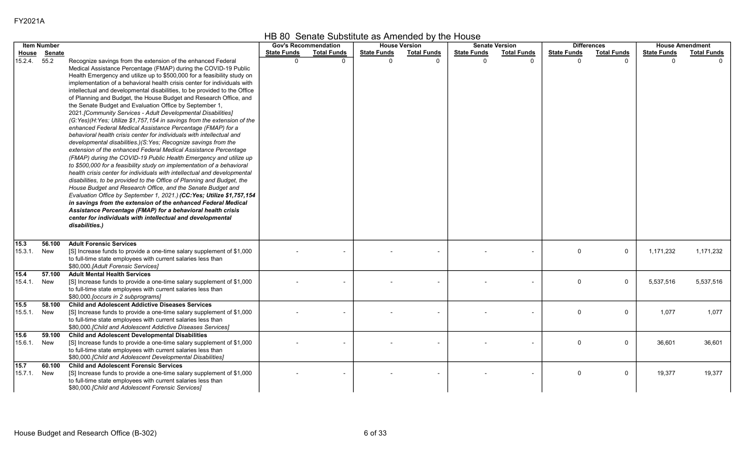FY2021A

# HB 80 Senate Substitute as Amended by the House

| Item Number | | | Gov's Recommendation | | House Version | | Senate Version | | Differences | | House Amendment | |
|---|---|---|---|---|---|---|---|---|---|---|---|---|
| House | Senate | | State Funds | Total Funds | State Funds | Total Funds | State Funds | Total Funds | State Funds | Total Funds | State Funds | Total Funds |
| 15.2.4. | 55.2 | Recognize savings from the extension of the enhanced Federal Medical Assistance Percentage (FMAP) during the COVID-19 Public Health Emergency and utilize up to $500,000 for a feasibility study on implementation of a behavioral health crisis center for individuals with intellectual and developmental disabilities, to be provided to the Office of Planning and Budget, the House Budget and Research Office, and the Senate Budget and Evaluation Office by September 1, 2021.*[Community Services - Adult Developmental Disabilities]* *(G:Yes)(H:Yes; Utilize $1,757,154 in savings from the extension of the enhanced Federal Medical Assistance Percentage (FMAP) for a behavioral health crisis center for individuals with intellectual and developmental disabilities.)(S:Yes; Recognize savings from the extension of the enhanced Federal Medical Assistance Percentage (FMAP) during the COVID-19 Public Health Emergency and utilize up to $500,000 for a feasibility study on implementation of a behavioral health crisis center for individuals with intellectual and developmental disabilities, to be provided to the Office of Planning and Budget, the House Budget and Research Office, and the Senate Budget and Evaluation Office by September 1, 2021.)* ***(CC:Yes; Utilize $1,757,154 in savings from the extension of the enhanced Federal Medical Assistance Percentage (FMAP) for a behavioral health crisis center for individuals with intellectual and developmental disabilities.)*** | 0 | 0 | 0 | 0 | 0 | 0 | 0 | 0 | 0 | 0 |
| **15.3** | **56.100** | **Adult Forensic Services** | | | | | | | | | | |
| 15.3.1. | New | [S] Increase funds to provide a one-time salary supplement of $1,000 to full-time state employees with current salaries less than $80,000.*[Adult Forensic Services]* | - | - | - | - | - | - | 0 | 0 | 1,171,232 | 1,171,232 |
| **15.4** | **57.100** | **Adult Mental Health Services** | | | | | | | | | | |
| 15.4.1. | New | [S] Increase funds to provide a one-time salary supplement of $1,000 to full-time state employees with current salaries less than $80,000.*[occurs in 2 subprograms]* | - | - | - | - | - | - | 0 | 0 | 5,537,516 | 5,537,516 |
| **15.5** | **58.100** | **Child and Adolescent Addictive Diseases Services** | | | | | | | | | | |
| 15.5.1. | New | [S] Increase funds to provide a one-time salary supplement of $1,000 to full-time state employees with current salaries less than $80,000.*[Child and Adolescent Addictive Diseases Services]* | - | - | - | - | - | - | 0 | 0 | 1,077 | 1,077 |
| **15.6** | **59.100** | **Child and Adolescent Developmental Disabilities** | | | | | | | | | | |
| 15.6.1. | New | [S] Increase funds to provide a one-time salary supplement of $1,000 to full-time state employees with current salaries less than $80,000.*[Child and Adolescent Developmental Disabilities]* | - | - | - | - | - | - | 0 | 0 | 36,601 | 36,601 |
| **15.7** | **60.100** | **Child and Adolescent Forensic Services** | | | | | | | | | | |
| 15.7.1. | New | [S] Increase funds to provide a one-time salary supplement of $1,000 to full-time state employees with current salaries less than $80,000.*[Child and Adolescent Forensic Services]* | - | - | - | - | - | - | 0 | 0 | 19,377 | 19,377 |

House Budget and Research Office (B-302)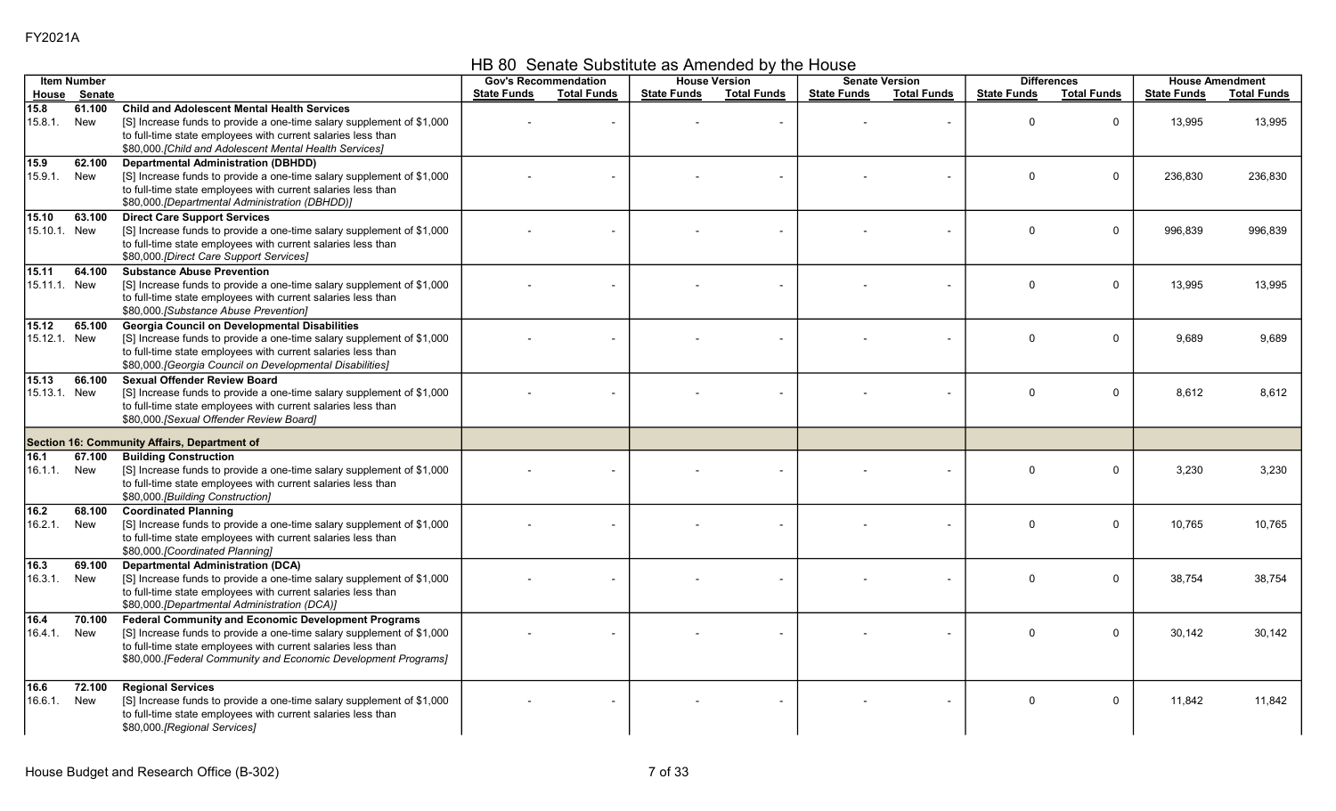FY2021A

## HB 80 Senate Substitute as Amended by the House

| Item Number | | | Gov's Recommendation | | House Version | | Senate Version | | Differences | | House Amendment | |
|---|---|---|---|---|---|---|---|---|---|---|---|---|
| House | Senate | | State Funds | Total Funds | State Funds | Total Funds | State Funds | Total Funds | State Funds | Total Funds | State Funds | Total Funds |
| **15.8** | **61.100** | **Child and Adolescent Mental Health Services** | | | | | | | | | | |
| 15.8.1. | New | [S] Increase funds to provide a one-time salary supplement of $1,000 to full-time state employees with current salaries less than $80,000.*[Child and Adolescent Mental Health Services]* | - | - | - | - | - | - | 0 | 0 | 13,995 | 13,995 |
| **15.9** | **62.100** | **Departmental Administration (DBHDD)** | | | | | | | | | | |
| 15.9.1. | New | [S] Increase funds to provide a one-time salary supplement of $1,000 to full-time state employees with current salaries less than $80,000.*[Departmental Administration (DBHDD)]* | - | - | - | - | - | - | 0 | 0 | 236,830 | 236,830 |
| **15.10** | **63.100** | **Direct Care Support Services** | | | | | | | | | | |
| 15.10.1. | New | [S] Increase funds to provide a one-time salary supplement of $1,000 to full-time state employees with current salaries less than $80,000.*[Direct Care Support Services]* | - | - | - | - | - | - | 0 | 0 | 996,839 | 996,839 |
| **15.11** | **64.100** | **Substance Abuse Prevention** | | | | | | | | | | |
| 15.11.1. | New | [S] Increase funds to provide a one-time salary supplement of $1,000 to full-time state employees with current salaries less than $80,000.*[Substance Abuse Prevention]* | - | - | - | - | - | - | 0 | 0 | 13,995 | 13,995 |
| **15.12** | **65.100** | **Georgia Council on Developmental Disabilities** | | | | | | | | | | |
| 15.12.1. | New | [S] Increase funds to provide a one-time salary supplement of $1,000 to full-time state employees with current salaries less than $80,000.*[Georgia Council on Developmental Disabilities]* | - | - | - | - | - | - | 0 | 0 | 9,689 | 9,689 |
| **15.13** | **66.100** | **Sexual Offender Review Board** | | | | | | | | | | |
| 15.13.1. | New | [S] Increase funds to provide a one-time salary supplement of $1,000 to full-time state employees with current salaries less than $80,000.*[Sexual Offender Review Board]* | - | - | - | - | - | - | 0 | 0 | 8,612 | 8,612 |
| **Section 16: Community Affairs, Department of** | | | | | | | | | | | | |
| **16.1** | **67.100** | **Building Construction** | | | | | | | | | | |
| 16.1.1. | New | [S] Increase funds to provide a one-time salary supplement of $1,000 to full-time state employees with current salaries less than $80,000.*[Building Construction]* | - | - | - | - | - | - | 0 | 0 | 3,230 | 3,230 |
| **16.2** | **68.100** | **Coordinated Planning** | | | | | | | | | | |
| 16.2.1. | New | [S] Increase funds to provide a one-time salary supplement of $1,000 to full-time state employees with current salaries less than $80,000.*[Coordinated Planning]* | - | - | - | - | - | - | 0 | 0 | 10,765 | 10,765 |
| **16.3** | **69.100** | **Departmental Administration (DCA)** | | | | | | | | | | |
| 16.3.1. | New | [S] Increase funds to provide a one-time salary supplement of $1,000 to full-time state employees with current salaries less than $80,000.*[Departmental Administration (DCA)]* | - | - | - | - | - | - | 0 | 0 | 38,754 | 38,754 |
| **16.4** | **70.100** | **Federal Community and Economic Development Programs** | | | | | | | | | | |
| 16.4.1. | New | [S] Increase funds to provide a one-time salary supplement of $1,000 to full-time state employees with current salaries less than $80,000.*[Federal Community and Economic Development Programs]* | - | - | - | - | - | - | 0 | 0 | 30,142 | 30,142 |
| **16.6** | **72.100** | **Regional Services** | | | | | | | | | | |
| 16.6.1. | New | [S] Increase funds to provide a one-time salary supplement of $1,000 to full-time state employees with current salaries less than $80,000.*[Regional Services]* | - | - | - | - | - | - | 0 | 0 | 11,842 | 11,842 |

House Budget and Research Office (B-302)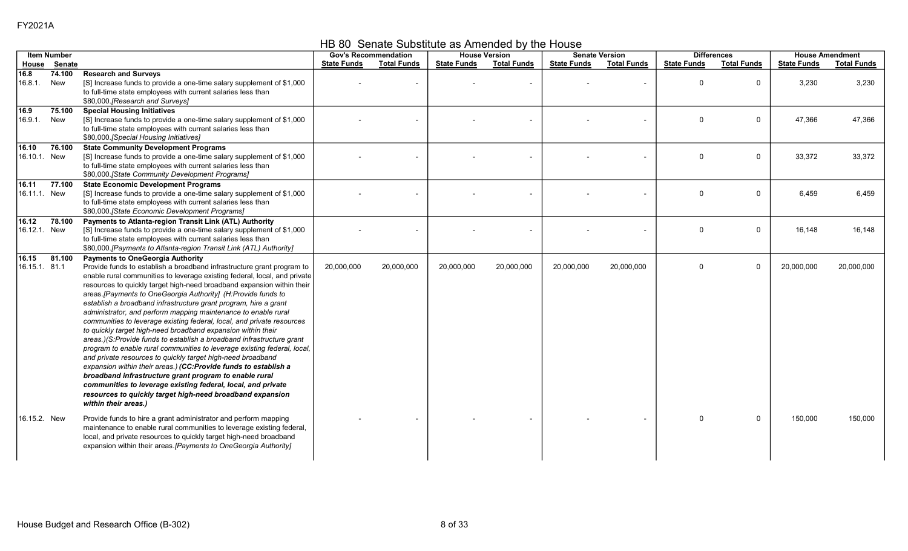FY2021A

## HB 80 Senate Substitute as Amended by the House

| Item Number | | | Gov's Recommendation | | House Version | | Senate Version | | Differences | | House Amendment | |
|---|---|---|---|---|---|---|---|---|---|---|---|---|
| House | Senate | | State Funds | Total Funds | State Funds | Total Funds | State Funds | Total Funds | State Funds | Total Funds | State Funds | Total Funds |
| **16.8** | **74.100** | **Research and Surveys** | | | | | | | | | | |
| 16.8.1. | New | [S] Increase funds to provide a one-time salary supplement of $1,000 to full-time state employees with current salaries less than $80,000.*[Research and Surveys]* | - | - | - | - | - | - | 0 | 0 | 3,230 | 3,230 |
| **16.9** | **75.100** | **Special Housing Initiatives** | | | | | | | | | | |
| 16.9.1. | New | [S] Increase funds to provide a one-time salary supplement of $1,000 to full-time state employees with current salaries less than $80,000.*[Special Housing Initiatives]* | - | - | - | - | - | - | 0 | 0 | 47,366 | 47,366 |
| **16.10** | **76.100** | **State Community Development Programs** | | | | | | | | | | |
| 16.10.1. | New | [S] Increase funds to provide a one-time salary supplement of $1,000 to full-time state employees with current salaries less than $80,000.*[State Community Development Programs]* | - | - | - | - | - | - | 0 | 0 | 33,372 | 33,372 |
| **16.11** | **77.100** | **State Economic Development Programs** | | | | | | | | | | |
| 16.11.1. | New | [S] Increase funds to provide a one-time salary supplement of $1,000 to full-time state employees with current salaries less than $80,000.*[State Economic Development Programs]* | - | - | - | - | - | - | 0 | 0 | 6,459 | 6,459 |
| **16.12** | **78.100** | **Payments to Atlanta-region Transit Link (ATL) Authority** | | | | | | | | | | |
| 16.12.1. | New | [S] Increase funds to provide a one-time salary supplement of $1,000 to full-time state employees with current salaries less than $80,000.*[Payments to Atlanta-region Transit Link (ATL) Authority]* | - | - | - | - | - | - | 0 | 0 | 16,148 | 16,148 |
| **16.15** | **81.100** | **Payments to OneGeorgia Authority** | | | | | | | | | | |
| 16.15.1. | 81.1 | Provide funds to establish a broadband infrastructure grant program to enable rural communities to leverage existing federal, local, and private resources to quickly target high-need broadband expansion within their areas.*[Payments to OneGeorgia Authority] (H:Provide funds to establish a broadband infrastructure grant program, hire a grant administrator, and perform mapping maintenance to enable rural communities to leverage existing federal, local, and private resources to quickly target high-need broadband expansion within their areas.)(S:Provide funds to establish a broadband infrastructure grant program to enable rural communities to leverage existing federal, local, and private resources to quickly target high-need broadband expansion within their areas.)* ***(CC:Provide funds to establish a broadband infrastructure grant program to enable rural communities to leverage existing federal, local, and private resources to quickly target high-need broadband expansion within their areas.)*** | 20,000,000 | 20,000,000 | 20,000,000 | 20,000,000 | 20,000,000 | 20,000,000 | 0 | 0 | 20,000,000 | 20,000,000 |
| 16.15.2. | New | Provide funds to hire a grant administrator and perform mapping maintenance to enable rural communities to leverage existing federal, local, and private resources to quickly target high-need broadband expansion within their areas.*[Payments to OneGeorgia Authority]* | - | - | - | - | - | - | 0 | 0 | 150,000 | 150,000 |

House Budget and Research Office (B-302)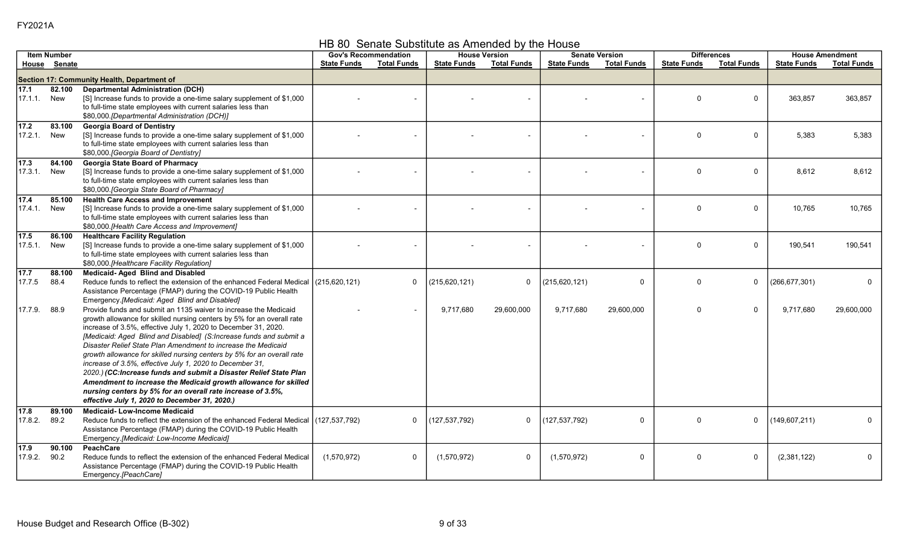FY2021A

# HB 80 Senate Substitute as Amended by the House

| Item Number | | | Gov's Recommendation | | House Version | | Senate Version | | Differences | | House Amendment | |
|---|---|---|---|---|---|---|---|---|---|---|---|---|
| House | Senate | | State Funds | Total Funds | State Funds | Total Funds | State Funds | Total Funds | State Funds | Total Funds | State Funds | Total Funds |
| **Section 17: Community Health, Department of** | | | | | | | | | | | | |
| **17.1** | **82.100** | **Departmental Administration (DCH)** | | | | | | | | | | |
| 17.1.1. | New | [S] Increase funds to provide a one-time salary supplement of $1,000 to full-time state employees with current salaries less than $80,000.*[Departmental Administration (DCH)]* | - | - | - | - | - | - | 0 | 0 | 363,857 | 363,857 |
| **17.2** | **83.100** | **Georgia Board of Dentistry** | | | | | | | | | | |
| 17.2.1. | New | [S] Increase funds to provide a one-time salary supplement of $1,000 to full-time state employees with current salaries less than $80,000.*[Georgia Board of Dentistry]* | - | - | - | - | - | - | 0 | 0 | 5,383 | 5,383 |
| **17.3** | **84.100** | **Georgia State Board of Pharmacy** | | | | | | | | | | |
| 17.3.1. | New | [S] Increase funds to provide a one-time salary supplement of $1,000 to full-time state employees with current salaries less than $80,000.*[Georgia State Board of Pharmacy]* | - | - | - | - | - | - | 0 | 0 | 8,612 | 8,612 |
| **17.4** | **85.100** | **Health Care Access and Improvement** | | | | | | | | | | |
| 17.4.1. | New | [S] Increase funds to provide a one-time salary supplement of $1,000 to full-time state employees with current salaries less than $80,000.*[Health Care Access and Improvement]* | - | - | - | - | - | - | 0 | 0 | 10,765 | 10,765 |
| **17.5** | **86.100** | **Healthcare Facility Regulation** | | | | | | | | | | |
| 17.5.1. | New | [S] Increase funds to provide a one-time salary supplement of $1,000 to full-time state employees with current salaries less than $80,000.*[Healthcare Facility Regulation]* | - | - | - | - | - | - | 0 | 0 | 190,541 | 190,541 |
| **17.7** | **88.100** | **Medicaid- Aged Blind and Disabled** | | | | | | | | | | |
| 17.7.5 | 88.4 | Reduce funds to reflect the extension of the enhanced Federal Medical Assistance Percentage (FMAP) during the COVID-19 Public Health Emergency.*[Medicaid: Aged Blind and Disabled]* | (215,620,121) | 0 | (215,620,121) | 0 | (215,620,121) | 0 | 0 | 0 | (266,677,301) | 0 |
| 17.7.9. | 88.9 | Provide funds and submit an 1135 waiver to increase the Medicaid growth allowance for skilled nursing centers by 5% for an overall rate increase of 3.5%, effective July 1, 2020 to December 31, 2020. *[Medicaid: Aged Blind and Disabled] (S:Increase funds and submit a Disaster Relief State Plan Amendment to increase the Medicaid growth allowance for skilled nursing centers by 5% for an overall rate increase of 3.5%, effective July 1, 2020 to December 31, 2020.)* ***(CC:Increase funds and submit a Disaster Relief State Plan Amendment to increase the Medicaid growth allowance for skilled nursing centers by 5% for an overall rate increase of 3.5%, effective July 1, 2020 to December 31, 2020.)*** | - | - | 9,717,680 | 29,600,000 | 9,717,680 | 29,600,000 | 0 | 0 | 9,717,680 | 29,600,000 |
| **17.8** | **89.100** | **Medicaid- Low-Income Medicaid** | | | | | | | | | | |
| 17.8.2. | 89.2 | Reduce funds to reflect the extension of the enhanced Federal Medical Assistance Percentage (FMAP) during the COVID-19 Public Health Emergency.*[Medicaid: Low-Income Medicaid]* | (127,537,792) | 0 | (127,537,792) | 0 | (127,537,792) | 0 | 0 | 0 | (149,607,211) | 0 |
| **17.9** | **90.100** | **PeachCare** | | | | | | | | | | |
| 17.9.2. | 90.2 | Reduce funds to reflect the extension of the enhanced Federal Medical Assistance Percentage (FMAP) during the COVID-19 Public Health Emergency.*[PeachCare]* | (1,570,972) | 0 | (1,570,972) | 0 | (1,570,972) | 0 | 0 | 0 | (2,381,122) | 0 |

House Budget and Research Office (B-302)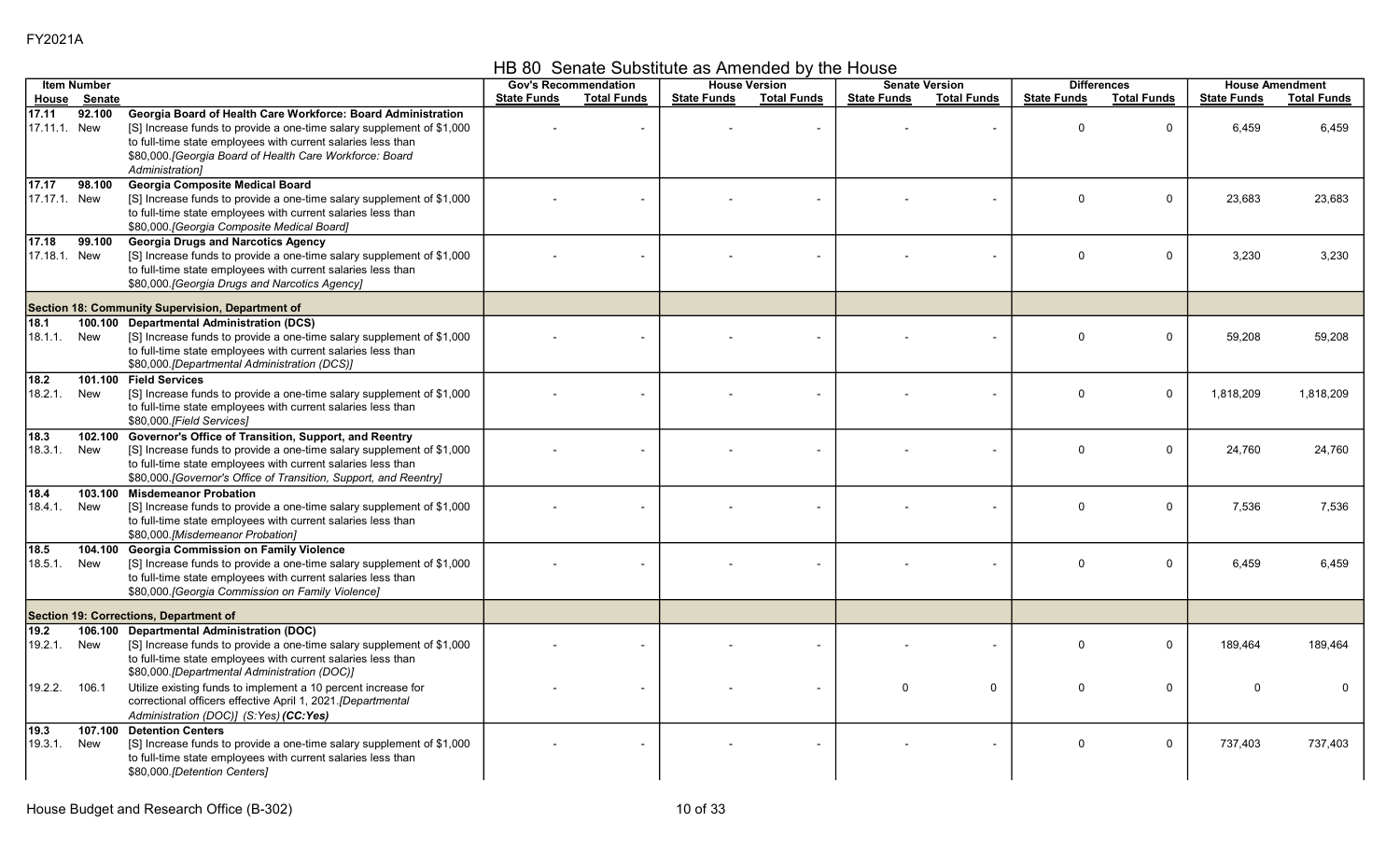FY2021A

# HB 80 Senate Substitute as Amended by the House

| Item Number | | | Gov's Recommendation | | House Version | | Senate Version | | Differences | | House Amendment | |
|---|---|---|---|---|---|---|---|---|---|---|---|---|
| House | Senate | | State Funds | Total Funds | State Funds | Total Funds | State Funds | Total Funds | State Funds | Total Funds | State Funds | Total Funds |
| **17.11** | **92.100** | **Georgia Board of Health Care Workforce: Board Administration** | | | | | | | | | | |
| 17.11.1. | New | [S] Increase funds to provide a one-time salary supplement of $1,000 to full-time state employees with current salaries less than $80,000.*[Georgia Board of Health Care Workforce: Board Administration]* | - | - | - | - | - | - | 0 | 0 | 6,459 | 6,459 |
| **17.17** | **98.100** | **Georgia Composite Medical Board** | | | | | | | | | | |
| 17.17.1. | New | [S] Increase funds to provide a one-time salary supplement of $1,000 to full-time state employees with current salaries less than $80,000.*[Georgia Composite Medical Board]* | - | - | - | - | - | - | 0 | 0 | 23,683 | 23,683 |
| **17.18** | **99.100** | **Georgia Drugs and Narcotics Agency** | | | | | | | | | | |
| 17.18.1. | New | [S] Increase funds to provide a one-time salary supplement of $1,000 to full-time state employees with current salaries less than $80,000.*[Georgia Drugs and Narcotics Agency]* | - | - | - | - | - | - | 0 | 0 | 3,230 | 3,230 |
| **Section 18: Community Supervision, Department of** | | | | | | | | | | | | |
| **18.1** | **100.100** | **Departmental Administration (DCS)** | | | | | | | | | | |
| 18.1.1. | New | [S] Increase funds to provide a one-time salary supplement of $1,000 to full-time state employees with current salaries less than $80,000.*[Departmental Administration (DCS)]* | - | - | - | - | - | - | 0 | 0 | 59,208 | 59,208 |
| **18.2** | **101.100** | **Field Services** | | | | | | | | | | |
| 18.2.1. | New | [S] Increase funds to provide a one-time salary supplement of $1,000 to full-time state employees with current salaries less than $80,000.*[Field Services]* | - | - | - | - | - | - | 0 | 0 | 1,818,209 | 1,818,209 |
| **18.3** | **102.100** | **Governor's Office of Transition, Support, and Reentry** | | | | | | | | | | |
| 18.3.1. | New | [S] Increase funds to provide a one-time salary supplement of $1,000 to full-time state employees with current salaries less than $80,000.*[Governor's Office of Transition, Support, and Reentry]* | - | - | - | - | - | - | 0 | 0 | 24,760 | 24,760 |
| **18.4** | **103.100** | **Misdemeanor Probation** | | | | | | | | | | |
| 18.4.1. | New | [S] Increase funds to provide a one-time salary supplement of $1,000 to full-time state employees with current salaries less than $80,000.*[Misdemeanor Probation]* | - | - | - | - | - | - | 0 | 0 | 7,536 | 7,536 |
| **18.5** | **104.100** | **Georgia Commission on Family Violence** | | | | | | | | | | |
| 18.5.1. | New | [S] Increase funds to provide a one-time salary supplement of $1,000 to full-time state employees with current salaries less than $80,000.*[Georgia Commission on Family Violence]* | - | - | - | - | - | - | 0 | 0 | 6,459 | 6,459 |
| **Section 19: Corrections, Department of** | | | | | | | | | | | | |
| **19.2** | **106.100** | **Departmental Administration (DOC)** | | | | | | | | | | |
| 19.2.1. | New | [S] Increase funds to provide a one-time salary supplement of $1,000 to full-time state employees with current salaries less than $80,000.*[Departmental Administration (DOC)]* | - | - | - | - | - | - | 0 | 0 | 189,464 | 189,464 |
| 19.2.2. | 106.1 | Utilize existing funds to implement a 10 percent increase for correctional officers effective April 1, 2021.*[Departmental Administration (DOC)] (S:Yes)* ***(CC:Yes)*** | - | - | - | - | 0 | 0 | 0 | 0 | 0 | 0 |
| **19.3** | **107.100** | **Detention Centers** | | | | | | | | | | |
| 19.3.1. | New | [S] Increase funds to provide a one-time salary supplement of $1,000 to full-time state employees with current salaries less than $80,000.*[Detention Centers]* | - | - | - | - | - | - | 0 | 0 | 737,403 | 737,403 |

House Budget and Research Office (B-302)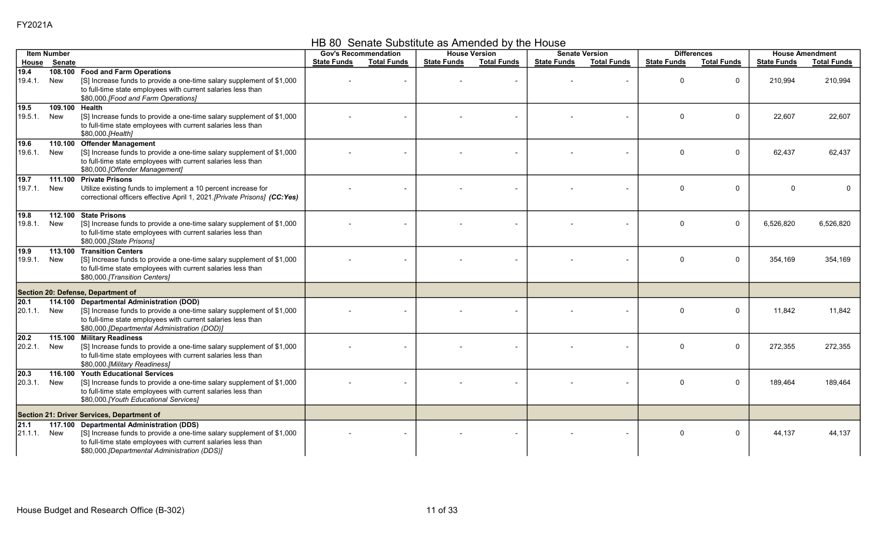FY2021A

# HB 80 Senate Substitute as Amended by the House

| Item Number | | | Gov's Recommendation | | House Version | | Senate Version | | Differences | | House Amendment | |
|---|---|---|---|---|---|---|---|---|---|---|---|---|
| House | Senate | | State Funds | Total Funds | State Funds | Total Funds | State Funds | Total Funds | State Funds | Total Funds | State Funds | Total Funds |
| **19.4** | **108.100** | **Food and Farm Operations** | | | | | | | | | | |
| 19.4.1. | New | [S] Increase funds to provide a one-time salary supplement of $1,000 to full-time state employees with current salaries less than $80,000.*[Food and Farm Operations]* | - | - | - | - | - | - | 0 | 0 | 210,994 | 210,994 |
| **19.5** | **109.100** | **Health** | | | | | | | | | | |
| 19.5.1. | New | [S] Increase funds to provide a one-time salary supplement of $1,000 to full-time state employees with current salaries less than $80,000.*[Health]* | - | - | - | - | - | - | 0 | 0 | 22,607 | 22,607 |
| **19.6** | **110.100** | **Offender Management** | | | | | | | | | | |
| 19.6.1. | New | [S] Increase funds to provide a one-time salary supplement of $1,000 to full-time state employees with current salaries less than $80,000.*[Offender Management]* | - | - | - | - | - | - | 0 | 0 | 62,437 | 62,437 |
| **19.7** | **111.100** | **Private Prisons** | | | | | | | | | | |
| 19.7.1. | New | Utilize existing funds to implement a 10 percent increase for correctional officers effective April 1, 2021.*[Private Prisons]* ***(CC:Yes)*** | - | - | - | - | - | - | 0 | 0 | 0 | 0 |
| **19.8** | **112.100** | **State Prisons** | | | | | | | | | | |
| 19.8.1. | New | [S] Increase funds to provide a one-time salary supplement of $1,000 to full-time state employees with current salaries less than $80,000.*[State Prisons]* | - | - | - | - | - | - | 0 | 0 | 6,526,820 | 6,526,820 |
| **19.9** | **113.100** | **Transition Centers** | | | | | | | | | | |
| 19.9.1. | New | [S] Increase funds to provide a one-time salary supplement of $1,000 to full-time state employees with current salaries less than $80,000.*[Transition Centers]* | - | - | - | - | - | - | 0 | 0 | 354,169 | 354,169 |
| **Section 20: Defense, Department of** | | | | | | | | | | | | |
| **20.1** | **114.100** | **Departmental Administration (DOD)** | | | | | | | | | | |
| 20.1.1. | New | [S] Increase funds to provide a one-time salary supplement of $1,000 to full-time state employees with current salaries less than $80,000.*[Departmental Administration (DOD)]* | - | - | - | - | - | - | 0 | 0 | 11,842 | 11,842 |
| **20.2** | **115.100** | **Military Readiness** | | | | | | | | | | |
| 20.2.1. | New | [S] Increase funds to provide a one-time salary supplement of $1,000 to full-time state employees with current salaries less than $80,000.*[Military Readiness]* | - | - | - | - | - | - | 0 | 0 | 272,355 | 272,355 |
| **20.3** | **116.100** | **Youth Educational Services** | | | | | | | | | | |
| 20.3.1. | New | [S] Increase funds to provide a one-time salary supplement of $1,000 to full-time state employees with current salaries less than $80,000.*[Youth Educational Services]* | - | - | - | - | - | - | 0 | 0 | 189,464 | 189,464 |
| **Section 21: Driver Services, Department of** | | | | | | | | | | | | |
| **21.1** | **117.100** | **Departmental Administration (DDS)** | | | | | | | | | | |
| 21.1.1. | New | [S] Increase funds to provide a one-time salary supplement of $1,000 to full-time state employees with current salaries less than $80,000.*[Departmental Administration (DDS)]* | - | - | - | - | - | - | 0 | 0 | 44,137 | 44,137 |

House Budget and Research Office (B-302)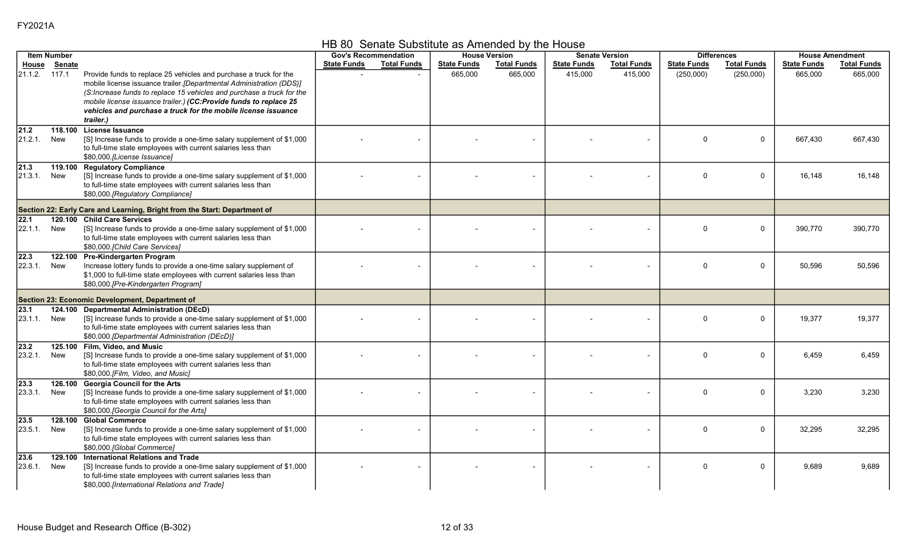FY2021A

# HB 80 Senate Substitute as Amended by the House

| Item Number | | | Gov's Recommendation | | House Version | | Senate Version | | Differences | | House Amendment | |
|---|---|---|---|---|---|---|---|---|---|---|---|---|
| House | Senate | | State Funds | Total Funds | State Funds | Total Funds | State Funds | Total Funds | State Funds | Total Funds | State Funds | Total Funds |
| 21.1.2. | 117.1 | Provide funds to replace 25 vehicles and purchase a truck for the mobile license issuance trailer.*[Departmental Administration (DDS)]* *(S:Increase funds to replace 15 vehicles and purchase a truck for the mobile license issuance trailer.)* ***(CC:Provide funds to replace 25 vehicles and purchase a truck for the mobile license issuance trailer.)*** | - | - | 665,000 | 665,000 | 415,000 | 415,000 | (250,000) | (250,000) | 665,000 | 665,000 |
| **21.2** | **118.100** | **License Issuance** | | | | | | | | | | |
| 21.2.1. | New | [S] Increase funds to provide a one-time salary supplement of $1,000 to full-time state employees with current salaries less than $80,000.*[License Issuance]* | - | - | - | - | - | - | 0 | 0 | 667,430 | 667,430 |
| **21.3** | **119.100** | **Regulatory Compliance** | | | | | | | | | | |
| 21.3.1. | New | [S] Increase funds to provide a one-time salary supplement of $1,000 to full-time state employees with current salaries less than $80,000.*[Regulatory Compliance]* | - | - | - | - | - | - | 0 | 0 | 16,148 | 16,148 |
| | | **Section 22: Early Care and Learning, Bright from the Start: Department of** | | | | | | | | | | |
| **22.1** | **120.100** | **Child Care Services** | | | | | | | | | | |
| 22.1.1. | New | [S] Increase funds to provide a one-time salary supplement of $1,000 to full-time state employees with current salaries less than $80,000.*[Child Care Services]* | - | - | - | - | - | - | 0 | 0 | 390,770 | 390,770 |
| **22.3** | **122.100** | **Pre-Kindergarten Program** | | | | | | | | | | |
| 22.3.1. | New | Increase lottery funds to provide a one-time salary supplement of $1,000 to full-time state employees with current salaries less than $80,000.*[Pre-Kindergarten Program]* | - | - | - | - | - | - | 0 | 0 | 50,596 | 50,596 |
| | | **Section 23: Economic Development, Department of** | | | | | | | | | | |
| **23.1** | **124.100** | **Departmental Administration (DEcD)** | | | | | | | | | | |
| 23.1.1. | New | [S] Increase funds to provide a one-time salary supplement of $1,000 to full-time state employees with current salaries less than $80,000.*[Departmental Administration (DEcD)]* | - | - | - | - | - | - | 0 | 0 | 19,377 | 19,377 |
| **23.2** | **125.100** | **Film, Video, and Music** | | | | | | | | | | |
| 23.2.1. | New | [S] Increase funds to provide a one-time salary supplement of $1,000 to full-time state employees with current salaries less than $80,000.*[Film, Video, and Music]* | - | - | - | - | - | - | 0 | 0 | 6,459 | 6,459 |
| **23.3** | **126.100** | **Georgia Council for the Arts** | | | | | | | | | | |
| 23.3.1. | New | [S] Increase funds to provide a one-time salary supplement of $1,000 to full-time state employees with current salaries less than $80,000.*[Georgia Council for the Arts]* | - | - | - | - | - | - | 0 | 0 | 3,230 | 3,230 |
| **23.5** | **128.100** | **Global Commerce** | | | | | | | | | | |
| 23.5.1. | New | [S] Increase funds to provide a one-time salary supplement of $1,000 to full-time state employees with current salaries less than $80,000.*[Global Commerce]* | - | - | - | - | - | - | 0 | 0 | 32,295 | 32,295 |
| **23.6** | **129.100** | **International Relations and Trade** | | | | | | | | | | |
| 23.6.1. | New | [S] Increase funds to provide a one-time salary supplement of $1,000 to full-time state employees with current salaries less than $80,000.*[International Relations and Trade]* | - | - | - | - | - | - | 0 | 0 | 9,689 | 9,689 |

House Budget and Research Office (B-302)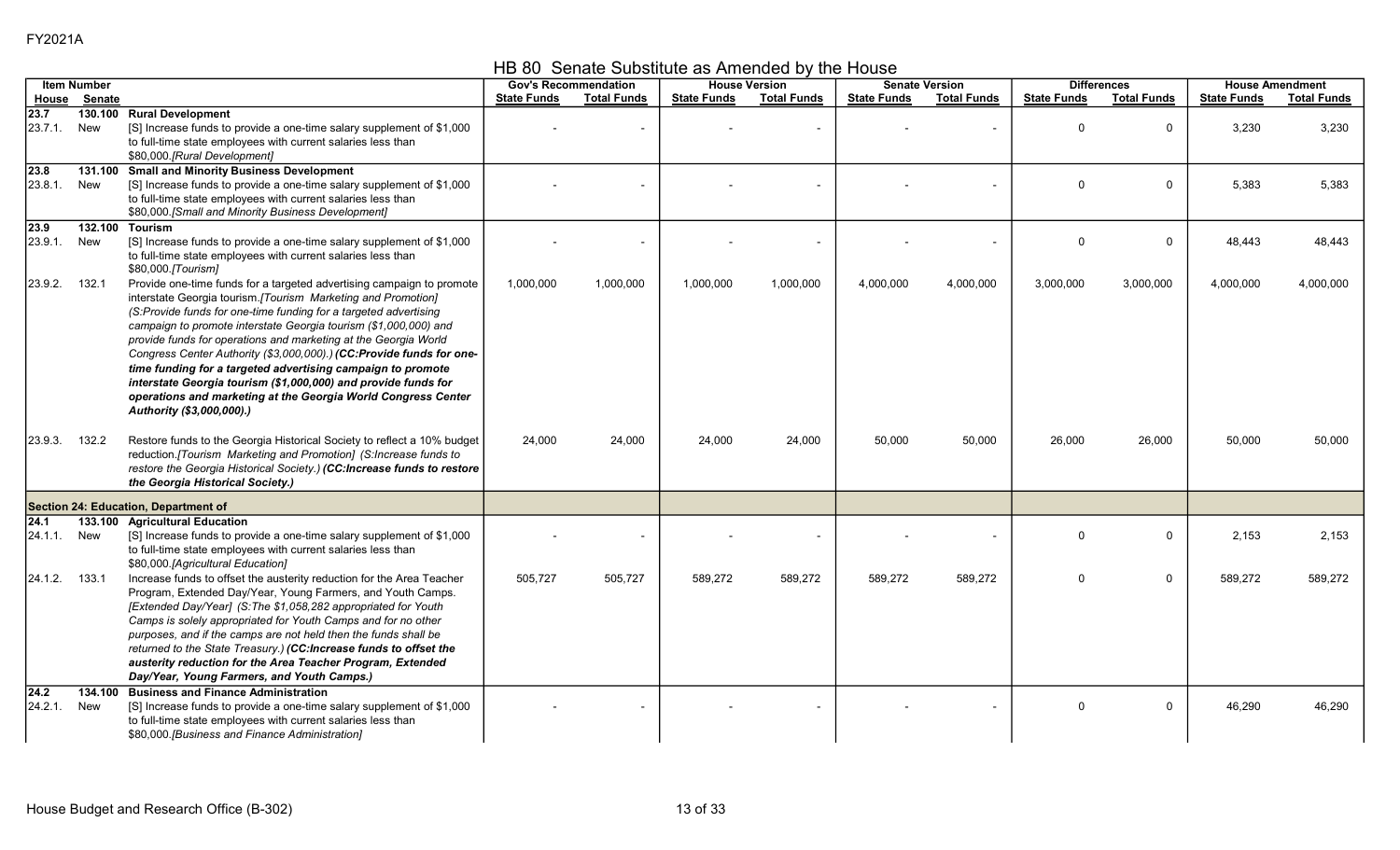FY2021A

# HB 80 Senate Substitute as Amended by the House

| Item Number | | | Gov's Recommendation | | House Version | | Senate Version | | Differences | | House Amendment | |
|---|---|---|---|---|---|---|---|---|---|---|---|---|
| House | Senate | | State Funds | Total Funds | State Funds | Total Funds | State Funds | Total Funds | State Funds | Total Funds | State Funds | Total Funds |
| **23.7** | **130.100** | **Rural Development** | | | | | | | | | | |
| 23.7.1. | New | [S] Increase funds to provide a one-time salary supplement of $1,000 to full-time state employees with current salaries less than $80,000.*[Rural Development]* | - | - | - | - | - | - | 0 | 0 | 3,230 | 3,230 |
| **23.8** | **131.100** | **Small and Minority Business Development** | | | | | | | | | | |
| 23.8.1. | New | [S] Increase funds to provide a one-time salary supplement of $1,000 to full-time state employees with current salaries less than $80,000.*[Small and Minority Business Development]* | - | - | - | - | - | - | 0 | 0 | 5,383 | 5,383 |
| **23.9** | **132.100** | **Tourism** | | | | | | | | | | |
| 23.9.1. | New | [S] Increase funds to provide a one-time salary supplement of $1,000 to full-time state employees with current salaries less than $80,000.*[Tourism]* | - | - | - | - | - | - | 0 | 0 | 48,443 | 48,443 |
| 23.9.2. | 132.1 | Provide one-time funds for a targeted advertising campaign to promote interstate Georgia tourism.*[Tourism Marketing and Promotion] (S:Provide funds for one-time funding for a targeted advertising campaign to promote interstate Georgia tourism ($1,000,000) and provide funds for operations and marketing at the Georgia World Congress Center Authority ($3,000,000).)* ***(CC:Provide funds for one-time funding for a targeted advertising campaign to promote interstate Georgia tourism ($1,000,000) and provide funds for operations and marketing at the Georgia World Congress Center Authority ($3,000,000).)*** | 1,000,000 | 1,000,000 | 1,000,000 | 1,000,000 | 4,000,000 | 4,000,000 | 3,000,000 | 3,000,000 | 4,000,000 | 4,000,000 |
| 23.9.3. | 132.2 | Restore funds to the Georgia Historical Society to reflect a 10% budget reduction.*[Tourism Marketing and Promotion] (S:Increase funds to restore the Georgia Historical Society.)* ***(CC:Increase funds to restore the Georgia Historical Society.)*** | 24,000 | 24,000 | 24,000 | 24,000 | 50,000 | 50,000 | 26,000 | 26,000 | 50,000 | 50,000 |
| **Section 24: Education, Department of** | | | | | | | | | | | | |
| **24.1** | **133.100** | **Agricultural Education** | | | | | | | | | | |
| 24.1.1. | New | [S] Increase funds to provide a one-time salary supplement of $1,000 to full-time state employees with current salaries less than $80,000.*[Agricultural Education]* | - | - | - | - | - | - | 0 | 0 | 2,153 | 2,153 |
| 24.1.2. | 133.1 | Increase funds to offset the austerity reduction for the Area Teacher Program, Extended Day/Year, Young Farmers, and Youth Camps. *[Extended Day/Year] (S:The $1,058,282 appropriated for Youth Camps is solely appropriated for Youth Camps and for no other purposes, and if the camps are not held then the funds shall be returned to the State Treasury.)* ***(CC:Increase funds to offset the austerity reduction for the Area Teacher Program, Extended Day/Year, Young Farmers, and Youth Camps.)*** | 505,727 | 505,727 | 589,272 | 589,272 | 589,272 | 589,272 | 0 | 0 | 589,272 | 589,272 |
| **24.2** | **134.100** | **Business and Finance Administration** | | | | | | | | | | |
| 24.2.1. | New | [S] Increase funds to provide a one-time salary supplement of $1,000 to full-time state employees with current salaries less than $80,000.*[Business and Finance Administration]* | - | - | - | - | - | - | 0 | 0 | 46,290 | 46,290 |

House Budget and Research Office (B-302)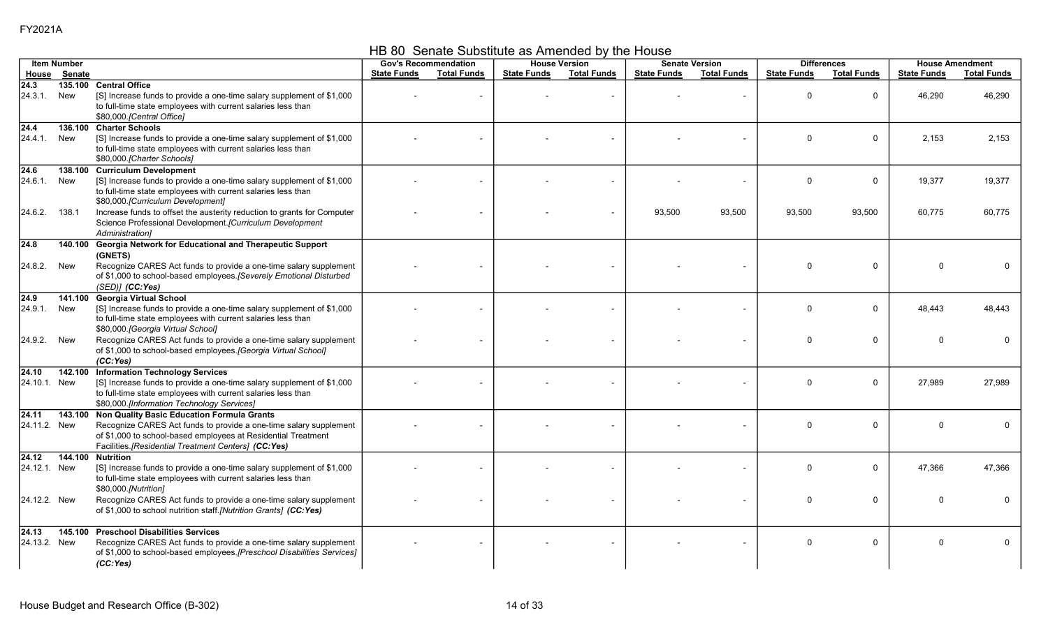FY2021A

## HB 80 Senate Substitute as Amended by the House

| Item Number | | | Gov's Recommendation | | House Version | | Senate Version | | Differences | | House Amendment | |
|---|---|---|---|---|---|---|---|---|---|---|---|---|
| House | Senate | | State Funds | Total Funds | State Funds | Total Funds | State Funds | Total Funds | State Funds | Total Funds | State Funds | Total Funds |
| **24.3** | **135.100** | **Central Office** | | | | | | | | | | |
| 24.3.1. | New | [S] Increase funds to provide a one-time salary supplement of $1,000 to full-time state employees with current salaries less than $80,000.*[Central Office]* | - | - | - | - | - | - | 0 | 0 | 46,290 | 46,290 |
| **24.4** | **136.100** | **Charter Schools** | | | | | | | | | | |
| 24.4.1. | New | [S] Increase funds to provide a one-time salary supplement of $1,000 to full-time state employees with current salaries less than $80,000.*[Charter Schools]* | - | - | - | - | - | - | 0 | 0 | 2,153 | 2,153 |
| **24.6** | **138.100** | **Curriculum Development** | | | | | | | | | | |
| 24.6.1. | New | [S] Increase funds to provide a one-time salary supplement of $1,000 to full-time state employees with current salaries less than $80,000.*[Curriculum Development]* | - | - | - | - | - | - | 0 | 0 | 19,377 | 19,377 |
| 24.6.2. | 138.1 | Increase funds to offset the austerity reduction to grants for Computer Science Professional Development.*[Curriculum Development Administration]* | - | - | - | - | 93,500 | 93,500 | 93,500 | 93,500 | 60,775 | 60,775 |
| **24.8** | **140.100** | **Georgia Network for Educational and Therapeutic Support (GNETS)** | | | | | | | | | | |
| 24.8.2. | New | Recognize CARES Act funds to provide a one-time salary supplement of $1,000 to school-based employees.*[Severely Emotional Disturbed (SED)]* ***(CC:Yes)*** | - | - | - | - | - | - | 0 | 0 | 0 | 0 |
| **24.9** | **141.100** | **Georgia Virtual School** | | | | | | | | | | |
| 24.9.1. | New | [S] Increase funds to provide a one-time salary supplement of $1,000 to full-time state employees with current salaries less than $80,000.*[Georgia Virtual School]* | - | - | - | - | - | - | 0 | 0 | 48,443 | 48,443 |
| 24.9.2. | New | Recognize CARES Act funds to provide a one-time salary supplement of $1,000 to school-based employees.*[Georgia Virtual School]* ***(CC:Yes)*** | - | - | - | - | - | - | 0 | 0 | 0 | 0 |
| **24.10** | **142.100** | **Information Technology Services** | | | | | | | | | | |
| 24.10.1. | New | [S] Increase funds to provide a one-time salary supplement of $1,000 to full-time state employees with current salaries less than $80,000.*[Information Technology Services]* | - | - | - | - | - | - | 0 | 0 | 27,989 | 27,989 |
| **24.11** | **143.100** | **Non Quality Basic Education Formula Grants** | | | | | | | | | | |
| 24.11.2. | New | Recognize CARES Act funds to provide a one-time salary supplement of $1,000 to school-based employees at Residential Treatment Facilities.*[Residential Treatment Centers]* ***(CC:Yes)*** | - | - | - | - | - | - | 0 | 0 | 0 | 0 |
| **24.12** | **144.100** | **Nutrition** | | | | | | | | | | |
| 24.12.1. | New | [S] Increase funds to provide a one-time salary supplement of $1,000 to full-time state employees with current salaries less than $80,000.*[Nutrition]* | - | - | - | - | - | - | 0 | 0 | 47,366 | 47,366 |
| 24.12.2. | New | Recognize CARES Act funds to provide a one-time salary supplement of $1,000 to school nutrition staff.*[Nutrition Grants]* ***(CC:Yes)*** | - | - | - | - | - | - | 0 | 0 | 0 | 0 |
| **24.13** | **145.100** | **Preschool Disabilities Services** | | | | | | | | | | |
| 24.13.2. | New | Recognize CARES Act funds to provide a one-time salary supplement of $1,000 to school-based employees.*[Preschool Disabilities Services]* ***(CC:Yes)*** | - | - | - | - | - | - | 0 | 0 | 0 | 0 |

House Budget and Research Office (B-302)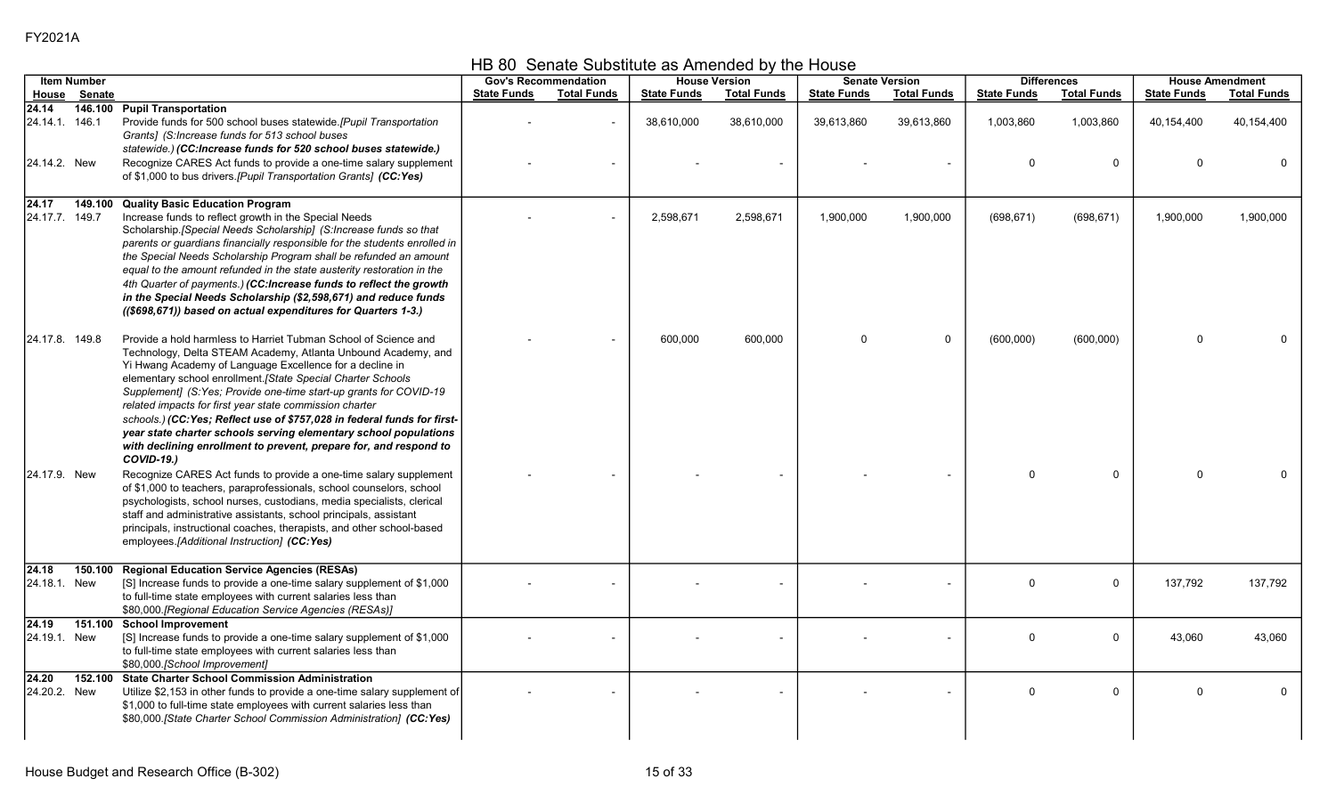FY2021A

# HB 80 Senate Substitute as Amended by the House

| Item Number | | | Gov's Recommendation | | House Version | | Senate Version | | Differences | | House Amendment | |
|---|---|---|---|---|---|---|---|---|---|---|---|---|
| House | Senate | | State Funds | Total Funds | State Funds | Total Funds | State Funds | Total Funds | State Funds | Total Funds | State Funds | Total Funds |
| **24.14** | **146.100** | **Pupil Transportation** | | | | | | | | | | |
| 24.14.1. | 146.1 | Provide funds for 500 school buses statewide.*[Pupil Transportation Grants] (S:Increase funds for 513 school buses statewide.)* ***(CC:Increase funds for 520 school buses statewide.)*** | - | - | 38,610,000 | 38,610,000 | 39,613,860 | 39,613,860 | 1,003,860 | 1,003,860 | 40,154,400 | 40,154,400 |
| 24.14.2. | New | Recognize CARES Act funds to provide a one-time salary supplement of $1,000 to bus drivers.*[Pupil Transportation Grants]* ***(CC:Yes)*** | - | - | - | - | - | - | 0 | 0 | 0 | 0 |
| **24.17** | **149.100** | **Quality Basic Education Program** | | | | | | | | | | |
| 24.17.7. | 149.7 | Increase funds to reflect growth in the Special Needs Scholarship.*[Special Needs Scholarship] (S:Increase funds so that parents or guardians financially responsible for the students enrolled in the Special Needs Scholarship Program shall be refunded an amount equal to the amount refunded in the state austerity restoration in the 4th Quarter of payments.)* ***(CC:Increase funds to reflect the growth in the Special Needs Scholarship ($2,598,671) and reduce funds (($698,671)) based on actual expenditures for Quarters 1-3.)*** | - | - | 2,598,671 | 2,598,671 | 1,900,000 | 1,900,000 | (698,671) | (698,671) | 1,900,000 | 1,900,000 |
| 24.17.8. | 149.8 | Provide a hold harmless to Harriet Tubman School of Science and Technology, Delta STEAM Academy, Atlanta Unbound Academy, and Yi Hwang Academy of Language Excellence for a decline in elementary school enrollment.*[State Special Charter Schools Supplement] (S:Yes; Provide one-time start-up grants for COVID-19 related impacts for first year state commission charter schools.)* ***(CC:Yes; Reflect use of $757,028 in federal funds for first-year state charter schools serving elementary school populations with declining enrollment to prevent, prepare for, and respond to COVID-19.)*** | - | - | 600,000 | 600,000 | 0 | 0 | (600,000) | (600,000) | 0 | 0 |
| 24.17.9. | New | Recognize CARES Act funds to provide a one-time salary supplement of $1,000 to teachers, paraprofessionals, school counselors, school psychologists, school nurses, custodians, media specialists, clerical staff and administrative assistants, school principals, assistant principals, instructional coaches, therapists, and other school-based employees.*[Additional Instruction]* ***(CC:Yes)*** | - | - | - | - | - | - | 0 | 0 | 0 | 0 |
| **24.18** | **150.100** | **Regional Education Service Agencies (RESAs)** | | | | | | | | | | |
| 24.18.1. | New | [S] Increase funds to provide a one-time salary supplement of $1,000 to full-time state employees with current salaries less than $80,000.*[Regional Education Service Agencies (RESAs)]* | - | - | - | - | - | - | 0 | 0 | 137,792 | 137,792 |
| **24.19** | **151.100** | **School Improvement** | | | | | | | | | | |
| 24.19.1. | New | [S] Increase funds to provide a one-time salary supplement of $1,000 to full-time state employees with current salaries less than $80,000.*[School Improvement]* | - | - | - | - | - | - | 0 | 0 | 43,060 | 43,060 |
| **24.20** | **152.100** | **State Charter School Commission Administration** | | | | | | | | | | |
| 24.20.2. | New | Utilize $2,153 in other funds to provide a one-time salary supplement of $1,000 to full-time state employees with current salaries less than $80,000.*[State Charter School Commission Administration]* ***(CC:Yes)*** | - | - | - | - | - | - | 0 | 0 | 0 | 0 |

House Budget and Research Office (B-302)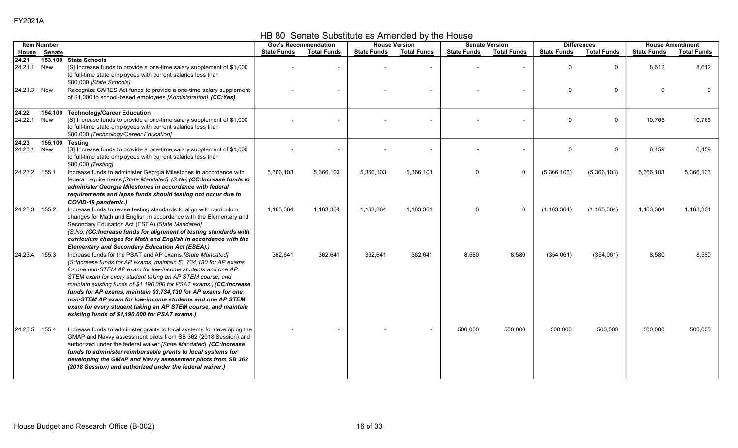FY2021A

# HB 80 Senate Substitute as Amended by the House

| Item Number | | | Gov's Recommendation | | House Version | | Senate Version | | Differences | | House Amendment | |
|---|---|---|---|---|---|---|---|---|---|---|---|---|
| House | Senate | | State Funds | Total Funds | State Funds | Total Funds | State Funds | Total Funds | State Funds | Total Funds | State Funds | Total Funds |
| **24.21** | **153.100** | **State Schools** | | | | | | | | | | |
| 24.21.1. | New | [S] Increase funds to provide a one-time salary supplement of $1,000 to full-time state employees with current salaries less than $80,000.*[State Schools]* | - | - | - | - | - | - | 0 | 0 | 8,612 | 8,612 |
| 24.21.3. | New | Recognize CARES Act funds to provide a one-time salary supplement of $1,000 to school-based employees.*[Administration]* ***(CC:Yes)*** | - | - | - | - | - | - | 0 | 0 | 0 | 0 |
| **24.22** | **154.100** | **Technology/Career Education** | | | | | | | | | | |
| 24.22.1. | New | [S] Increase funds to provide a one-time salary supplement of $1,000 to full-time state employees with current salaries less than $80,000.*[Technology/Career Education]* | - | - | - | - | - | - | 0 | 0 | 10,765 | 10,765 |
| **24.23** | **155.100** | **Testing** | | | | | | | | | | |
| 24.23.1. | New | [S] Increase funds to provide a one-time salary supplement of $1,000 to full-time state employees with current salaries less than $80,000.*[Testing]* | - | - | - | - | - | - | 0 | 0 | 6,459 | 6,459 |
| 24.23.2. | 155.1 | Increase funds to administer Georgia Milestones in accordance with federal requirements.*[State Mandated] (S:No)* ***(CC:Increase funds to administer Georgia Milestones in accordance with federal requirements and lapse funds should testing not occur due to COVID-19 pandemic.)*** | 5,366,103 | 5,366,103 | 5,366,103 | 5,366,103 | 0 | 0 | (5,366,103) | (5,366,103) | 5,366,103 | 5,366,103 |
| 24.23.3. | 155.2 | Increase funds to revise testing standards to align with curriculum changes for Math and English in accordance with the Elementary and Secondary Education Act (ESEA).*[State Mandated] (S:No)* ***(CC:Increase funds for alignment of testing standards with curriculum changes for Math and English in accordance with the Elementary and Secondary Education Act (ESEA).)*** | 1,163,364 | 1,163,364 | 1,163,364 | 1,163,364 | 0 | 0 | (1,163,364) | (1,163,364) | 1,163,364 | 1,163,364 |
| 24.23.4. | 155.3 | Increase funds for the PSAT and AP exams.*[State Mandated] (S:Increase funds for AP exams, maintain $3,734,130 for AP exams for one non-STEM AP exam for low-income students and one AP STEM exam for every student taking an AP STEM course, and maintain existing funds of $1,190,000 for PSAT exams.)* ***(CC:Increase funds for AP exams, maintain $3,734,130 for AP exams for one non-STEM AP exam for low-income students and one AP STEM exam for every student taking an AP STEM course, and maintain existing funds of $1,190,000 for PSAT exams.)*** | 362,641 | 362,641 | 362,641 | 362,641 | 8,580 | 8,580 | (354,061) | (354,061) | 8,580 | 8,580 |
| 24.23.5. | 155.4 | Increase funds to administer grants to local systems for developing the GMAP and Navvy assessment pilots from SB 362 (2018 Session) and authorized under the federal waiver.*[State Mandated]* ***(CC:Increase funds to administer reimbursable grants to local systems for developing the GMAP and Navvy assessment pilots from SB 362 (2018 Session) and authorized under the federal waiver.)*** | - | - | - | - | 500,000 | 500,000 | 500,000 | 500,000 | 500,000 | 500,000 |

House Budget and Research Office (B-302)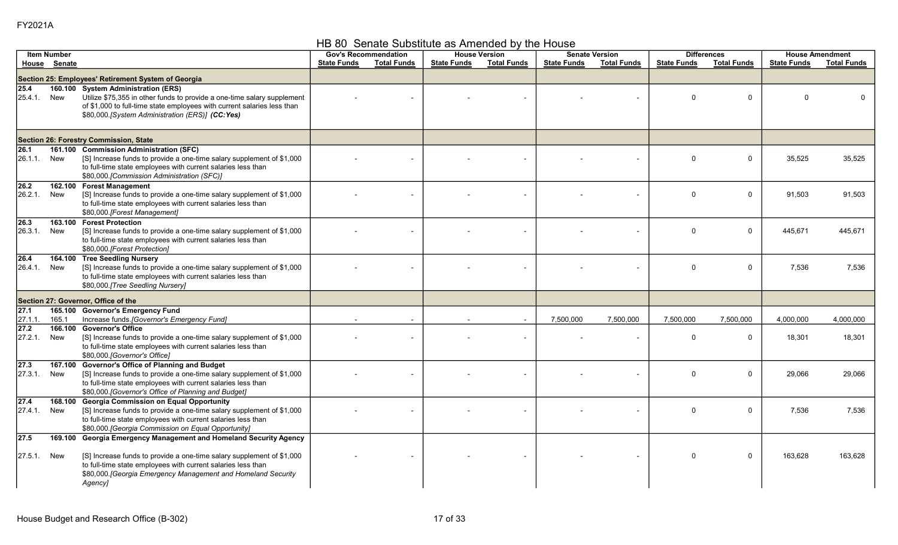FY2021A

# HB 80 Senate Substitute as Amended by the House

| Item Number | | | Gov's Recommendation | | House Version | | Senate Version | | Differences | | House Amendment | |
|---|---|---|---|---|---|---|---|---|---|---|---|---|
| House | Senate | | State Funds | Total Funds | State Funds | Total Funds | State Funds | Total Funds | State Funds | Total Funds | State Funds | Total Funds |
| **Section 25: Employees' Retirement System of Georgia** | | | | | | | | | | | | |
| **25.4** | **160.100** | **System Administration (ERS)** | | | | | | | | | | |
| 25.4.1. | New | Utilize $75,355 in other funds to provide a one-time salary supplement of $1,000 to full-time state employees with current salaries less than $80,000.*[System Administration (ERS)]* ***(CC:Yes)*** | - | - | - | - | - | - | 0 | 0 | 0 | 0 |
| **Section 26: Forestry Commission, State** | | | | | | | | | | | | |
| **26.1** | **161.100** | **Commission Administration (SFC)** | | | | | | | | | | |
| 26.1.1. | New | [S] Increase funds to provide a one-time salary supplement of $1,000 to full-time state employees with current salaries less than $80,000.*[Commission Administration (SFC)]* | - | - | - | - | - | - | 0 | 0 | 35,525 | 35,525 |
| **26.2** | **162.100** | **Forest Management** | | | | | | | | | | |
| 26.2.1. | New | [S] Increase funds to provide a one-time salary supplement of $1,000 to full-time state employees with current salaries less than $80,000.*[Forest Management]* | - | - | - | - | - | - | 0 | 0 | 91,503 | 91,503 |
| **26.3** | **163.100** | **Forest Protection** | | | | | | | | | | |
| 26.3.1. | New | [S] Increase funds to provide a one-time salary supplement of $1,000 to full-time state employees with current salaries less than $80,000.*[Forest Protection]* | - | - | - | - | - | - | 0 | 0 | 445,671 | 445,671 |
| **26.4** | **164.100** | **Tree Seedling Nursery** | | | | | | | | | | |
| 26.4.1. | New | [S] Increase funds to provide a one-time salary supplement of $1,000 to full-time state employees with current salaries less than $80,000.*[Tree Seedling Nursery]* | - | - | - | - | - | - | 0 | 0 | 7,536 | 7,536 |
| **Section 27: Governor, Office of the** | | | | | | | | | | | | |
| **27.1** | **165.100** | **Governor's Emergency Fund** | | | | | | | | | | |
| 27.1.1. | 165.1 | Increase funds.*[Governor's Emergency Fund]* | - | - | - | - | 7,500,000 | 7,500,000 | 7,500,000 | 7,500,000 | 4,000,000 | 4,000,000 |
| **27.2** | **166.100** | **Governor's Office** | | | | | | | | | | |
| 27.2.1. | New | [S] Increase funds to provide a one-time salary supplement of $1,000 to full-time state employees with current salaries less than $80,000.*[Governor's Office]* | - | - | - | - | - | - | 0 | 0 | 18,301 | 18,301 |
| **27.3** | **167.100** | **Governor's Office of Planning and Budget** | | | | | | | | | | |
| 27.3.1. | New | [S] Increase funds to provide a one-time salary supplement of $1,000 to full-time state employees with current salaries less than $80,000.*[Governor's Office of Planning and Budget]* | - | - | - | - | - | - | 0 | 0 | 29,066 | 29,066 |
| **27.4** | **168.100** | **Georgia Commission on Equal Opportunity** | | | | | | | | | | |
| 27.4.1. | New | [S] Increase funds to provide a one-time salary supplement of $1,000 to full-time state employees with current salaries less than $80,000.*[Georgia Commission on Equal Opportunity]* | - | - | - | - | - | - | 0 | 0 | 7,536 | 7,536 |
| **27.5** | **169.100** | **Georgia Emergency Management and Homeland Security Agency** | | | | | | | | | | |
| 27.5.1. | New | [S] Increase funds to provide a one-time salary supplement of $1,000 to full-time state employees with current salaries less than $80,000.*[Georgia Emergency Management and Homeland Security Agency]* | - | - | - | - | - | - | 0 | 0 | 163,628 | 163,628 |

House Budget and Research Office (B-302)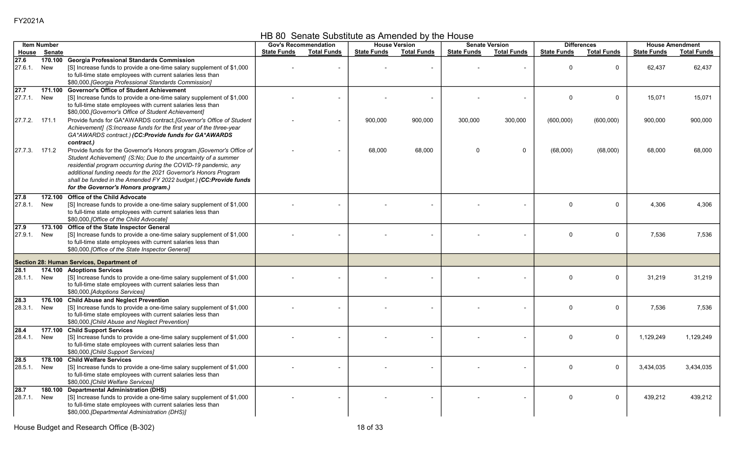FY2021A

# HB 80 Senate Substitute as Amended by the House

| Item Number | | | Gov's Recommendation | | House Version | | Senate Version | | Differences | | House Amendment | |
|---|---|---|---|---|---|---|---|---|---|---|---|---|
| House | Senate | | State Funds | Total Funds | State Funds | Total Funds | State Funds | Total Funds | State Funds | Total Funds | State Funds | Total Funds |
| **27.6** | **170.100** | **Georgia Professional Standards Commission** | | | | | | | | | | |
| 27.6.1. | New | [S] Increase funds to provide a one-time salary supplement of $1,000 to full-time state employees with current salaries less than $80,000.*[Georgia Professional Standards Commission]* | - | - | - | - | - | - | 0 | 0 | 62,437 | 62,437 |
| **27.7** | **171.100** | **Governor's Office of Student Achievement** | | | | | | | | | | |
| 27.7.1. | New | [S] Increase funds to provide a one-time salary supplement of $1,000 to full-time state employees with current salaries less than $80,000.*[Governor's Office of Student Achievement]* | - | - | - | - | - | - | 0 | 0 | 15,071 | 15,071 |
| 27.7.2. | 171.1 | Provide funds for GA*AWARDS contract.*[Governor's Office of Student Achievement] (S:Increase funds for the first year of the three-year GA*AWARDS contract.)* ***(CC:Provide funds for GA*AWARDS contract.)*** | - | - | 900,000 | 900,000 | 300,000 | 300,000 | (600,000) | (600,000) | 900,000 | 900,000 |
| 27.7.3. | 171.2 | Provide funds for the Governor's Honors program.*[Governor's Office of Student Achievement] (S:No; Due to the uncertainty of a summer residential program occurring during the COVID-19 pandemic, any additional funding needs for the 2021 Governor's Honors Program shall be funded in the Amended FY 2022 budget.)* ***(CC:Provide funds for the Governor's Honors program.)*** | - | - | 68,000 | 68,000 | 0 | 0 | (68,000) | (68,000) | 68,000 | 68,000 |
| **27.8** | **172.100** | **Office of the Child Advocate** | | | | | | | | | | |
| 27.8.1. | New | [S] Increase funds to provide a one-time salary supplement of $1,000 to full-time state employees with current salaries less than $80,000.*[Office of the Child Advocate]* | - | - | - | - | - | - | 0 | 0 | 4,306 | 4,306 |
| **27.9** | **173.100** | **Office of the State Inspector General** | | | | | | | | | | |
| 27.9.1. | New | [S] Increase funds to provide a one-time salary supplement of $1,000 to full-time state employees with current salaries less than $80,000.*[Office of the State Inspector General]* | - | - | - | - | - | - | 0 | 0 | 7,536 | 7,536 |
| **Section 28: Human Services, Department of** | | | | | | | | | | | | |
| **28.1** | **174.100** | **Adoptions Services** | | | | | | | | | | |
| 28.1.1. | New | [S] Increase funds to provide a one-time salary supplement of $1,000 to full-time state employees with current salaries less than $80,000.*[Adoptions Services]* | - | - | - | - | - | - | 0 | 0 | 31,219 | 31,219 |
| **28.3** | **176.100** | **Child Abuse and Neglect Prevention** | | | | | | | | | | |
| 28.3.1. | New | [S] Increase funds to provide a one-time salary supplement of $1,000 to full-time state employees with current salaries less than $80,000.*[Child Abuse and Neglect Prevention]* | - | - | - | - | - | - | 0 | 0 | 7,536 | 7,536 |
| **28.4** | **177.100** | **Child Support Services** | | | | | | | | | | |
| 28.4.1. | New | [S] Increase funds to provide a one-time salary supplement of $1,000 to full-time state employees with current salaries less than $80,000.*[Child Support Services]* | - | - | - | - | - | - | 0 | 0 | 1,129,249 | 1,129,249 |
| **28.5** | **178.100** | **Child Welfare Services** | | | | | | | | | | |
| 28.5.1. | New | [S] Increase funds to provide a one-time salary supplement of $1,000 to full-time state employees with current salaries less than $80,000.*[Child Welfare Services]* | - | - | - | - | - | - | 0 | 0 | 3,434,035 | 3,434,035 |
| **28.7** | **180.100** | **Departmental Administration (DHS)** | | | | | | | | | | |
| 28.7.1. | New | [S] Increase funds to provide a one-time salary supplement of $1,000 to full-time state employees with current salaries less than $80,000.*[Departmental Administration (DHS)]* | - | - | - | - | - | - | 0 | 0 | 439,212 | 439,212 |

House Budget and Research Office (B-302)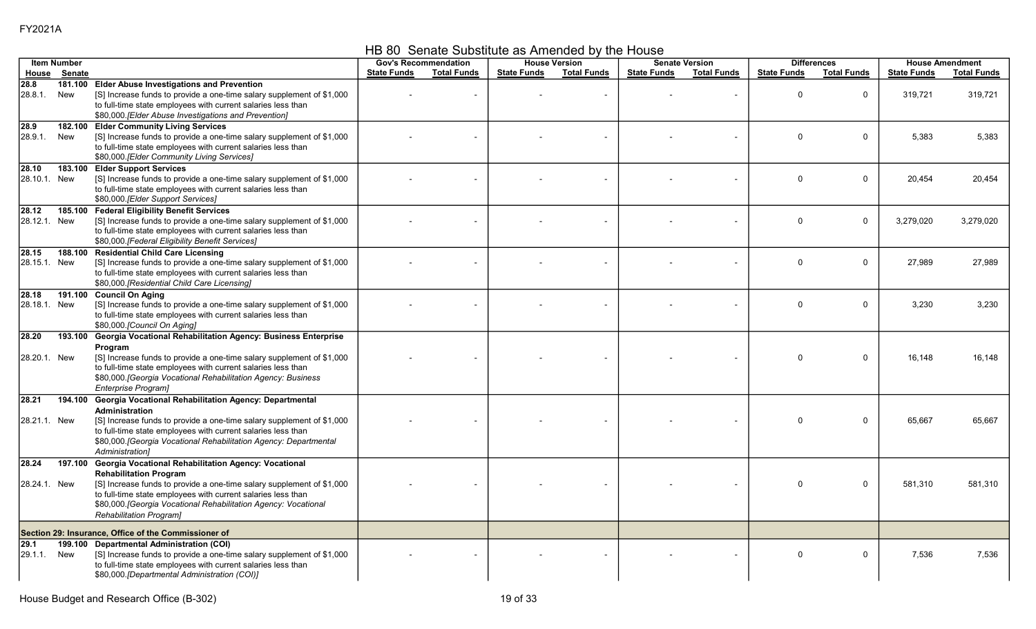FY2021A

# HB 80 Senate Substitute as Amended by the House

| Item Number | | | Gov's Recommendation | | House Version | | Senate Version | | Differences | | House Amendment | |
|---|---|---|---|---|---|---|---|---|---|---|---|---|
| House | Senate | | State Funds | Total Funds | State Funds | Total Funds | State Funds | Total Funds | State Funds | Total Funds | State Funds | Total Funds |
| **28.8** | **181.100** | **Elder Abuse Investigations and Prevention** | | | | | | | | | | |
| 28.8.1. | New | [S] Increase funds to provide a one-time salary supplement of $1,000 to full-time state employees with current salaries less than $80,000.*[Elder Abuse Investigations and Prevention]* | - | - | - | - | - | - | 0 | 0 | 319,721 | 319,721 |
| **28.9** | **182.100** | **Elder Community Living Services** | | | | | | | | | | |
| 28.9.1. | New | [S] Increase funds to provide a one-time salary supplement of $1,000 to full-time state employees with current salaries less than $80,000.*[Elder Community Living Services]* | - | - | - | - | - | - | 0 | 0 | 5,383 | 5,383 |
| **28.10** | **183.100** | **Elder Support Services** | | | | | | | | | | |
| 28.10.1. | New | [S] Increase funds to provide a one-time salary supplement of $1,000 to full-time state employees with current salaries less than $80,000.*[Elder Support Services]* | - | - | - | - | - | - | 0 | 0 | 20,454 | 20,454 |
| **28.12** | **185.100** | **Federal Eligibility Benefit Services** | | | | | | | | | | |
| 28.12.1. | New | [S] Increase funds to provide a one-time salary supplement of $1,000 to full-time state employees with current salaries less than $80,000.*[Federal Eligibility Benefit Services]* | - | - | - | - | - | - | 0 | 0 | 3,279,020 | 3,279,020 |
| **28.15** | **188.100** | **Residential Child Care Licensing** | | | | | | | | | | |
| 28.15.1. | New | [S] Increase funds to provide a one-time salary supplement of $1,000 to full-time state employees with current salaries less than $80,000.*[Residential Child Care Licensing]* | - | - | - | - | - | - | 0 | 0 | 27,989 | 27,989 |
| **28.18** | **191.100** | **Council On Aging** | | | | | | | | | | |
| 28.18.1. | New | [S] Increase funds to provide a one-time salary supplement of $1,000 to full-time state employees with current salaries less than $80,000.*[Council On Aging]* | - | - | - | - | - | - | 0 | 0 | 3,230 | 3,230 |
| **28.20** | **193.100** | **Georgia Vocational Rehabilitation Agency: Business Enterprise Program** | | | | | | | | | | |
| 28.20.1. | New | [S] Increase funds to provide a one-time salary supplement of $1,000 to full-time state employees with current salaries less than $80,000.*[Georgia Vocational Rehabilitation Agency: Business Enterprise Program]* | - | - | - | - | - | - | 0 | 0 | 16,148 | 16,148 |
| **28.21** | **194.100** | **Georgia Vocational Rehabilitation Agency: Departmental Administration** | | | | | | | | | | |
| 28.21.1. | New | [S] Increase funds to provide a one-time salary supplement of $1,000 to full-time state employees with current salaries less than $80,000.*[Georgia Vocational Rehabilitation Agency: Departmental Administration]* | - | - | - | - | - | - | 0 | 0 | 65,667 | 65,667 |
| **28.24** | **197.100** | **Georgia Vocational Rehabilitation Agency: Vocational Rehabilitation Program** | | | | | | | | | | |
| 28.24.1. | New | [S] Increase funds to provide a one-time salary supplement of $1,000 to full-time state employees with current salaries less than $80,000.*[Georgia Vocational Rehabilitation Agency: Vocational Rehabilitation Program]* | - | - | - | - | - | - | 0 | 0 | 581,310 | 581,310 |
| **Section 29: Insurance, Office of the Commissioner of** | | | | | | | | | | | | |
| **29.1** | **199.100** | **Departmental Administration (COI)** | | | | | | | | | | |
| 29.1.1. | New | [S] Increase funds to provide a one-time salary supplement of $1,000 to full-time state employees with current salaries less than $80,000.*[Departmental Administration (COI)]* | - | - | - | - | - | - | 0 | 0 | 7,536 | 7,536 |

House Budget and Research Office (B-302)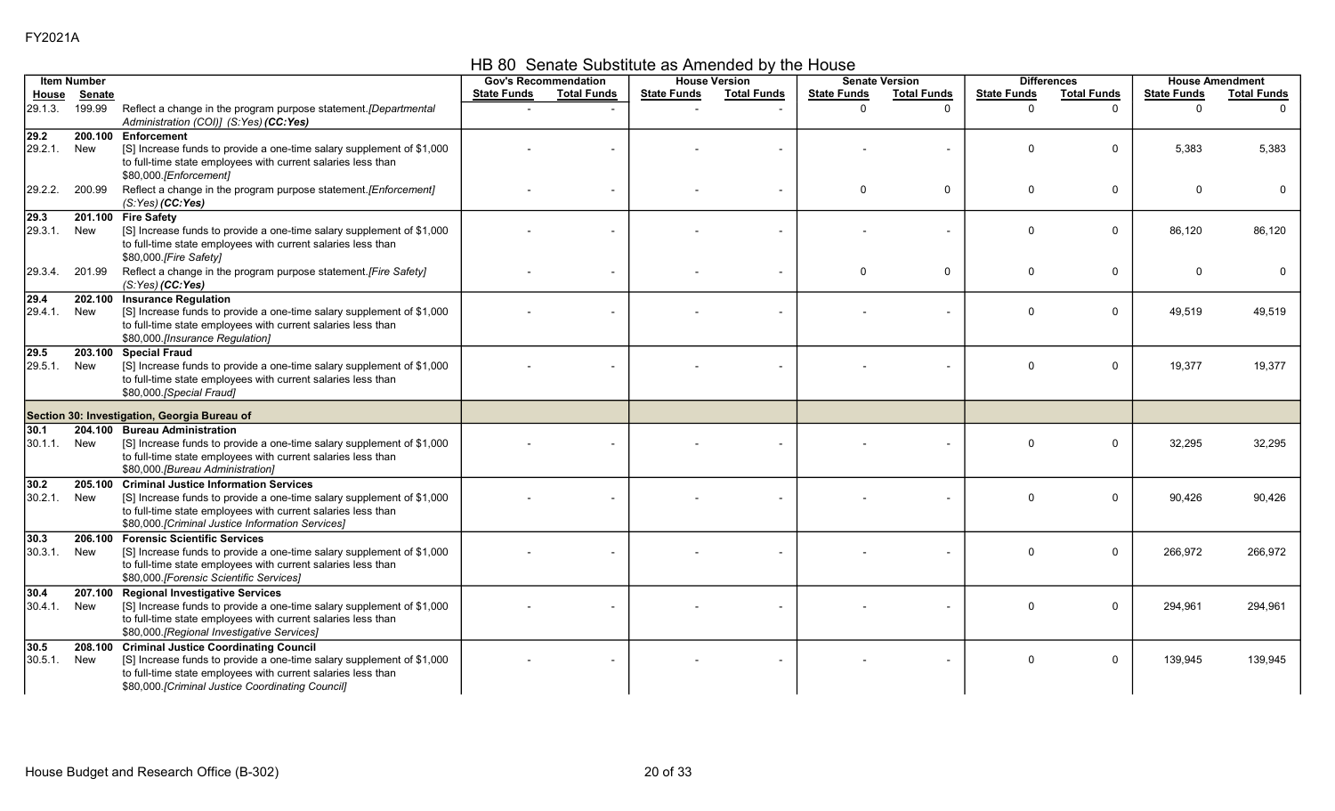FY2021A

## HB 80 Senate Substitute as Amended by the House

| Item Number | | | Gov's Recommendation | | House Version | | Senate Version | | Differences | | House Amendment | |
|---|---|---|---|---|---|---|---|---|---|---|---|---|
| House | Senate | | State Funds | Total Funds | State Funds | Total Funds | State Funds | Total Funds | State Funds | Total Funds | State Funds | Total Funds |
| 29.1.3. | 199.99 | Reflect a change in the program purpose statement. *[Departmental Administration (COI)] (S:Yes)* ***(CC:Yes)*** | - | - | - | - | 0 | 0 | 0 | 0 | 0 | 0 |
| **29.2** | **200.100** | **Enforcement** | | | | | | | | | | |
| 29.2.1. | New | [S] Increase funds to provide a one-time salary supplement of $1,000 to full-time state employees with current salaries less than $80,000. *[Enforcement]* | - | - | - | - | - | - | 0 | 0 | 5,383 | 5,383 |
| 29.2.2. | 200.99 | Reflect a change in the program purpose statement. *[Enforcement] (S:Yes)* ***(CC:Yes)*** | - | - | - | - | 0 | 0 | 0 | 0 | 0 | 0 |
| **29.3** | **201.100** | **Fire Safety** | | | | | | | | | | |
| 29.3.1. | New | [S] Increase funds to provide a one-time salary supplement of $1,000 to full-time state employees with current salaries less than $80,000. *[Fire Safety]* | - | - | - | - | - | - | 0 | 0 | 86,120 | 86,120 |
| 29.3.4. | 201.99 | Reflect a change in the program purpose statement. *[Fire Safety] (S:Yes)* ***(CC:Yes)*** | - | - | - | - | 0 | 0 | 0 | 0 | 0 | 0 |
| **29.4** | **202.100** | **Insurance Regulation** | | | | | | | | | | |
| 29.4.1. | New | [S] Increase funds to provide a one-time salary supplement of $1,000 to full-time state employees with current salaries less than $80,000. *[Insurance Regulation]* | - | - | - | - | - | - | 0 | 0 | 49,519 | 49,519 |
| **29.5** | **203.100** | **Special Fraud** | | | | | | | | | | |
| 29.5.1. | New | [S] Increase funds to provide a one-time salary supplement of $1,000 to full-time state employees with current salaries less than $80,000. *[Special Fraud]* | - | - | - | - | - | - | 0 | 0 | 19,377 | 19,377 |
| **Section 30: Investigation, Georgia Bureau of** | | | | | | | | | | | | |
| **30.1** | **204.100** | **Bureau Administration** | | | | | | | | | | |
| 30.1.1. | New | [S] Increase funds to provide a one-time salary supplement of $1,000 to full-time state employees with current salaries less than $80,000. *[Bureau Administration]* | - | - | - | - | - | - | 0 | 0 | 32,295 | 32,295 |
| **30.2** | **205.100** | **Criminal Justice Information Services** | | | | | | | | | | |
| 30.2.1. | New | [S] Increase funds to provide a one-time salary supplement of $1,000 to full-time state employees with current salaries less than $80,000. *[Criminal Justice Information Services]* | - | - | - | - | - | - | 0 | 0 | 90,426 | 90,426 |
| **30.3** | **206.100** | **Forensic Scientific Services** | | | | | | | | | | |
| 30.3.1. | New | [S] Increase funds to provide a one-time salary supplement of $1,000 to full-time state employees with current salaries less than $80,000. *[Forensic Scientific Services]* | - | - | - | - | - | - | 0 | 0 | 266,972 | 266,972 |
| **30.4** | **207.100** | **Regional Investigative Services** | | | | | | | | | | |
| 30.4.1. | New | [S] Increase funds to provide a one-time salary supplement of $1,000 to full-time state employees with current salaries less than $80,000. *[Regional Investigative Services]* | - | - | - | - | - | - | 0 | 0 | 294,961 | 294,961 |
| **30.5** | **208.100** | **Criminal Justice Coordinating Council** | | | | | | | | | | |
| 30.5.1. | New | [S] Increase funds to provide a one-time salary supplement of $1,000 to full-time state employees with current salaries less than $80,000. *[Criminal Justice Coordinating Council]* | - | - | - | - | - | - | 0 | 0 | 139,945 | 139,945 |

House Budget and Research Office (B-302)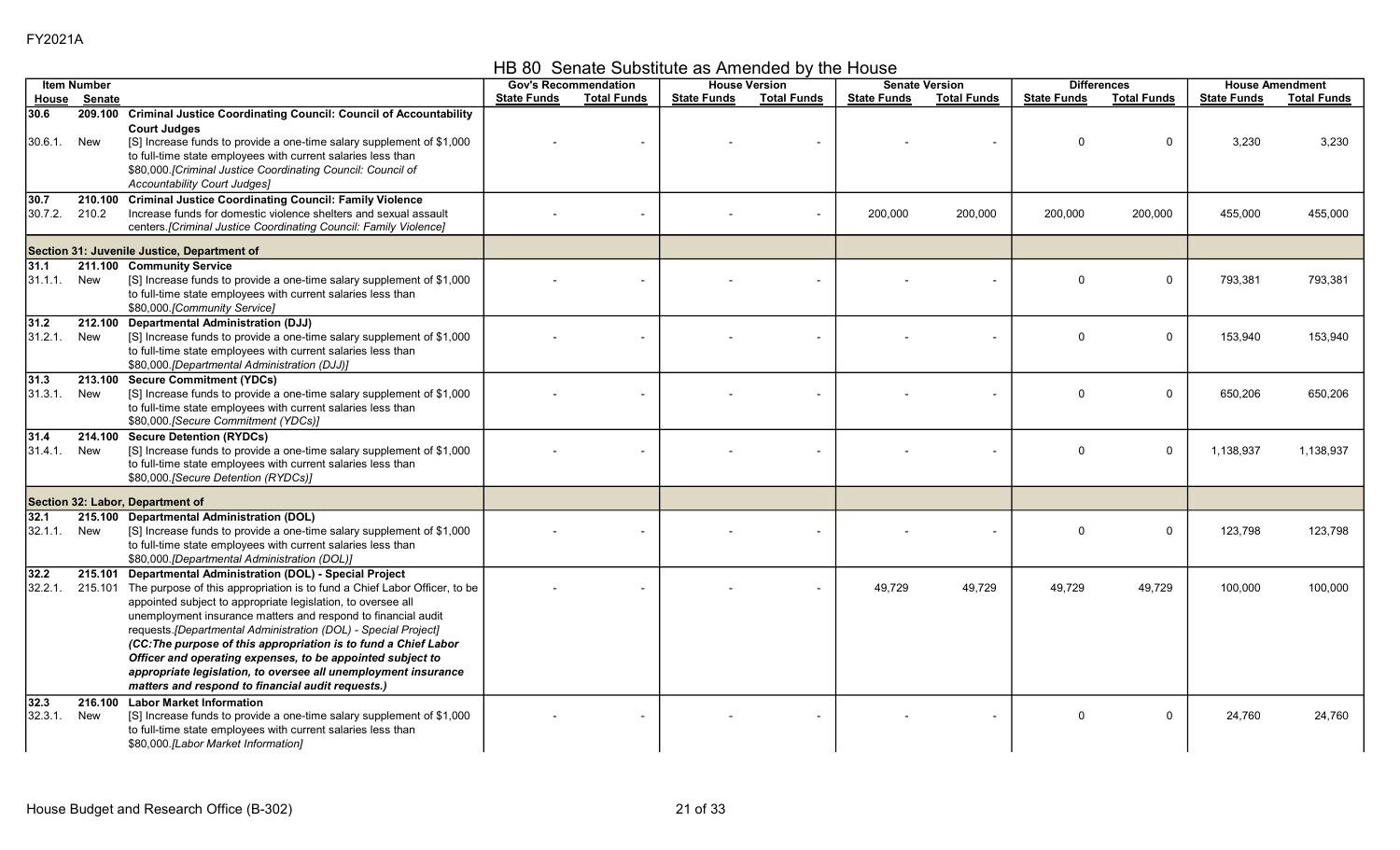FY2021A

## HB 80 Senate Substitute as Amended by the House

| Item Number | | | Gov's Recommendation | | House Version | | Senate Version | | Differences | | House Amendment | |
|---|---|---|---|---|---|---|---|---|---|---|---|---|
| House | Senate | | State Funds | Total Funds | State Funds | Total Funds | State Funds | Total Funds | State Funds | Total Funds | State Funds | Total Funds |
| **30.6** | **209.100** | **Criminal Justice Coordinating Council: Council of Accountability Court Judges** | | | | | | | | | | |
| 30.6.1. | New | [S] Increase funds to provide a one-time salary supplement of $1,000 to full-time state employees with current salaries less than $80,000.*[Criminal Justice Coordinating Council: Council of Accountability Court Judges]* | - | - | - | - | - | - | 0 | 0 | 3,230 | 3,230 |
| **30.7** | **210.100** | **Criminal Justice Coordinating Council: Family Violence** | | | | | | | | | | |
| 30.7.2. | 210.2 | Increase funds for domestic violence shelters and sexual assault centers.*[Criminal Justice Coordinating Council: Family Violence]* | - | - | - | - | 200,000 | 200,000 | 200,000 | 200,000 | 455,000 | 455,000 |
| **Section 31: Juvenile Justice, Department of** | | | | | | | | | | | | |
| **31.1** | **211.100** | **Community Service** | | | | | | | | | | |
| 31.1.1. | New | [S] Increase funds to provide a one-time salary supplement of $1,000 to full-time state employees with current salaries less than $80,000.*[Community Service]* | - | - | - | - | - | - | 0 | 0 | 793,381 | 793,381 |
| **31.2** | **212.100** | **Departmental Administration (DJJ)** | | | | | | | | | | |
| 31.2.1. | New | [S] Increase funds to provide a one-time salary supplement of $1,000 to full-time state employees with current salaries less than $80,000.*[Departmental Administration (DJJ)]* | - | - | - | - | - | - | 0 | 0 | 153,940 | 153,940 |
| **31.3** | **213.100** | **Secure Commitment (YDCs)** | | | | | | | | | | |
| 31.3.1. | New | [S] Increase funds to provide a one-time salary supplement of $1,000 to full-time state employees with current salaries less than $80,000.*[Secure Commitment (YDCs)]* | - | - | - | - | - | - | 0 | 0 | 650,206 | 650,206 |
| **31.4** | **214.100** | **Secure Detention (RYDCs)** | | | | | | | | | | |
| 31.4.1. | New | [S] Increase funds to provide a one-time salary supplement of $1,000 to full-time state employees with current salaries less than $80,000.*[Secure Detention (RYDCs)]* | - | - | - | - | - | - | 0 | 0 | 1,138,937 | 1,138,937 |
| **Section 32: Labor, Department of** | | | | | | | | | | | | |
| **32.1** | **215.100** | **Departmental Administration (DOL)** | | | | | | | | | | |
| 32.1.1. | New | [S] Increase funds to provide a one-time salary supplement of $1,000 to full-time state employees with current salaries less than $80,000.*[Departmental Administration (DOL)]* | - | - | - | - | - | - | 0 | 0 | 123,798 | 123,798 |
| **32.2** | **215.101** | **Departmental Administration (DOL) - Special Project** | | | | | | | | | | |
| 32.2.1. | 215.101 | The purpose of this appropriation is to fund a Chief Labor Officer, to be appointed subject to appropriate legislation, to oversee all unemployment insurance matters and respond to financial audit requests.*[Departmental Administration (DOL) - Special Project]* ***(CC:The purpose of this appropriation is to fund a Chief Labor Officer and operating expenses, to be appointed subject to appropriate legislation, to oversee all unemployment insurance matters and respond to financial audit requests.)*** | - | - | - | - | 49,729 | 49,729 | 49,729 | 49,729 | 100,000 | 100,000 |
| **32.3** | **216.100** | **Labor Market Information** | | | | | | | | | | |
| 32.3.1. | New | [S] Increase funds to provide a one-time salary supplement of $1,000 to full-time state employees with current salaries less than $80,000.*[Labor Market Information]* | - | - | - | - | - | - | 0 | 0 | 24,760 | 24,760 |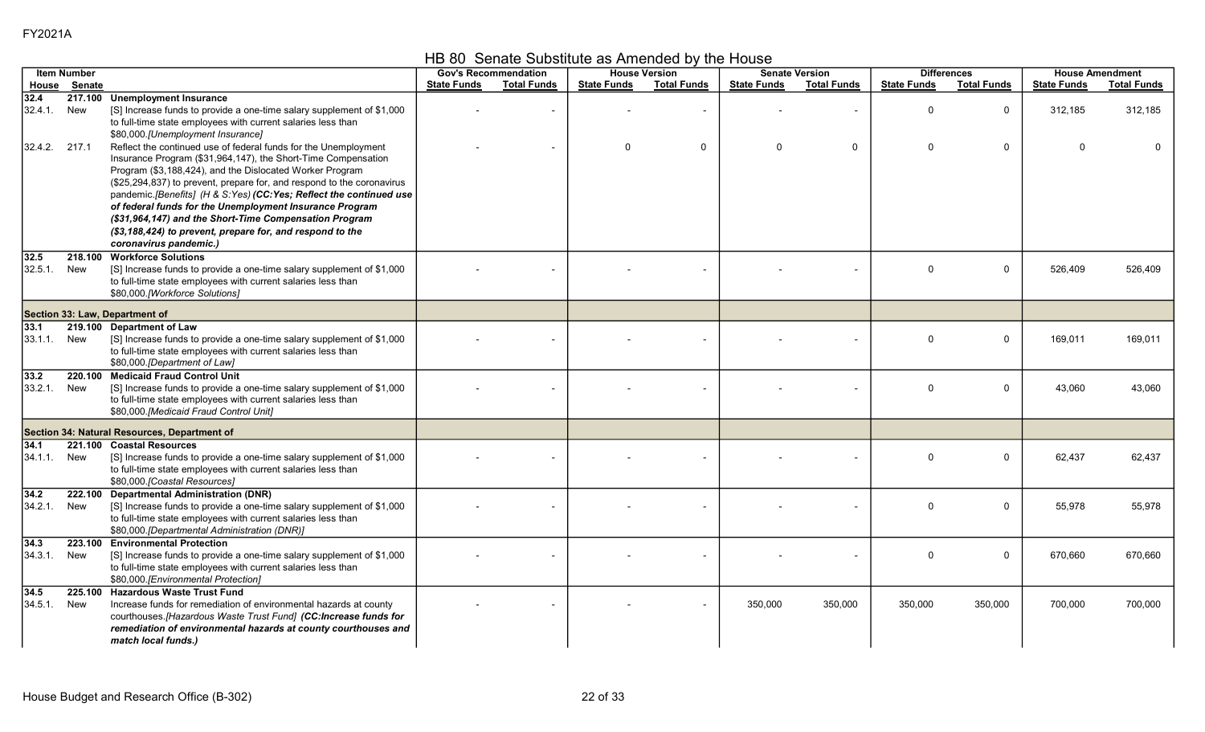FY2021A

# HB 80 Senate Substitute as Amended by the House

| Item Number | | | Gov's Recommendation | | House Version | | Senate Version | | Differences | | House Amendment | |
|---|---|---|---|---|---|---|---|---|---|---|---|---|
| House | Senate | | State Funds | Total Funds | State Funds | Total Funds | State Funds | Total Funds | State Funds | Total Funds | State Funds | Total Funds |
| 32.4 | 217.100 | **Unemployment Insurance** | | | | | | | | | | |
| 32.4.1. | New | [S] Increase funds to provide a one-time salary supplement of $1,000 to full-time state employees with current salaries less than $80,000.*[Unemployment Insurance]* | - | - | - | - | - | - | 0 | 0 | 312,185 | 312,185 |
| 32.4.2. | 217.1 | Reflect the continued use of federal funds for the Unemployment Insurance Program ($31,964,147), the Short-Time Compensation Program ($3,188,424), and the Dislocated Worker Program ($25,294,837) to prevent, prepare for, and respond to the coronavirus pandemic.*[Benefits] (H & S:Yes)* ***(CC:Yes; Reflect the continued use of federal funds for the Unemployment Insurance Program ($31,964,147) and the Short-Time Compensation Program ($3,188,424) to prevent, prepare for, and respond to the coronavirus pandemic.)*** | - | - | 0 | 0 | 0 | 0 | 0 | 0 | 0 | 0 |
| 32.5 | 218.100 | **Workforce Solutions** | | | | | | | | | | |
| 32.5.1. | New | [S] Increase funds to provide a one-time salary supplement of $1,000 to full-time state employees with current salaries less than $80,000.*[Workforce Solutions]* | - | - | - | - | - | - | 0 | 0 | 526,409 | 526,409 |
| **Section 33: Law, Department of** | | | | | | | | | | | | |
| 33.1 | 219.100 | **Department of Law** | | | | | | | | | | |
| 33.1.1. | New | [S] Increase funds to provide a one-time salary supplement of $1,000 to full-time state employees with current salaries less than $80,000.*[Department of Law]* | - | - | - | - | - | - | 0 | 0 | 169,011 | 169,011 |
| 33.2 | 220.100 | **Medicaid Fraud Control Unit** | | | | | | | | | | |
| 33.2.1. | New | [S] Increase funds to provide a one-time salary supplement of $1,000 to full-time state employees with current salaries less than $80,000.*[Medicaid Fraud Control Unit]* | - | - | - | - | - | - | 0 | 0 | 43,060 | 43,060 |
| **Section 34: Natural Resources, Department of** | | | | | | | | | | | | |
| 34.1 | 221.100 | **Coastal Resources** | | | | | | | | | | |
| 34.1.1. | New | [S] Increase funds to provide a one-time salary supplement of $1,000 to full-time state employees with current salaries less than $80,000.*[Coastal Resources]* | - | - | - | - | - | - | 0 | 0 | 62,437 | 62,437 |
| 34.2 | 222.100 | **Departmental Administration (DNR)** | | | | | | | | | | |
| 34.2.1. | New | [S] Increase funds to provide a one-time salary supplement of $1,000 to full-time state employees with current salaries less than $80,000.*[Departmental Administration (DNR)]* | - | - | - | - | - | - | 0 | 0 | 55,978 | 55,978 |
| 34.3 | 223.100 | **Environmental Protection** | | | | | | | | | | |
| 34.3.1. | New | [S] Increase funds to provide a one-time salary supplement of $1,000 to full-time state employees with current salaries less than $80,000.*[Environmental Protection]* | - | - | - | - | - | - | 0 | 0 | 670,660 | 670,660 |
| 34.5 | 225.100 | **Hazardous Waste Trust Fund** | | | | | | | | | | |
| 34.5.1. | New | Increase funds for remediation of environmental hazards at county courthouses.*[Hazardous Waste Trust Fund]* ***(CC:Increase funds for remediation of environmental hazards at county courthouses and match local funds.)*** | - | - | - | - | 350,000 | 350,000 | 350,000 | 350,000 | 700,000 | 700,000 |

House Budget and Research Office (B-302)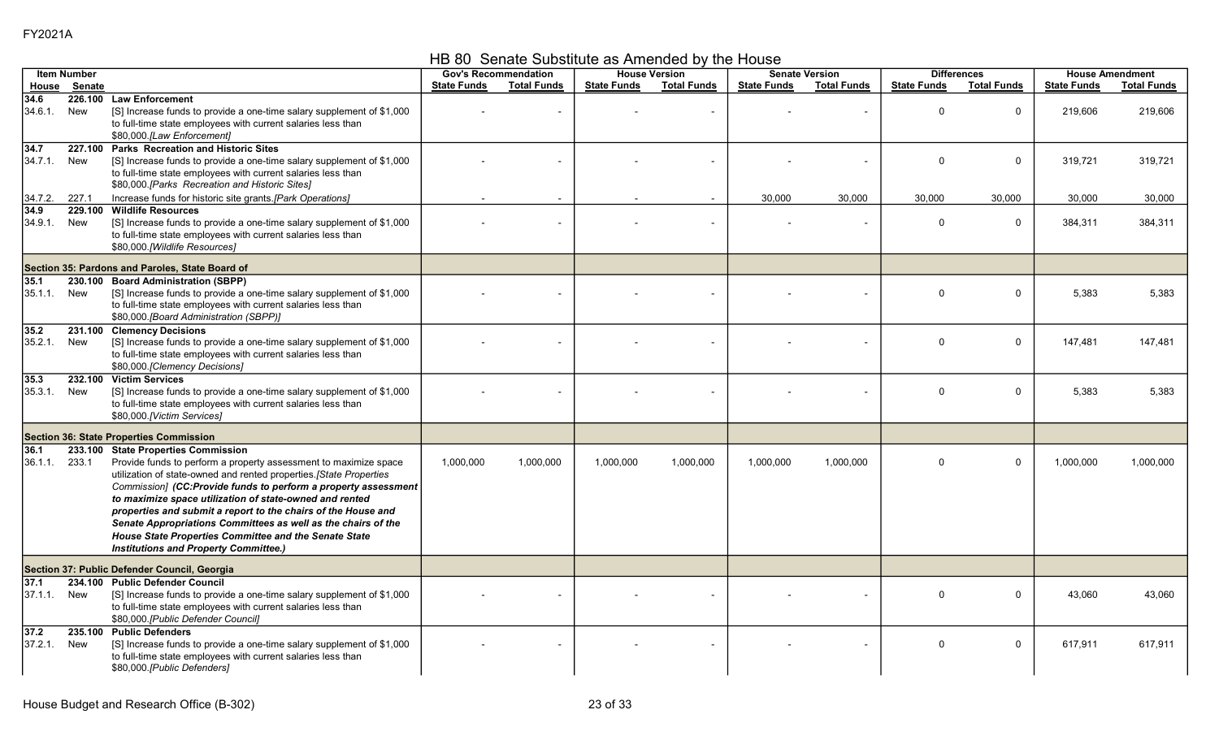FY2021A

# HB 80 Senate Substitute as Amended by the House

| Item Number | | | Gov's Recommendation | | House Version | | Senate Version | | Differences | | House Amendment | |
|---|---|---|---|---|---|---|---|---|---|---|---|---|
| House | Senate | | State Funds | Total Funds | State Funds | Total Funds | State Funds | Total Funds | State Funds | Total Funds | State Funds | Total Funds |
| **34.6** | **226.100** | **Law Enforcement** | | | | | | | | | | |
| 34.6.1. | New | [S] Increase funds to provide a one-time salary supplement of $1,000 to full-time state employees with current salaries less than $80,000.*[Law Enforcement]* | - | - | - | - | - | - | 0 | 0 | 219,606 | 219,606 |
| **34.7** | **227.100** | **Parks Recreation and Historic Sites** | | | | | | | | | | |
| 34.7.1. | New | [S] Increase funds to provide a one-time salary supplement of $1,000 to full-time state employees with current salaries less than $80,000.*[Parks Recreation and Historic Sites]* | - | - | - | - | - | - | 0 | 0 | 319,721 | 319,721 |
| 34.7.2. | 227.1 | Increase funds for historic site grants.*[Park Operations]* | - | - | - | - | 30,000 | 30,000 | 30,000 | 30,000 | 30,000 | 30,000 |
| **34.9** | **229.100** | **Wildlife Resources** | | | | | | | | | | |
| 34.9.1. | New | [S] Increase funds to provide a one-time salary supplement of $1,000 to full-time state employees with current salaries less than $80,000.*[Wildlife Resources]* | - | - | - | - | - | - | 0 | 0 | 384,311 | 384,311 |
| **Section 35: Pardons and Paroles, State Board of** | | | | | | | | | | | | |
| **35.1** | **230.100** | **Board Administration (SBPP)** | | | | | | | | | | |
| 35.1.1. | New | [S] Increase funds to provide a one-time salary supplement of $1,000 to full-time state employees with current salaries less than $80,000.*[Board Administration (SBPP)]* | - | - | - | - | - | - | 0 | 0 | 5,383 | 5,383 |
| **35.2** | **231.100** | **Clemency Decisions** | | | | | | | | | | |
| 35.2.1. | New | [S] Increase funds to provide a one-time salary supplement of $1,000 to full-time state employees with current salaries less than $80,000.*[Clemency Decisions]* | - | - | - | - | - | - | 0 | 0 | 147,481 | 147,481 |
| **35.3** | **232.100** | **Victim Services** | | | | | | | | | | |
| 35.3.1. | New | [S] Increase funds to provide a one-time salary supplement of $1,000 to full-time state employees with current salaries less than $80,000.*[Victim Services]* | - | - | - | - | - | - | 0 | 0 | 5,383 | 5,383 |
| **Section 36: State Properties Commission** | | | | | | | | | | | | |
| **36.1** | **233.100** | **State Properties Commission** | | | | | | | | | | |
| 36.1.1. | 233.1 | Provide funds to perform a property assessment to maximize space utilization of state-owned and rented properties.*[State Properties Commission]* ***(CC:Provide funds to perform a property assessment to maximize space utilization of state-owned and rented properties and submit a report to the chairs of the House and Senate Appropriations Committees as well as the chairs of the House State Properties Committee and the Senate State Institutions and Property Committee.)*** | 1,000,000 | 1,000,000 | 1,000,000 | 1,000,000 | 1,000,000 | 1,000,000 | 0 | 0 | 1,000,000 | 1,000,000 |
| **Section 37: Public Defender Council, Georgia** | | | | | | | | | | | | |
| **37.1** | **234.100** | **Public Defender Council** | | | | | | | | | | |
| 37.1.1. | New | [S] Increase funds to provide a one-time salary supplement of $1,000 to full-time state employees with current salaries less than $80,000.*[Public Defender Council]* | - | - | - | - | - | - | 0 | 0 | 43,060 | 43,060 |
| **37.2** | **235.100** | **Public Defenders** | | | | | | | | | | |
| 37.2.1. | New | [S] Increase funds to provide a one-time salary supplement of $1,000 to full-time state employees with current salaries less than $80,000.*[Public Defenders]* | - | - | - | - | - | - | 0 | 0 | 617,911 | 617,911 |

House Budget and Research Office (B-302)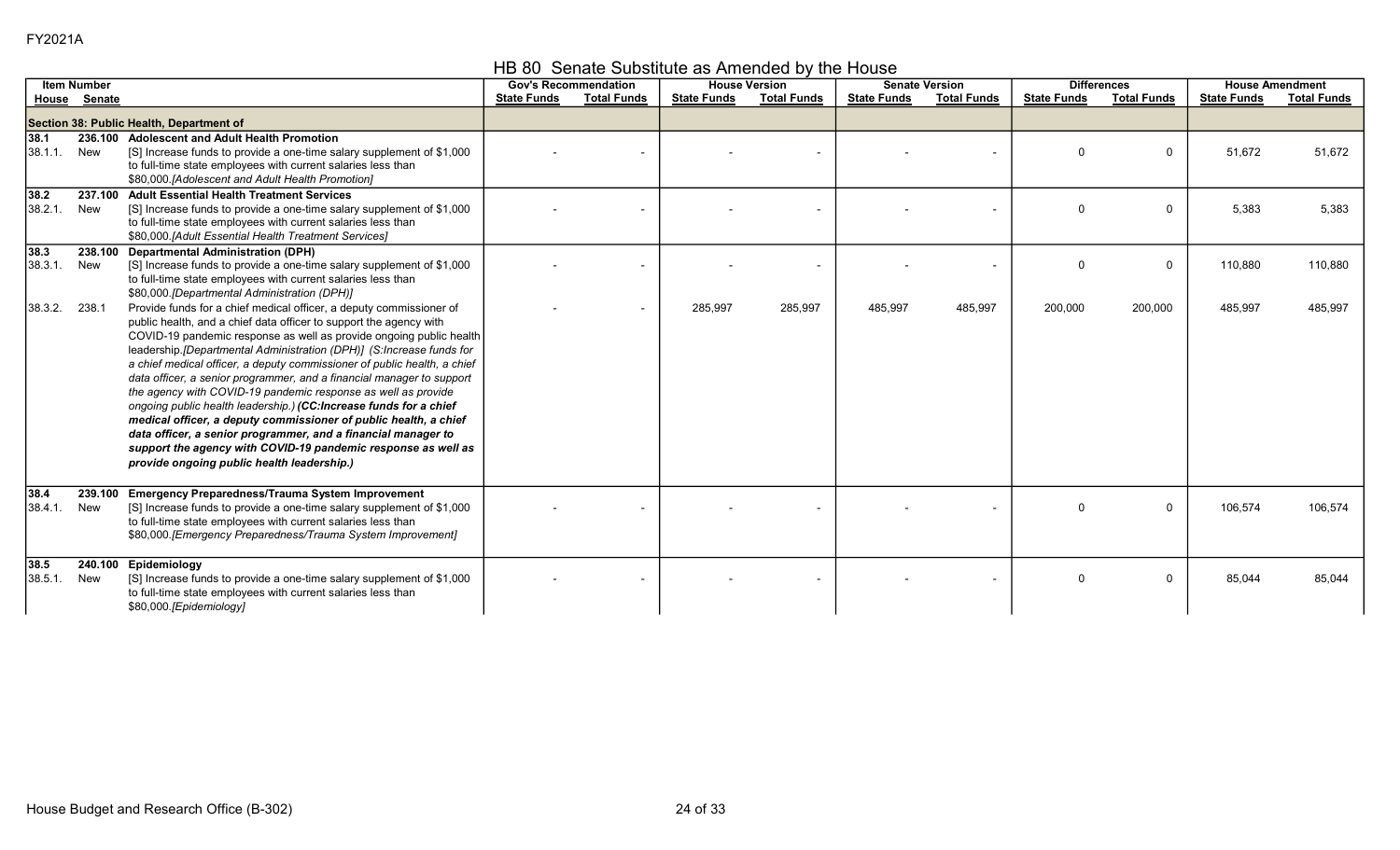FY2021A

## HB 80 Senate Substitute as Amended by the House

| Item Number | | | Gov's Recommendation | | House Version | | Senate Version | | Differences | | House Amendment | |
|---|---|---|---|---|---|---|---|---|---|---|---|---|
| House | Senate | | State Funds | Total Funds | State Funds | Total Funds | State Funds | Total Funds | State Funds | Total Funds | State Funds | Total Funds |
| **Section 38: Public Health, Department of** | | | | | | | | | | | | |
| **38.1** | **236.100** | **Adolescent and Adult Health Promotion** | | | | | | | | | | |
| 38.1.1. | New | [S] Increase funds to provide a one-time salary supplement of $1,000 to full-time state employees with current salaries less than $80,000.*[Adolescent and Adult Health Promotion]* | - | - | - | - | - | - | 0 | 0 | 51,672 | 51,672 |
| **38.2** | **237.100** | **Adult Essential Health Treatment Services** | | | | | | | | | | |
| 38.2.1. | New | [S] Increase funds to provide a one-time salary supplement of $1,000 to full-time state employees with current salaries less than $80,000.*[Adult Essential Health Treatment Services]* | - | - | - | - | - | - | 0 | 0 | 5,383 | 5,383 |
| **38.3** | **238.100** | **Departmental Administration (DPH)** | | | | | | | | | | |
| 38.3.1. | New | [S] Increase funds to provide a one-time salary supplement of $1,000 to full-time state employees with current salaries less than $80,000.*[Departmental Administration (DPH)]* | - | - | - | - | - | - | 0 | 0 | 110,880 | 110,880 |
| 38.3.2. | 238.1 | Provide funds for a chief medical officer, a deputy commissioner of public health, and a chief data officer to support the agency with COVID-19 pandemic response as well as provide ongoing public health leadership.*[Departmental Administration (DPH)] (S:Increase funds for a chief medical officer, a deputy commissioner of public health, a chief data officer, a senior programmer, and a financial manager to support the agency with COVID-19 pandemic response as well as provide ongoing public health leadership.)* ***(CC:Increase funds for a chief medical officer, a deputy commissioner of public health, a chief data officer, a senior programmer, and a financial manager to support the agency with COVID-19 pandemic response as well as provide ongoing public health leadership.)*** | - | - | 285,997 | 285,997 | 485,997 | 485,997 | 200,000 | 200,000 | 485,997 | 485,997 |
| **38.4** | **239.100** | **Emergency Preparedness/Trauma System Improvement** | | | | | | | | | | |
| 38.4.1. | New | [S] Increase funds to provide a one-time salary supplement of $1,000 to full-time state employees with current salaries less than $80,000.*[Emergency Preparedness/Trauma System Improvement]* | - | - | - | - | - | - | 0 | 0 | 106,574 | 106,574 |
| **38.5** | **240.100** | **Epidemiology** | | | | | | | | | | |
| 38.5.1. | New | [S] Increase funds to provide a one-time salary supplement of $1,000 to full-time state employees with current salaries less than $80,000.*[Epidemiology]* | - | - | - | - | - | - | 0 | 0 | 85,044 | 85,044 |

House Budget and Research Office (B-302)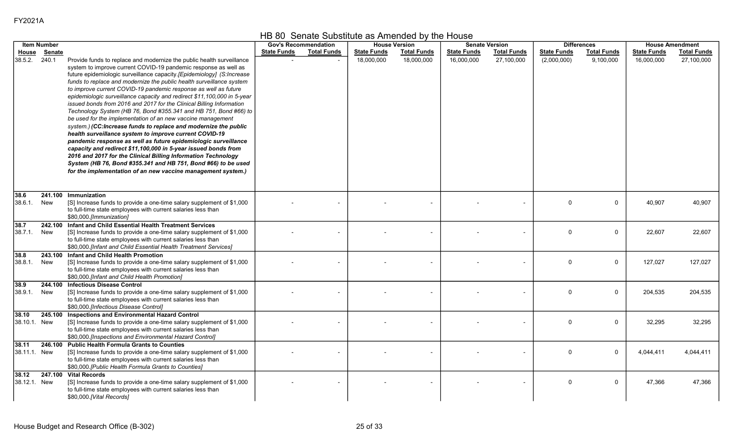FY2021A

## HB 80 Senate Substitute as Amended by the House

| Item Number | | | Gov's Recommendation | | House Version | | Senate Version | | Differences | | House Amendment | |
|---|---|---|---|---|---|---|---|---|---|---|---|---|
| House | Senate | | State Funds | Total Funds | State Funds | Total Funds | State Funds | Total Funds | State Funds | Total Funds | State Funds | Total Funds |
| 38.5.2. | 240.1 | Provide funds to replace and modernize the public health surveillance system to improve current COVID-19 pandemic response as well as future epidemiologic surveillance capacity.*[Epidemiology] (S:Increase funds to replace and modernize the public health surveillance system to improve current COVID-19 pandemic response as well as future epidemiologic surveillance capacity and redirect $11,100,000 in 5-year issued bonds from 2016 and 2017 for the Clinical Billing Information Technology System (HB 76, Bond #355.341 and HB 751, Bond #66) to be used for the implementation of an new vaccine management system.)* ***(CC:Increase funds to replace and modernize the public health surveillance system to improve current COVID-19 pandemic response as well as future epidemiologic surveillance capacity and redirect $11,100,000 in 5-year issued bonds from 2016 and 2017 for the Clinical Billing Information Technology System (HB 76, Bond #355.341 and HB 751, Bond #66) to be used for the implementation of an new vaccine management system.)*** | - | - | 18,000,000 | 18,000,000 | 16,000,000 | 27,100,000 | (2,000,000) | 9,100,000 | 16,000,000 | 27,100,000 |
| **38.6** | **241.100** | **Immunization** | | | | | | | | | | |
| 38.6.1. | New | [S] Increase funds to provide a one-time salary supplement of $1,000 to full-time state employees with current salaries less than $80,000.*[Immunization]* | - | - | - | - | - | - | 0 | 0 | 40,907 | 40,907 |
| **38.7** | **242.100** | **Infant and Child Essential Health Treatment Services** | | | | | | | | | | |
| 38.7.1. | New | [S] Increase funds to provide a one-time salary supplement of $1,000 to full-time state employees with current salaries less than $80,000.*[Infant and Child Essential Health Treatment Services]* | - | - | - | - | - | - | 0 | 0 | 22,607 | 22,607 |
| **38.8** | **243.100** | **Infant and Child Health Promotion** | | | | | | | | | | |
| 38.8.1. | New | [S] Increase funds to provide a one-time salary supplement of $1,000 to full-time state employees with current salaries less than $80,000.*[Infant and Child Health Promotion]* | - | - | - | - | - | - | 0 | 0 | 127,027 | 127,027 |
| **38.9** | **244.100** | **Infectious Disease Control** | | | | | | | | | | |
| 38.9.1. | New | [S] Increase funds to provide a one-time salary supplement of $1,000 to full-time state employees with current salaries less than $80,000.*[Infectious Disease Control]* | - | - | - | - | - | - | 0 | 0 | 204,535 | 204,535 |
| **38.10** | **245.100** | **Inspections and Environmental Hazard Control** | | | | | | | | | | |
| 38.10.1. | New | [S] Increase funds to provide a one-time salary supplement of $1,000 to full-time state employees with current salaries less than $80,000.*[Inspections and Environmental Hazard Control]* | - | - | - | - | - | - | 0 | 0 | 32,295 | 32,295 |
| **38.11** | **246.100** | **Public Health Formula Grants to Counties** | | | | | | | | | | |
| 38.11.1. | New | [S] Increase funds to provide a one-time salary supplement of $1,000 to full-time state employees with current salaries less than $80,000.*[Public Health Formula Grants to Counties]* | - | - | - | - | - | - | 0 | 0 | 4,044,411 | 4,044,411 |
| **38.12** | **247.100** | **Vital Records** | | | | | | | | | | |
| 38.12.1. | New | [S] Increase funds to provide a one-time salary supplement of $1,000 to full-time state employees with current salaries less than $80,000.*[Vital Records]* | - | - | - | - | - | - | 0 | 0 | 47,366 | 47,366 |

House Budget and Research Office (B-302)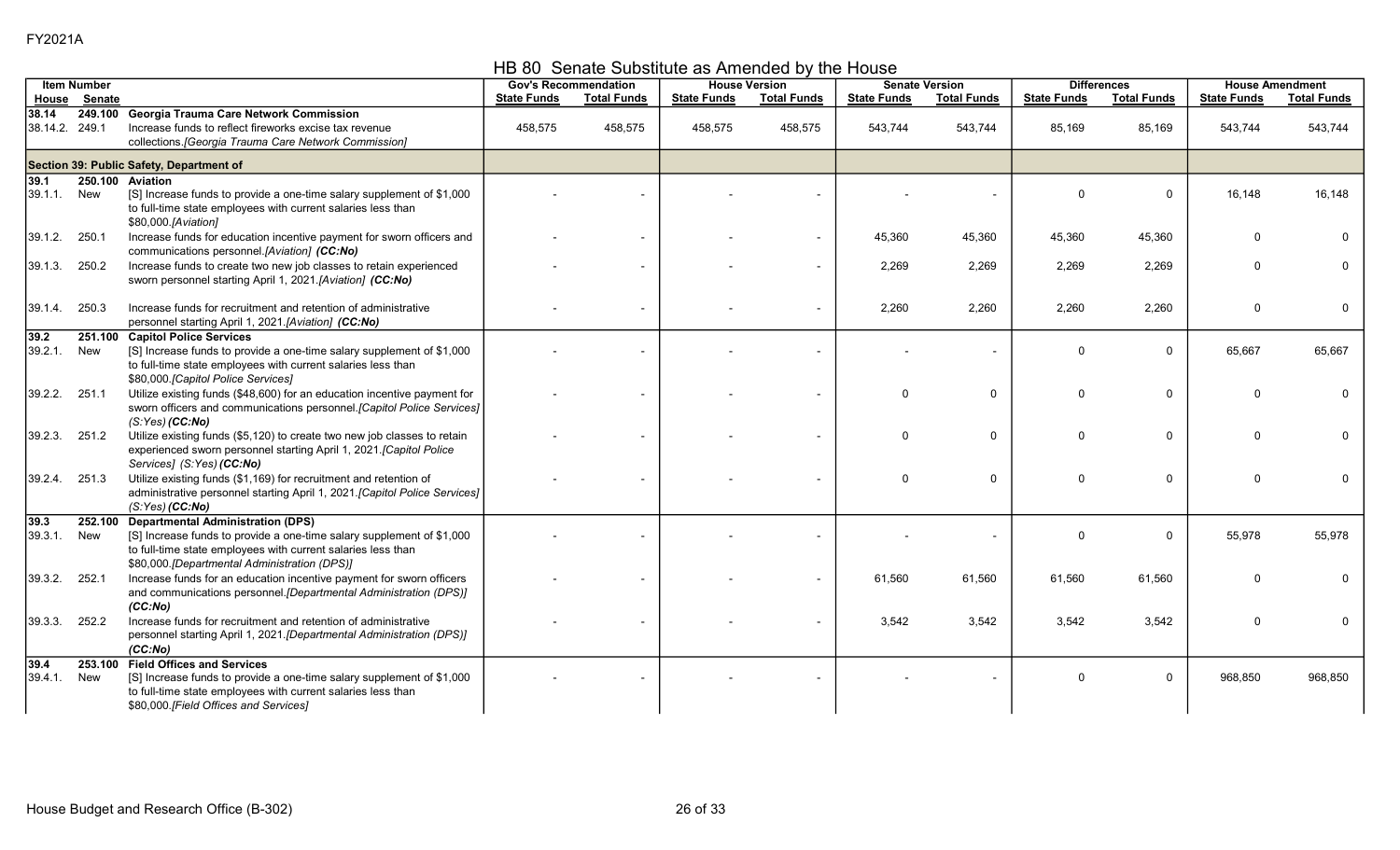FY2021A

## HB 80 Senate Substitute as Amended by the House

| Item Number | | | Gov's Recommendation | | House Version | | Senate Version | | Differences | | House Amendment | |
|---|---|---|---|---|---|---|---|---|---|---|---|---|
| House | Senate | | State Funds | Total Funds | State Funds | Total Funds | State Funds | Total Funds | State Funds | Total Funds | State Funds | Total Funds |
| **38.14** | **249.100** | **Georgia Trauma Care Network Commission** | | | | | | | | | | |
| 38.14.2. | 249.1 | Increase funds to reflect fireworks excise tax revenue collections.*[Georgia Trauma Care Network Commission]* | 458,575 | 458,575 | 458,575 | 458,575 | 543,744 | 543,744 | 85,169 | 85,169 | 543,744 | 543,744 |
| **Section 39: Public Safety, Department of** | | | | | | | | | | | | |
| **39.1** | **250.100** | **Aviation** | | | | | | | | | | |
| 39.1.1. | New | [S] Increase funds to provide a one-time salary supplement of $1,000 to full-time state employees with current salaries less than $80,000.*[Aviation]* | - | - | - | - | - | - | 0 | 0 | 16,148 | 16,148 |
| 39.1.2. | 250.1 | Increase funds for education incentive payment for sworn officers and communications personnel.*[Aviation]* ***(CC:No)*** | - | - | - | - | 45,360 | 45,360 | 45,360 | 45,360 | 0 | 0 |
| 39.1.3. | 250.2 | Increase funds to create two new job classes to retain experienced sworn personnel starting April 1, 2021.*[Aviation]* ***(CC:No)*** | - | - | - | - | 2,269 | 2,269 | 2,269 | 2,269 | 0 | 0 |
| 39.1.4. | 250.3 | Increase funds for recruitment and retention of administrative personnel starting April 1, 2021.*[Aviation]* ***(CC:No)*** | - | - | - | - | 2,260 | 2,260 | 2,260 | 2,260 | 0 | 0 |
| **39.2** | **251.100** | **Capitol Police Services** | | | | | | | | | | |
| 39.2.1. | New | [S] Increase funds to provide a one-time salary supplement of $1,000 to full-time state employees with current salaries less than $80,000.*[Capitol Police Services]* | - | - | - | - | - | - | 0 | 0 | 65,667 | 65,667 |
| 39.2.2. | 251.1 | Utilize existing funds ($48,600) for an education incentive payment for sworn officers and communications personnel.*[Capitol Police Services]* *(S:Yes)* ***(CC:No)*** | - | - | - | - | 0 | 0 | 0 | 0 | 0 | 0 |
| 39.2.3. | 251.2 | Utilize existing funds ($5,120) to create two new job classes to retain experienced sworn personnel starting April 1, 2021.*[Capitol Police Services]* *(S:Yes)* ***(CC:No)*** | - | - | - | - | 0 | 0 | 0 | 0 | 0 | 0 |
| 39.2.4. | 251.3 | Utilize existing funds ($1,169) for recruitment and retention of administrative personnel starting April 1, 2021.*[Capitol Police Services]* *(S:Yes)* ***(CC:No)*** | - | - | - | - | 0 | 0 | 0 | 0 | 0 | 0 |
| **39.3** | **252.100** | **Departmental Administration (DPS)** | | | | | | | | | | |
| 39.3.1. | New | [S] Increase funds to provide a one-time salary supplement of $1,000 to full-time state employees with current salaries less than $80,000.*[Departmental Administration (DPS)]* | - | - | - | - | - | - | 0 | 0 | 55,978 | 55,978 |
| 39.3.2. | 252.1 | Increase funds for an education incentive payment for sworn officers and communications personnel.*[Departmental Administration (DPS)]* ***(CC:No)*** | - | - | - | - | 61,560 | 61,560 | 61,560 | 61,560 | 0 | 0 |
| 39.3.3. | 252.2 | Increase funds for recruitment and retention of administrative personnel starting April 1, 2021.*[Departmental Administration (DPS)]* ***(CC:No)*** | - | - | - | - | 3,542 | 3,542 | 3,542 | 3,542 | 0 | 0 |
| **39.4** | **253.100** | **Field Offices and Services** | | | | | | | | | | |
| 39.4.1. | New | [S] Increase funds to provide a one-time salary supplement of $1,000 to full-time state employees with current salaries less than $80,000.*[Field Offices and Services]* | - | - | - | - | - | - | 0 | 0 | 968,850 | 968,850 |

House Budget and Research Office (B-302)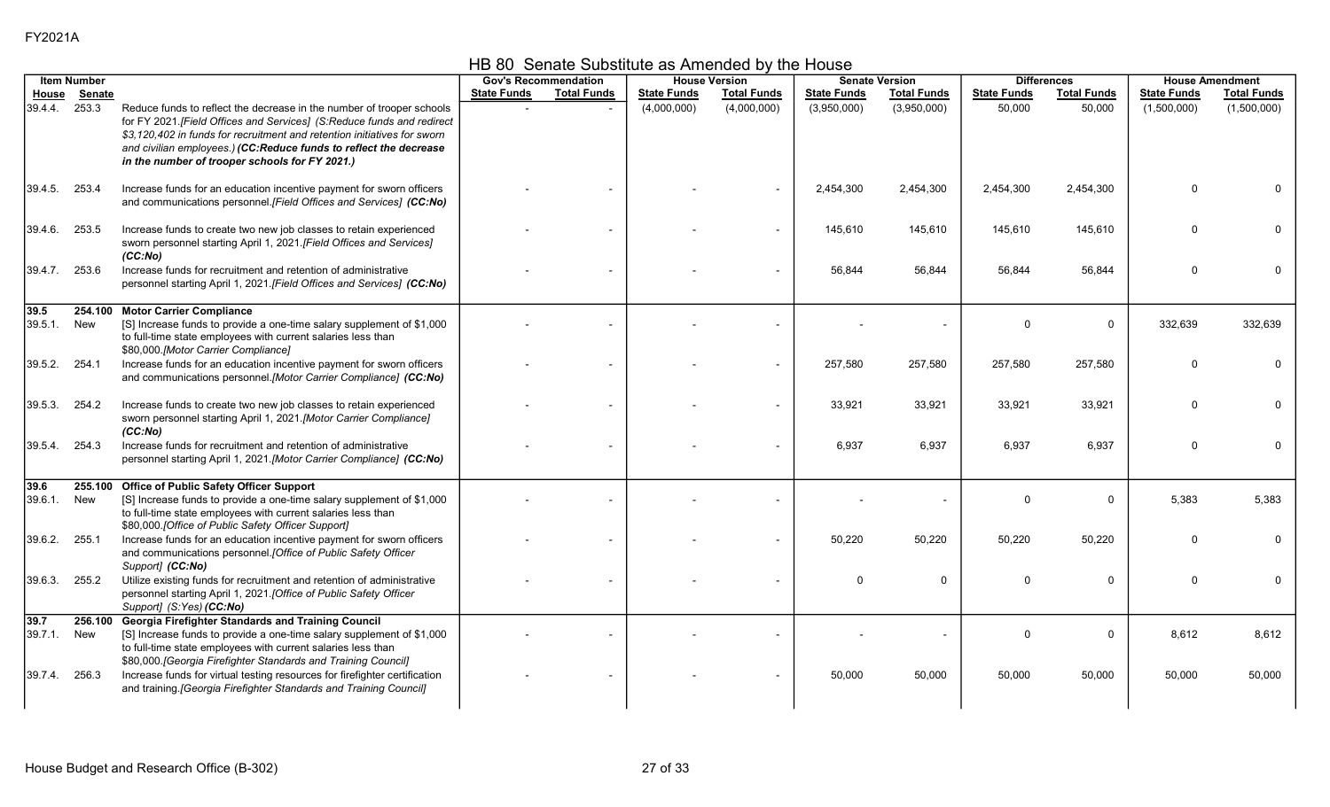FY2021A

## HB 80 Senate Substitute as Amended by the House

| Item Number | | | Gov's Recommendation | | House Version | | Senate Version | | Differences | | House Amendment | |
|---|---|---|---|---|---|---|---|---|---|---|---|---|
| House | Senate | | State Funds | Total Funds | State Funds | Total Funds | State Funds | Total Funds | State Funds | Total Funds | State Funds | Total Funds |
| 39.4.4. | 253.3 | Reduce funds to reflect the decrease in the number of trooper schools for FY 2021.*[Field Offices and Services] (S:Reduce funds and redirect $3,120,402 in funds for recruitment and retention initiatives for sworn and civilian employees.)* ***(CC:Reduce funds to reflect the decrease in the number of trooper schools for FY 2021.)*** | - | - | (4,000,000) | (4,000,000) | (3,950,000) | (3,950,000) | 50,000 | 50,000 | (1,500,000) | (1,500,000) |
| 39.4.5. | 253.4 | Increase funds for an education incentive payment for sworn officers and communications personnel.*[Field Offices and Services]* ***(CC:No)*** | - | - | - | - | 2,454,300 | 2,454,300 | 2,454,300 | 2,454,300 | 0 | 0 |
| 39.4.6. | 253.5 | Increase funds to create two new job classes to retain experienced sworn personnel starting April 1, 2021.*[Field Offices and Services]* ***(CC:No)*** | - | - | - | - | 145,610 | 145,610 | 145,610 | 145,610 | 0 | 0 |
| 39.4.7. | 253.6 | Increase funds for recruitment and retention of administrative personnel starting April 1, 2021.*[Field Offices and Services]* ***(CC:No)*** | - | - | - | - | 56,844 | 56,844 | 56,844 | 56,844 | 0 | 0 |
| **39.5** | **254.100** | **Motor Carrier Compliance** | | | | | | | | | | |
| 39.5.1. | New | [S] Increase funds to provide a one-time salary supplement of $1,000 to full-time state employees with current salaries less than $80,000.*[Motor Carrier Compliance]* | - | - | - | - | - | - | 0 | 0 | 332,639 | 332,639 |
| 39.5.2. | 254.1 | Increase funds for an education incentive payment for sworn officers and communications personnel.*[Motor Carrier Compliance]* ***(CC:No)*** | - | - | - | - | 257,580 | 257,580 | 257,580 | 257,580 | 0 | 0 |
| 39.5.3. | 254.2 | Increase funds to create two new job classes to retain experienced sworn personnel starting April 1, 2021.*[Motor Carrier Compliance]* ***(CC:No)*** | - | - | - | - | 33,921 | 33,921 | 33,921 | 33,921 | 0 | 0 |
| 39.5.4. | 254.3 | Increase funds for recruitment and retention of administrative personnel starting April 1, 2021.*[Motor Carrier Compliance]* ***(CC:No)*** | - | - | - | - | 6,937 | 6,937 | 6,937 | 6,937 | 0 | 0 |
| **39.6** | **255.100** | **Office of Public Safety Officer Support** | | | | | | | | | | |
| 39.6.1. | New | [S] Increase funds to provide a one-time salary supplement of $1,000 to full-time state employees with current salaries less than $80,000.*[Office of Public Safety Officer Support]* | - | - | - | - | - | - | 0 | 0 | 5,383 | 5,383 |
| 39.6.2. | 255.1 | Increase funds for an education incentive payment for sworn officers and communications personnel.*[Office of Public Safety Officer Support]* ***(CC:No)*** | - | - | - | - | 50,220 | 50,220 | 50,220 | 50,220 | 0 | 0 |
| 39.6.3. | 255.2 | Utilize existing funds for recruitment and retention of administrative personnel starting April 1, 2021.*[Office of Public Safety Officer Support] (S:Yes)* ***(CC:No)*** | - | - | - | - | 0 | 0 | 0 | 0 | 0 | 0 |
| **39.7** | **256.100** | **Georgia Firefighter Standards and Training Council** | | | | | | | | | | |
| 39.7.1. | New | [S] Increase funds to provide a one-time salary supplement of $1,000 to full-time state employees with current salaries less than $80,000.*[Georgia Firefighter Standards and Training Council]* | - | - | - | - | - | - | 0 | 0 | 8,612 | 8,612 |
| 39.7.4. | 256.3 | Increase funds for virtual testing resources for firefighter certification and training.*[Georgia Firefighter Standards and Training Council]* | - | - | - | - | 50,000 | 50,000 | 50,000 | 50,000 | 50,000 | 50,000 |

House Budget and Research Office (B-302)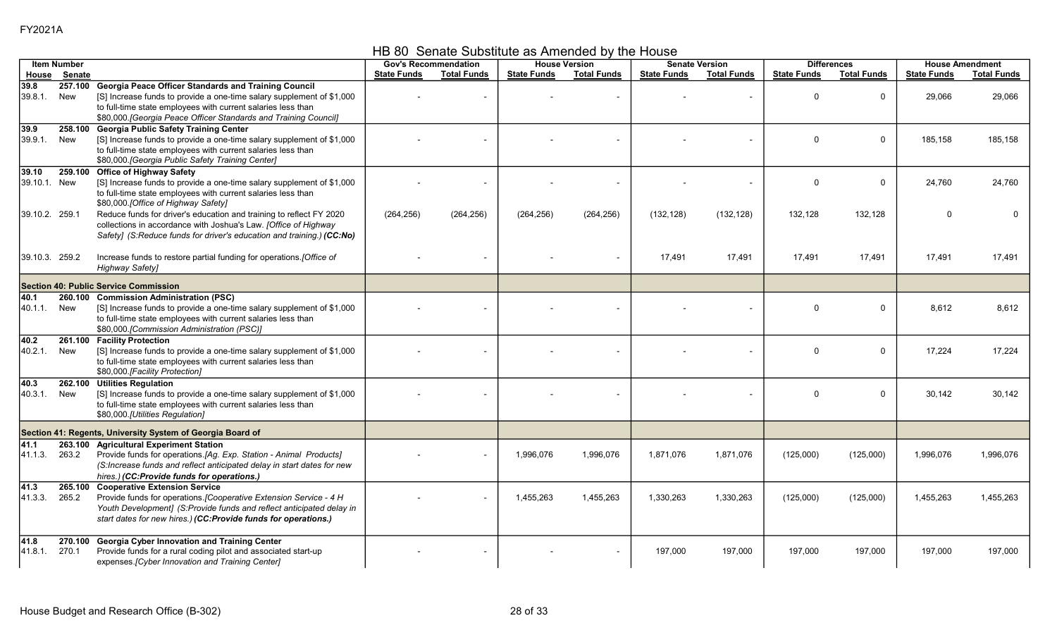FY2021A

## HB 80 Senate Substitute as Amended by the House

| Item Number | | | Gov's Recommendation | | House Version | | Senate Version | | Differences | | House Amendment | |
|---|---|---|---|---|---|---|---|---|---|---|---|---|
| House | Senate | | State Funds | Total Funds | State Funds | Total Funds | State Funds | Total Funds | State Funds | Total Funds | State Funds | Total Funds |
| **39.8** | **257.100** | **Georgia Peace Officer Standards and Training Council** | | | | | | | | | | |
| 39.8.1. | New | [S] Increase funds to provide a one-time salary supplement of $1,000 to full-time state employees with current salaries less than $80,000.*[Georgia Peace Officer Standards and Training Council]* | - | - | - | - | - | - | 0 | 0 | 29,066 | 29,066 |
| **39.9** | **258.100** | **Georgia Public Safety Training Center** | | | | | | | | | | |
| 39.9.1. | New | [S] Increase funds to provide a one-time salary supplement of $1,000 to full-time state employees with current salaries less than $80,000.*[Georgia Public Safety Training Center]* | - | - | - | - | - | - | 0 | 0 | 185,158 | 185,158 |
| **39.10** | **259.100** | **Office of Highway Safety** | | | | | | | | | | |
| 39.10.1. | New | [S] Increase funds to provide a one-time salary supplement of $1,000 to full-time state employees with current salaries less than $80,000.*[Office of Highway Safety]* | - | - | - | - | - | - | 0 | 0 | 24,760 | 24,760 |
| 39.10.2. | 259.1 | Reduce funds for driver's education and training to reflect FY 2020 collections in accordance with Joshua's Law. *[Office of Highway Safety] (S:Reduce funds for driver's education and training.)* ***(CC:No)*** | (264,256) | (264,256) | (264,256) | (264,256) | (132,128) | (132,128) | 132,128 | 132,128 | 0 | 0 |
| 39.10.3. | 259.2 | Increase funds to restore partial funding for operations.*[Office of Highway Safety]* | - | - | - | - | 17,491 | 17,491 | 17,491 | 17,491 | 17,491 | 17,491 |
| **Section 40: Public Service Commission** | | | | | | | | | | | | |
| **40.1** | **260.100** | **Commission Administration (PSC)** | | | | | | | | | | |
| 40.1.1. | New | [S] Increase funds to provide a one-time salary supplement of $1,000 to full-time state employees with current salaries less than $80,000.*[Commission Administration (PSC)]* | - | - | - | - | - | - | 0 | 0 | 8,612 | 8,612 |
| **40.2** | **261.100** | **Facility Protection** | | | | | | | | | | |
| 40.2.1. | New | [S] Increase funds to provide a one-time salary supplement of $1,000 to full-time state employees with current salaries less than $80,000.*[Facility Protection]* | - | - | - | - | - | - | 0 | 0 | 17,224 | 17,224 |
| **40.3** | **262.100** | **Utilities Regulation** | | | | | | | | | | |
| 40.3.1. | New | [S] Increase funds to provide a one-time salary supplement of $1,000 to full-time state employees with current salaries less than $80,000.*[Utilities Regulation]* | - | - | - | - | - | - | 0 | 0 | 30,142 | 30,142 |
| **Section 41: Regents, University System of Georgia Board of** | | | | | | | | | | | | |
| **41.1** | **263.100** | **Agricultural Experiment Station** | | | | | | | | | | |
| 41.1.3. | 263.2 | Provide funds for operations.*[Ag. Exp. Station - Animal Products] (S:Increase funds and reflect anticipated delay in start dates for new hires.)* ***(CC:Provide funds for operations.)*** | - | - | 1,996,076 | 1,996,076 | 1,871,076 | 1,871,076 | (125,000) | (125,000) | 1,996,076 | 1,996,076 |
| **41.3** | **265.100** | **Cooperative Extension Service** | | | | | | | | | | |
| 41.3.3. | 265.2 | Provide funds for operations.*[Cooperative Extension Service - 4 H Youth Development] (S:Provide funds and reflect anticipated delay in start dates for new hires.)* ***(CC:Provide funds for operations.)*** | - | - | 1,455,263 | 1,455,263 | 1,330,263 | 1,330,263 | (125,000) | (125,000) | 1,455,263 | 1,455,263 |
| **41.8** | **270.100** | **Georgia Cyber Innovation and Training Center** | | | | | | | | | | |
| 41.8.1. | 270.1 | Provide funds for a rural coding pilot and associated start-up expenses.*[Cyber Innovation and Training Center]* | - | - | - | - | 197,000 | 197,000 | 197,000 | 197,000 | 197,000 | 197,000 |

House Budget and Research Office (B-302)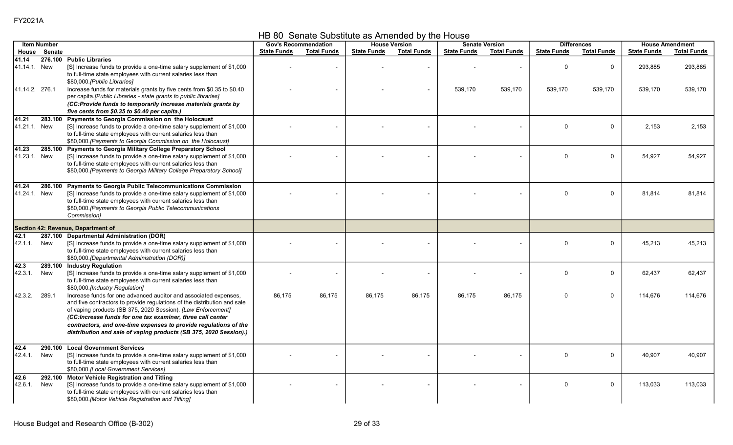FY2021A

# HB 80 Senate Substitute as Amended by the House

| Item Number | | | Gov's Recommendation | | House Version | | Senate Version | | Differences | | House Amendment | |
|---|---|---|---|---|---|---|---|---|---|---|---|---|
| House | Senate | | State Funds | Total Funds | State Funds | Total Funds | State Funds | Total Funds | State Funds | Total Funds | State Funds | Total Funds |
| **41.14** | **276.100** | **Public Libraries** | | | | | | | | | | |
| 41.14.1. | New | [S] Increase funds to provide a one-time salary supplement of $1,000 to full-time state employees with current salaries less than $80,000.*[Public Libraries]* | - | - | - | - | - | - | 0 | 0 | 293,885 | 293,885 |
| 41.14.2. | 276.1 | Increase funds for materials grants by five cents from $0.35 to $0.40 per capita.*[Public Libraries - state grants to public libraries]* ***(CC:Provide funds to temporarily increase materials grants by five cents from $0.35 to $0.40 per capita.)*** | - | - | - | - | 539,170 | 539,170 | 539,170 | 539,170 | 539,170 | 539,170 |
| **41.21** | **283.100** | **Payments to Georgia Commission on the Holocaust** | | | | | | | | | | |
| 41.21.1. | New | [S] Increase funds to provide a one-time salary supplement of $1,000 to full-time state employees with current salaries less than $80,000.*[Payments to Georgia Commission on the Holocaust]* | - | - | - | - | - | - | 0 | 0 | 2,153 | 2,153 |
| **41.23** | **285.100** | **Payments to Georgia Military College Preparatory School** | | | | | | | | | | |
| 41.23.1. | New | [S] Increase funds to provide a one-time salary supplement of $1,000 to full-time state employees with current salaries less than $80,000.*[Payments to Georgia Military College Preparatory School]* | - | - | - | - | - | - | 0 | 0 | 54,927 | 54,927 |
| **41.24** | **286.100** | **Payments to Georgia Public Telecommunications Commission** | | | | | | | | | | |
| 41.24.1. | New | [S] Increase funds to provide a one-time salary supplement of $1,000 to full-time state employees with current salaries less than $80,000.*[Payments to Georgia Public Telecommunications Commission]* | - | - | - | - | - | - | 0 | 0 | 81,814 | 81,814 |
| **Section 42: Revenue, Department of** | | | | | | | | | | | | |
| **42.1** | **287.100** | **Departmental Administration (DOR)** | | | | | | | | | | |
| 42.1.1. | New | [S] Increase funds to provide a one-time salary supplement of $1,000 to full-time state employees with current salaries less than $80,000.*[Departmental Administration (DOR)]* | - | - | - | - | - | - | 0 | 0 | 45,213 | 45,213 |
| **42.3** | **289.100** | **Industry Regulation** | | | | | | | | | | |
| 42.3.1. | New | [S] Increase funds to provide a one-time salary supplement of $1,000 to full-time state employees with current salaries less than $80,000.*[Industry Regulation]* | - | - | - | - | - | - | 0 | 0 | 62,437 | 62,437 |
| 42.3.2. | 289.1 | Increase funds for one advanced auditor and associated expenses, and five contractors to provide regulations of the distribution and sale of vaping products (SB 375, 2020 Session). *[Law Enforcement]* ***(CC:Increase funds for one tax examiner, three call center contractors, and one-time expenses to provide regulations of the distribution and sale of vaping products (SB 375, 2020 Session).)*** | 86,175 | 86,175 | 86,175 | 86,175 | 86,175 | 86,175 | 0 | 0 | 114,676 | 114,676 |
| **42.4** | **290.100** | **Local Government Services** | | | | | | | | | | |
| 42.4.1. | New | [S] Increase funds to provide a one-time salary supplement of $1,000 to full-time state employees with current salaries less than $80,000.*[Local Government Services]* | - | - | - | - | - | - | 0 | 0 | 40,907 | 40,907 |
| **42.6** | **292.100** | **Motor Vehicle Registration and Titling** | | | | | | | | | | |
| 42.6.1. | New | [S] Increase funds to provide a one-time salary supplement of $1,000 to full-time state employees with current salaries less than $80,000.*[Motor Vehicle Registration and Titling]* | - | - | - | - | - | - | 0 | 0 | 113,033 | 113,033 |

House Budget and Research Office (B-302)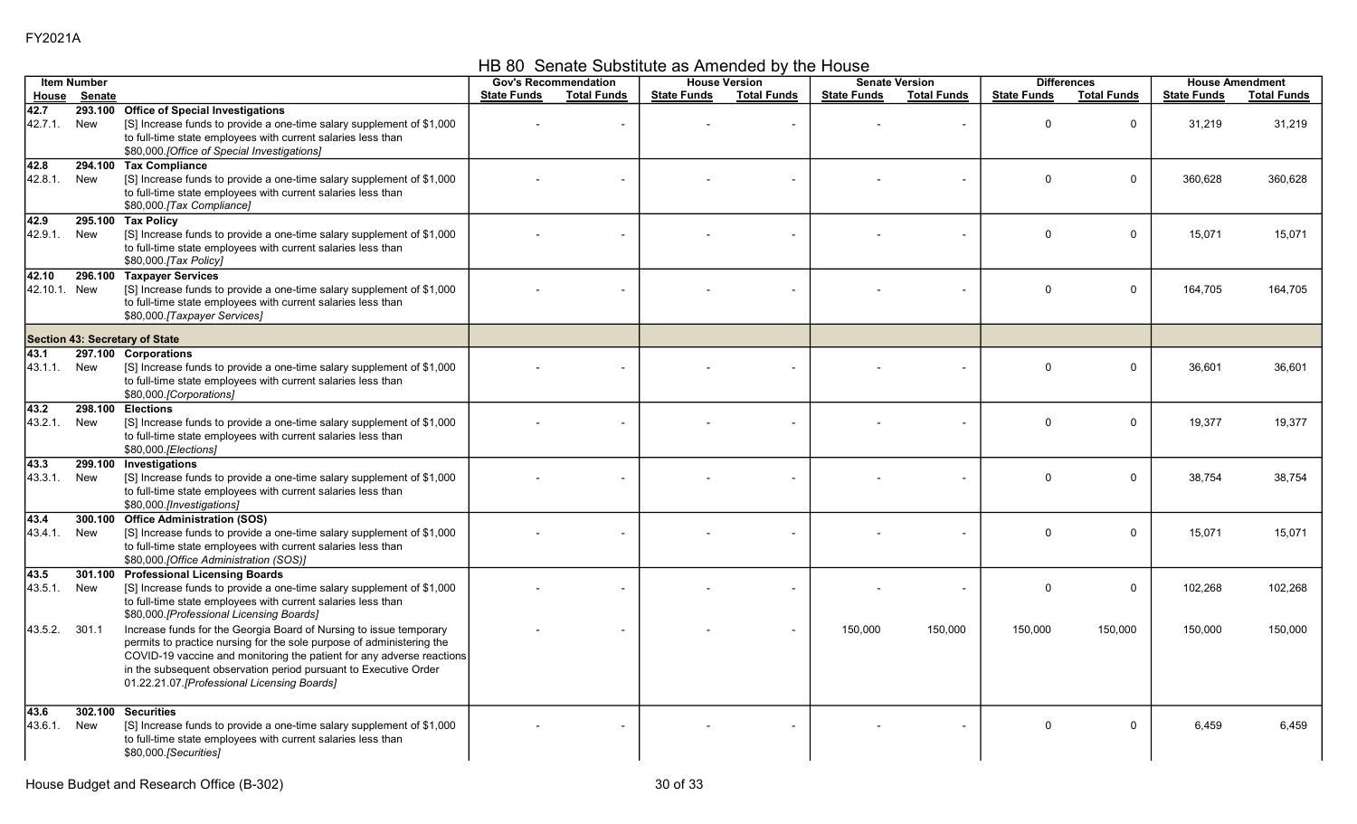FY2021A

# HB 80 Senate Substitute as Amended by the House

| Item Number | | | Gov's Recommendation | | House Version | | Senate Version | | Differences | | House Amendment | |
|---|---|---|---|---|---|---|---|---|---|---|---|---|
| House | Senate | | State Funds | Total Funds | State Funds | Total Funds | State Funds | Total Funds | State Funds | Total Funds | State Funds | Total Funds |
| 42.7 | 293.100 | **Office of Special Investigations** | | | | | | | | | | |
| 42.7.1. | New | [S] Increase funds to provide a one-time salary supplement of $1,000 to full-time state employees with current salaries less than $80,000.*[Office of Special Investigations]* | - | - | - | - | - | - | 0 | 0 | 31,219 | 31,219 |
| 42.8 | 294.100 | **Tax Compliance** | | | | | | | | | | |
| 42.8.1. | New | [S] Increase funds to provide a one-time salary supplement of $1,000 to full-time state employees with current salaries less than $80,000.*[Tax Compliance]* | - | - | - | - | - | - | 0 | 0 | 360,628 | 360,628 |
| 42.9 | 295.100 | **Tax Policy** | | | | | | | | | | |
| 42.9.1. | New | [S] Increase funds to provide a one-time salary supplement of $1,000 to full-time state employees with current salaries less than $80,000.*[Tax Policy]* | - | - | - | - | - | - | 0 | 0 | 15,071 | 15,071 |
| 42.10 | 296.100 | **Taxpayer Services** | | | | | | | | | | |
| 42.10.1. | New | [S] Increase funds to provide a one-time salary supplement of $1,000 to full-time state employees with current salaries less than $80,000.*[Taxpayer Services]* | - | - | - | - | - | - | 0 | 0 | 164,705 | 164,705 |
| **Section 43: Secretary of State** | | | | | | | | | | | | |
| 43.1 | 297.100 | **Corporations** | | | | | | | | | | |
| 43.1.1. | New | [S] Increase funds to provide a one-time salary supplement of $1,000 to full-time state employees with current salaries less than $80,000.*[Corporations]* | - | - | - | - | - | - | 0 | 0 | 36,601 | 36,601 |
| 43.2 | 298.100 | **Elections** | | | | | | | | | | |
| 43.2.1. | New | [S] Increase funds to provide a one-time salary supplement of $1,000 to full-time state employees with current salaries less than $80,000.*[Elections]* | - | - | - | - | - | - | 0 | 0 | 19,377 | 19,377 |
| 43.3 | 299.100 | **Investigations** | | | | | | | | | | |
| 43.3.1. | New | [S] Increase funds to provide a one-time salary supplement of $1,000 to full-time state employees with current salaries less than $80,000.*[Investigations]* | - | - | - | - | - | - | 0 | 0 | 38,754 | 38,754 |
| 43.4 | 300.100 | **Office Administration (SOS)** | | | | | | | | | | |
| 43.4.1. | New | [S] Increase funds to provide a one-time salary supplement of $1,000 to full-time state employees with current salaries less than $80,000.*[Office Administration (SOS)]* | - | - | - | - | - | - | 0 | 0 | 15,071 | 15,071 |
| 43.5 | 301.100 | **Professional Licensing Boards** | | | | | | | | | | |
| 43.5.1. | New | [S] Increase funds to provide a one-time salary supplement of $1,000 to full-time state employees with current salaries less than $80,000.*[Professional Licensing Boards]* | - | - | - | - | - | - | 0 | 0 | 102,268 | 102,268 |
| 43.5.2. | 301.1 | Increase funds for the Georgia Board of Nursing to issue temporary permits to practice nursing for the sole purpose of administering the COVID-19 vaccine and monitoring the patient for any adverse reactions in the subsequent observation period pursuant to Executive Order 01.22.21.07.*[Professional Licensing Boards]* | - | - | - | - | 150,000 | 150,000 | 150,000 | 150,000 | 150,000 | 150,000 |
| 43.6 | 302.100 | **Securities** | | | | | | | | | | |
| 43.6.1. | New | [S] Increase funds to provide a one-time salary supplement of $1,000 to full-time state employees with current salaries less than $80,000.*[Securities]* | - | - | - | - | - | - | 0 | 0 | 6,459 | 6,459 |

House Budget and Research Office (B-302)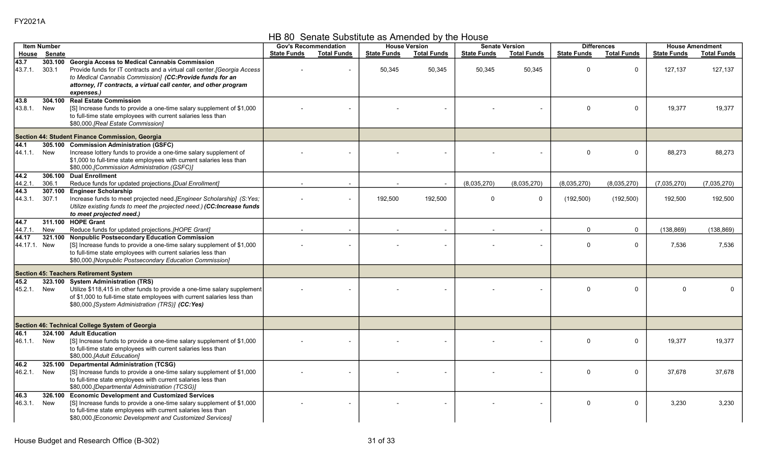FY2021A

## HB 80 Senate Substitute as Amended by the House

| Item Number | | | Gov's Recommendation | | House Version | | Senate Version | | Differences | | House Amendment | |
|---|---|---|---|---|---|---|---|---|---|---|---|---|
| House | Senate | | State Funds | Total Funds | State Funds | Total Funds | State Funds | Total Funds | State Funds | Total Funds | State Funds | Total Funds |
| **43.7** | **303.100** | **Georgia Access to Medical Cannabis Commission** | | | | | | | | | | |
| 43.7.1. | 303.1 | Provide funds for IT contracts and a virtual call center.*[Georgia Access to Medical Cannabis Commission]* ***(CC:Provide funds for an attorney, IT contracts, a virtual call center, and other program expenses.)*** | - | - | 50,345 | 50,345 | 50,345 | 50,345 | 0 | 0 | 127,137 | 127,137 |
| **43.8** | **304.100** | **Real Estate Commission** | | | | | | | | | | |
| 43.8.1. | New | [S] Increase funds to provide a one-time salary supplement of $1,000 to full-time state employees with current salaries less than $80,000.*[Real Estate Commission]* | - | - | - | - | - | - | 0 | 0 | 19,377 | 19,377 |
| **Section 44: Student Finance Commission, Georgia** | | | | | | | | | | | | |
| **44.1** | **305.100** | **Commission Administration (GSFC)** | | | | | | | | | | |
| 44.1.1. | New | Increase lottery funds to provide a one-time salary supplement of $1,000 to full-time state employees with current salaries less than $80,000.*[Commission Administration (GSFC)]* | - | - | - | - | - | - | 0 | 0 | 88,273 | 88,273 |
| **44.2** | **306.100** | **Dual Enrollment** | | | | | | | | | | |
| 44.2.1. | 306.1 | Reduce funds for updated projections.*[Dual Enrollment]* | - | - | - | - | (8,035,270) | (8,035,270) | (8,035,270) | (8,035,270) | (7,035,270) | (7,035,270) |
| **44.3** | **307.100** | **Engineer Scholarship** | | | | | | | | | | |
| 44.3.1. | 307.1 | Increase funds to meet projected need.*[Engineer Scholarship] (S:Yes; Utilize existing funds to meet the projected need.)* ***(CC:Increase funds to meet projected need.)*** | - | - | 192,500 | 192,500 | 0 | 0 | (192,500) | (192,500) | 192,500 | 192,500 |
| **44.7** | **311.100** | **HOPE Grant** | | | | | | | | | | |
| 44.7.1. | New | Reduce funds for updated projections.*[HOPE Grant]* | - | - | - | - | - | - | 0 | 0 | (138,869) | (138,869) |
| **44.17** | **321.100** | **Nonpublic Postsecondary Education Commission** | | | | | | | | | | |
| 44.17.1. | New | [S] Increase funds to provide a one-time salary supplement of $1,000 to full-time state employees with current salaries less than $80,000.*[Nonpublic Postsecondary Education Commission]* | - | - | - | - | - | - | 0 | 0 | 7,536 | 7,536 |
| **Section 45: Teachers Retirement System** | | | | | | | | | | | | |
| **45.2** | **323.100** | **System Administration (TRS)** | | | | | | | | | | |
| 45.2.1. | New | Utilize $118,415 in other funds to provide a one-time salary supplement of $1,000 to full-time state employees with current salaries less than $80,000.*[System Administration (TRS)]* ***(CC:Yes)*** | - | - | - | - | - | - | 0 | 0 | 0 | 0 |
| **Section 46: Technical College System of Georgia** | | | | | | | | | | | | |
| **46.1** | **324.100** | **Adult Education** | | | | | | | | | | |
| 46.1.1. | New | [S] Increase funds to provide a one-time salary supplement of $1,000 to full-time state employees with current salaries less than $80,000.*[Adult Education]* | - | - | - | - | - | - | 0 | 0 | 19,377 | 19,377 |
| **46.2** | **325.100** | **Departmental Administration (TCSG)** | | | | | | | | | | |
| 46.2.1. | New | [S] Increase funds to provide a one-time salary supplement of $1,000 to full-time state employees with current salaries less than $80,000.*[Departmental Administration (TCSG)]* | - | - | - | - | - | - | 0 | 0 | 37,678 | 37,678 |
| **46.3** | **326.100** | **Economic Development and Customized Services** | | | | | | | | | | |
| 46.3.1. | New | [S] Increase funds to provide a one-time salary supplement of $1,000 to full-time state employees with current salaries less than $80,000.*[Economic Development and Customized Services]* | - | - | - | - | - | - | 0 | 0 | 3,230 | 3,230 |

House Budget and Research Office (B-302)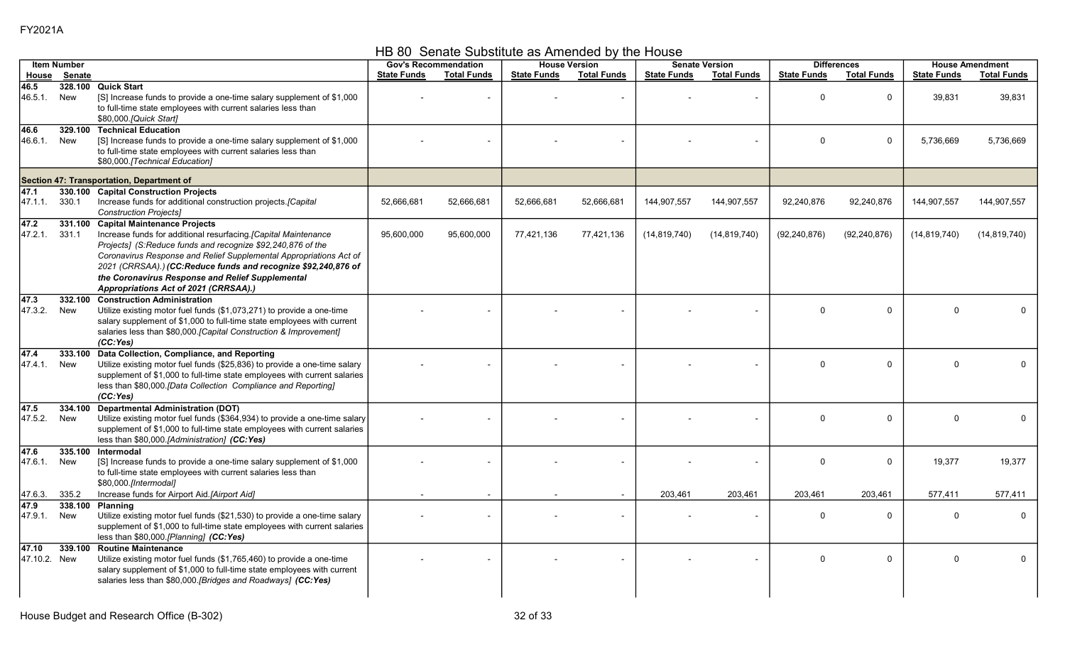FY2021A

## HB 80 Senate Substitute as Amended by the House

| Item Number | | | Gov's Recommendation | | House Version | | Senate Version | | Differences | | House Amendment | |
|---|---|---|---|---|---|---|---|---|---|---|---|---|
| House | Senate | | State Funds | Total Funds | State Funds | Total Funds | State Funds | Total Funds | State Funds | Total Funds | State Funds | Total Funds |
| **46.5** | **328.100** | **Quick Start** | | | | | | | | | | |
| 46.5.1. | New | [S] Increase funds to provide a one-time salary supplement of $1,000 to full-time state employees with current salaries less than $80,000.*[Quick Start]* | - | - | - | - | - | - | 0 | 0 | 39,831 | 39,831 |
| **46.6** | **329.100** | **Technical Education** | | | | | | | | | | |
| 46.6.1. | New | [S] Increase funds to provide a one-time salary supplement of $1,000 to full-time state employees with current salaries less than $80,000.*[Technical Education]* | - | - | - | - | - | - | 0 | 0 | 5,736,669 | 5,736,669 |
| **Section 47: Transportation, Department of** | | | | | | | | | | | | |
| **47.1** | **330.100** | **Capital Construction Projects** | | | | | | | | | | |
| 47.1.1. | 330.1 | Increase funds for additional construction projects.*[Capital Construction Projects]* | 52,666,681 | 52,666,681 | 52,666,681 | 52,666,681 | 144,907,557 | 144,907,557 | 92,240,876 | 92,240,876 | 144,907,557 | 144,907,557 |
| **47.2** | **331.100** | **Capital Maintenance Projects** | | | | | | | | | | |
| 47.2.1. | 331.1 | Increase funds for additional resurfacing.*[Capital Maintenance Projects] (S:Reduce funds and recognize $92,240,876 of the Coronavirus Response and Relief Supplemental Appropriations Act of 2021 (CRRSAA).)* ***(CC:Reduce funds and recognize $92,240,876 of the Coronavirus Response and Relief Supplemental Appropriations Act of 2021 (CRRSAA).)*** | 95,600,000 | 95,600,000 | 77,421,136 | 77,421,136 | (14,819,740) | (14,819,740) | (92,240,876) | (92,240,876) | (14,819,740) | (14,819,740) |
| **47.3** | **332.100** | **Construction Administration** | | | | | | | | | | |
| 47.3.2. | New | Utilize existing motor fuel funds ($1,073,271) to provide a one-time salary supplement of $1,000 to full-time state employees with current salaries less than $80,000.*[Capital Construction & Improvement]* ***(CC:Yes)*** | - | - | - | - | - | - | 0 | 0 | 0 | 0 |
| **47.4** | **333.100** | **Data Collection, Compliance, and Reporting** | | | | | | | | | | |
| 47.4.1. | New | Utilize existing motor fuel funds ($25,836) to provide a one-time salary supplement of $1,000 to full-time state employees with current salaries less than $80,000.*[Data Collection Compliance and Reporting]* ***(CC:Yes)*** | - | - | - | - | - | - | 0 | 0 | 0 | 0 |
| **47.5** | **334.100** | **Departmental Administration (DOT)** | | | | | | | | | | |
| 47.5.2. | New | Utilize existing motor fuel funds ($364,934) to provide a one-time salary supplement of $1,000 to full-time state employees with current salaries less than $80,000.*[Administration]* ***(CC:Yes)*** | - | - | - | - | - | - | 0 | 0 | 0 | 0 |
| **47.6** | **335.100** | **Intermodal** | | | | | | | | | | |
| 47.6.1. | New | [S] Increase funds to provide a one-time salary supplement of $1,000 to full-time state employees with current salaries less than $80,000.*[Intermodal]* | - | - | - | - | - | - | 0 | 0 | 19,377 | 19,377 |
| 47.6.3. | 335.2 | Increase funds for Airport Aid.*[Airport Aid]* | - | - | - | - | 203,461 | 203,461 | 203,461 | 203,461 | 577,411 | 577,411 |
| **47.9** | **338.100** | **Planning** | | | | | | | | | | |
| 47.9.1. | New | Utilize existing motor fuel funds ($21,530) to provide a one-time salary supplement of $1,000 to full-time state employees with current salaries less than $80,000.*[Planning]* ***(CC:Yes)*** | - | - | - | - | - | - | 0 | 0 | 0 | 0 |
| **47.10** | **339.100** | **Routine Maintenance** | | | | | | | | | | |
| 47.10.2. | New | Utilize existing motor fuel funds ($1,765,460) to provide a one-time salary supplement of $1,000 to full-time state employees with current salaries less than $80,000.*[Bridges and Roadways]* ***(CC:Yes)*** | - | - | - | - | - | - | 0 | 0 | 0 | 0 |

House Budget and Research Office (B-302)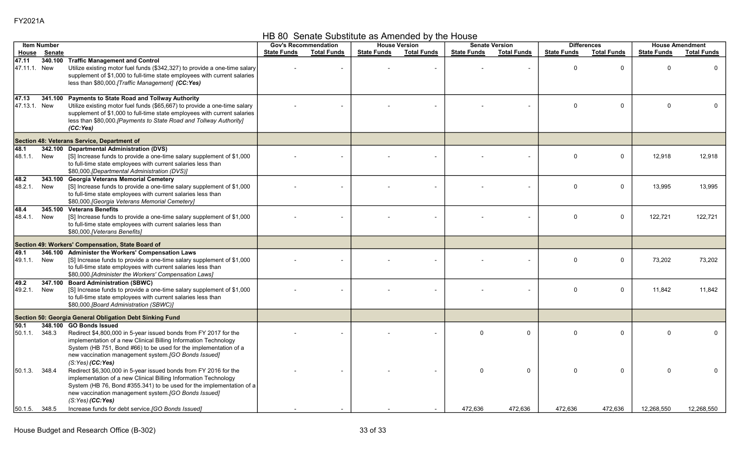FY2021A

## HB 80 Senate Substitute as Amended by the House

| Item Number | | | Gov's Recommendation | | House Version | | Senate Version | | Differences | | House Amendment | |
|---|---|---|---|---|---|---|---|---|---|---|---|---|
| House | Senate | | State Funds | Total Funds | State Funds | Total Funds | State Funds | Total Funds | State Funds | Total Funds | State Funds | Total Funds |
| **47.11** | **340.100** | **Traffic Management and Control** | | | | | | | | | | |
| 47.11.1. | New | Utilize existing motor fuel funds ($342,327) to provide a one-time salary supplement of $1,000 to full-time state employees with current salaries less than $80,000.*[Traffic Management]* ***(CC:Yes)*** | - | - | - | - | - | - | 0 | 0 | 0 | 0 |
| **47.13** | **341.100** | **Payments to State Road and Tollway Authority** | | | | | | | | | | |
| 47.13.1. | New | Utilize existing motor fuel funds ($65,667) to provide a one-time salary supplement of $1,000 to full-time state employees with current salaries less than $80,000.*[Payments to State Road and Tollway Authority]* ***(CC:Yes)*** | - | - | - | - | - | - | 0 | 0 | 0 | 0 |
| **Section 48: Veterans Service, Department of** | | | | | | | | | | | | |
| **48.1** | **342.100** | **Departmental Administration (DVS)** | | | | | | | | | | |
| 48.1.1. | New | [S] Increase funds to provide a one-time salary supplement of $1,000 to full-time state employees with current salaries less than $80,000.*[Departmental Administration (DVS)]* | - | - | - | - | - | - | 0 | 0 | 12,918 | 12,918 |
| **48.2** | **343.100** | **Georgia Veterans Memorial Cemetery** | | | | | | | | | | |
| 48.2.1. | New | [S] Increase funds to provide a one-time salary supplement of $1,000 to full-time state employees with current salaries less than $80,000.*[Georgia Veterans Memorial Cemetery]* | - | - | - | - | - | - | 0 | 0 | 13,995 | 13,995 |
| **48.4** | **345.100** | **Veterans Benefits** | | | | | | | | | | |
| 48.4.1. | New | [S] Increase funds to provide a one-time salary supplement of $1,000 to full-time state employees with current salaries less than $80,000.*[Veterans Benefits]* | - | - | - | - | - | - | 0 | 0 | 122,721 | 122,721 |
| **Section 49: Workers' Compensation, State Board of** | | | | | | | | | | | | |
| **49.1** | **346.100** | **Administer the Workers' Compensation Laws** | | | | | | | | | | |
| 49.1.1. | New | [S] Increase funds to provide a one-time salary supplement of $1,000 to full-time state employees with current salaries less than $80,000.*[Administer the Workers' Compensation Laws]* | - | - | - | - | - | - | 0 | 0 | 73,202 | 73,202 |
| **49.2** | **347.100** | **Board Administration (SBWC)** | | | | | | | | | | |
| 49.2.1. | New | [S] Increase funds to provide a one-time salary supplement of $1,000 to full-time state employees with current salaries less than $80,000.*[Board Administration (SBWC)]* | - | - | - | - | - | - | 0 | 0 | 11,842 | 11,842 |
| **Section 50: Georgia General Obligation Debt Sinking Fund** | | | | | | | | | | | | |
| **50.1** | **348.100** | **GO Bonds Issued** | | | | | | | | | | |
| 50.1.1. | 348.3 | Redirect $4,800,000 in 5-year issued bonds from FY 2017 for the implementation of a new Clinical Billing Information Technology System (HB 751, Bond #66) to be used for the implementation of a new vaccination management system.*[GO Bonds Issued]* *(S:Yes)* ***(CC:Yes)*** | - | - | - | - | 0 | 0 | 0 | 0 | 0 | 0 |
| 50.1.3. | 348.4 | Redirect $6,300,000 in 5-year issued bonds from FY 2016 for the implementation of a new Clinical Billing Information Technology System (HB 76, Bond #355.341) to be used for the implementation of a new vaccination management system.*[GO Bonds Issued]* *(S:Yes)* ***(CC:Yes)*** | - | - | - | - | 0 | 0 | 0 | 0 | 0 | 0 |
| 50.1.5. | 348.5 | Increase funds for debt service.*[GO Bonds Issued]* | - | - | - | - | 472,636 | 472,636 | 472,636 | 472,636 | 12,268,550 | 12,268,550 |

House Budget and Research Office (B-302)